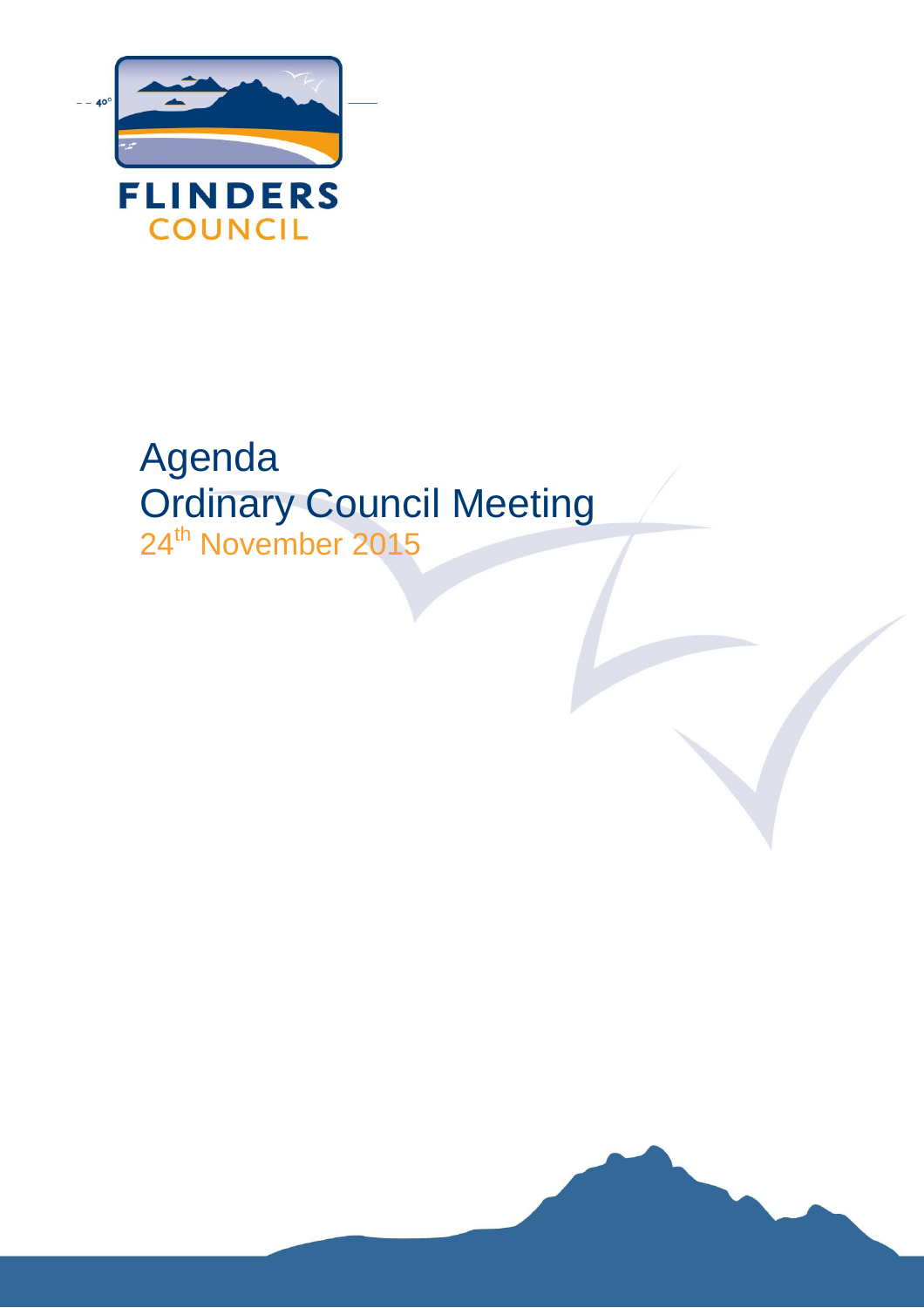FLINDERS COUNCIL

# Agenda
# Ordinary Council Meeting
## 24th November 2015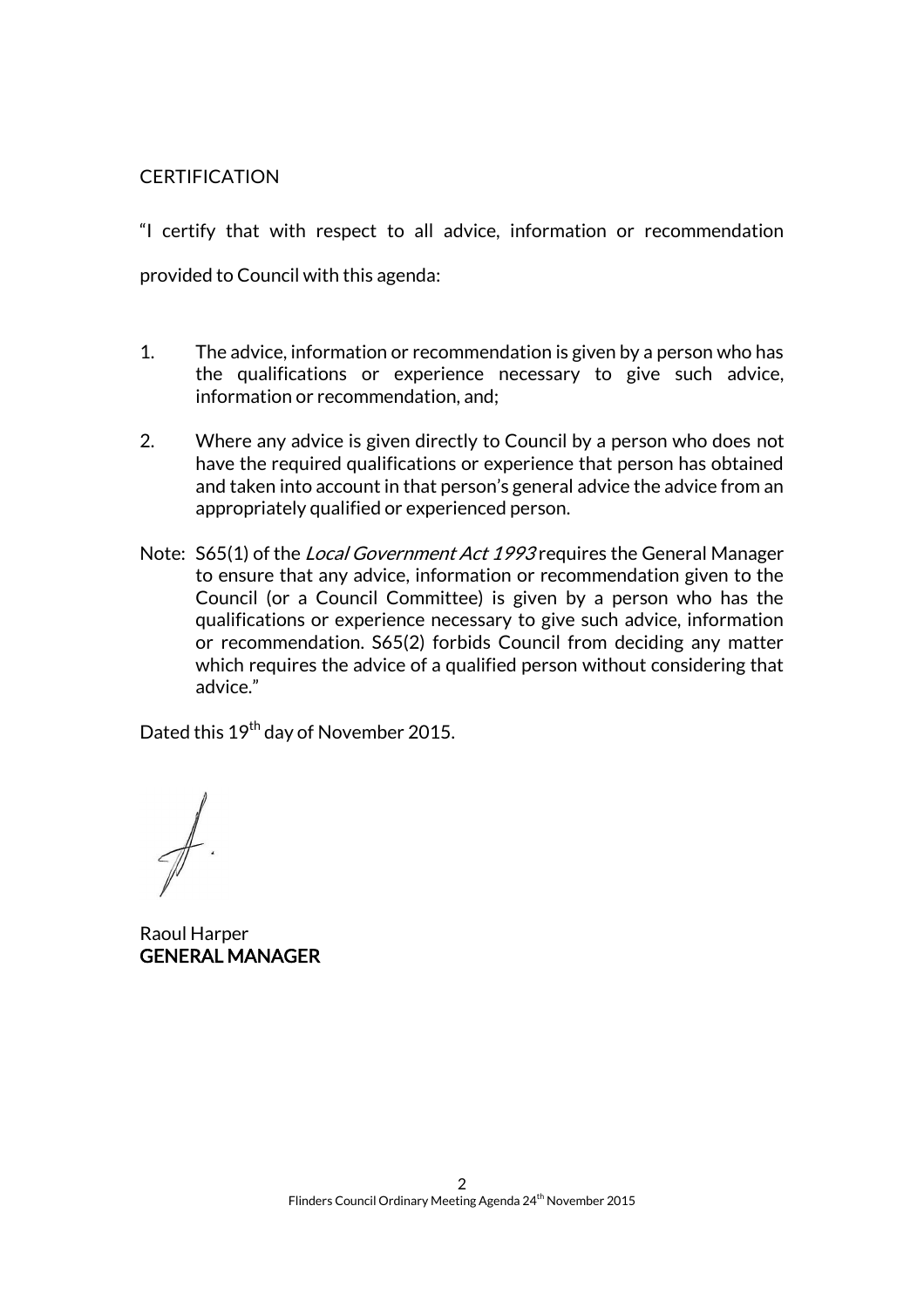CERTIFICATION

"I certify that with respect to all advice, information or recommendation provided to Council with this agenda:

1. The advice, information or recommendation is given by a person who has the qualifications or experience necessary to give such advice, information or recommendation, and;

2. Where any advice is given directly to Council by a person who does not have the required qualifications or experience that person has obtained and taken into account in that person's general advice the advice from an appropriately qualified or experienced person.

Note: S65(1) of the *Local Government Act 1993* requires the General Manager to ensure that any advice, information or recommendation given to the Council (or a Council Committee) is given by a person who has the qualifications or experience necessary to give such advice, information or recommendation. S65(2) forbids Council from deciding any matter which requires the advice of a qualified person without considering that advice."

Dated this 19th day of November 2015.

Raoul Harper
**GENERAL MANAGER**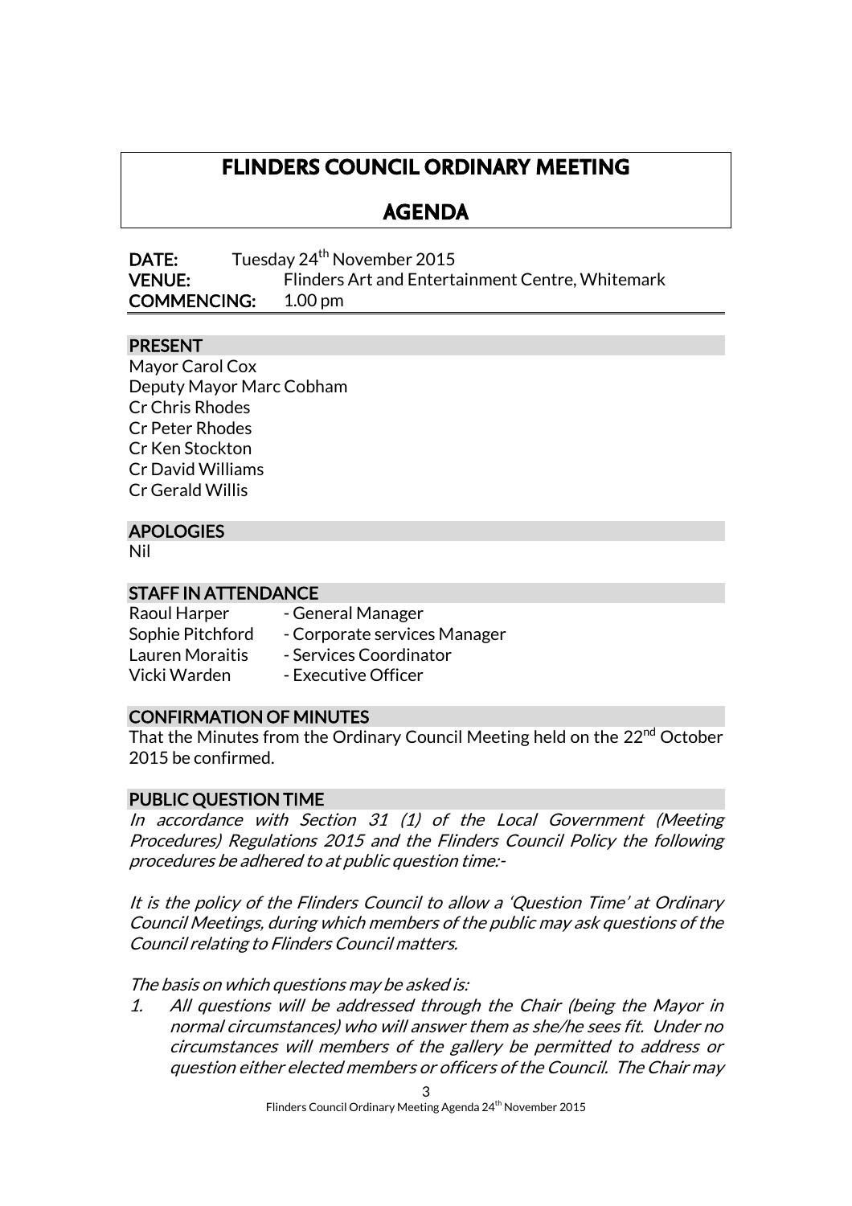# FLINDERS COUNCIL ORDINARY MEETING

## AGENDA

**DATE:** Tuesday 24th November 2015
**VENUE:** Flinders Art and Entertainment Centre, Whitemark
**COMMENCING:** 1.00 pm

### PRESENT

Mayor Carol Cox
Deputy Mayor Marc Cobham
Cr Chris Rhodes
Cr Peter Rhodes
Cr Ken Stockton
Cr David Williams
Cr Gerald Willis

### APOLOGIES

Nil

### STAFF IN ATTENDANCE

| | |
|---|---|
| Raoul Harper | - General Manager |
| Sophie Pitchford | - Corporate services Manager |
| Lauren Moraitis | - Services Coordinator |
| Vicki Warden | - Executive Officer |

### CONFIRMATION OF MINUTES

That the Minutes from the Ordinary Council Meeting held on the 22nd October 2015 be confirmed.

### PUBLIC QUESTION TIME

*In accordance with Section 31 (1) of the Local Government (Meeting Procedures) Regulations 2015 and the Flinders Council Policy the following procedures be adhered to at public question time:-*

*It is the policy of the Flinders Council to allow a 'Question Time' at Ordinary Council Meetings, during which members of the public may ask questions of the Council relating to Flinders Council matters.*

*The basis on which questions may be asked is:*

1. *All questions will be addressed through the Chair (being the Mayor in normal circumstances) who will answer them as she/he sees fit. Under no circumstances will members of the gallery be permitted to address or question either elected members or officers of the Council. The Chair may*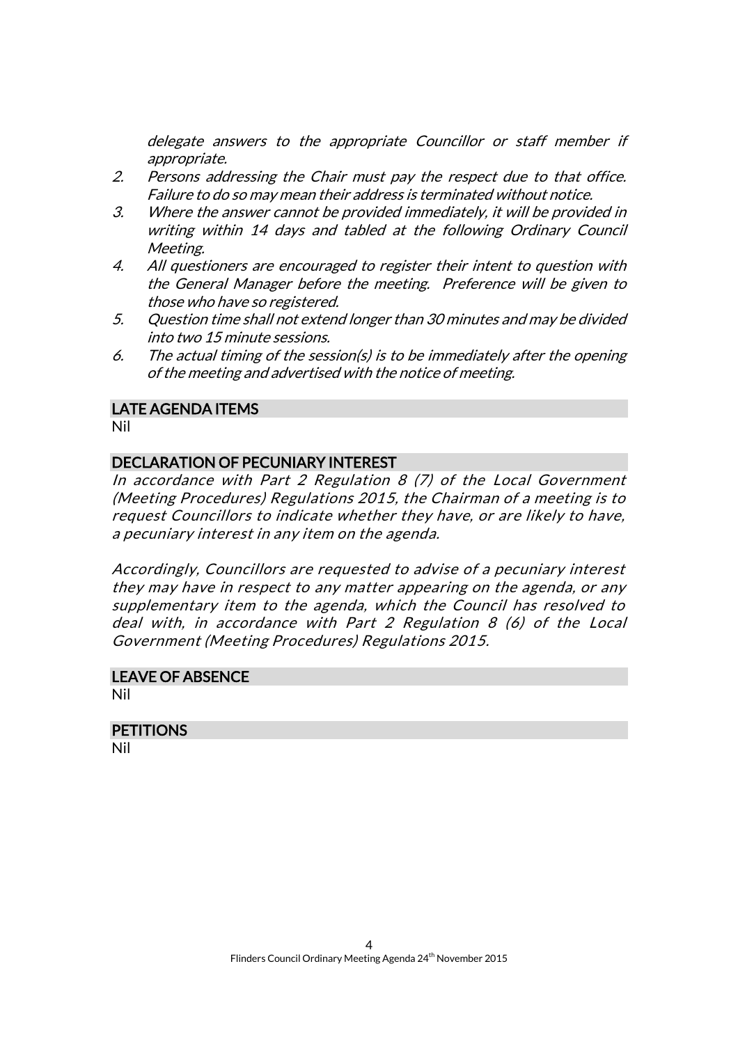*delegate answers to the appropriate Councillor or staff member if appropriate.*

2. *Persons addressing the Chair must pay the respect due to that office. Failure to do so may mean their address is terminated without notice.*
3. *Where the answer cannot be provided immediately, it will be provided in writing within 14 days and tabled at the following Ordinary Council Meeting.*
4. *All questioners are encouraged to register their intent to question with the General Manager before the meeting. Preference will be given to those who have so registered.*
5. *Question time shall not extend longer than 30 minutes and may be divided into two 15 minute sessions.*
6. *The actual timing of the session(s) is to be immediately after the opening of the meeting and advertised with the notice of meeting.*

## LATE AGENDA ITEMS

Nil

## DECLARATION OF PECUNIARY INTEREST

*In accordance with Part 2 Regulation 8 (7) of the Local Government (Meeting Procedures) Regulations 2015, the Chairman of a meeting is to request Councillors to indicate whether they have, or are likely to have, a pecuniary interest in any item on the agenda.*

*Accordingly, Councillors are requested to advise of a pecuniary interest they may have in respect to any matter appearing on the agenda, or any supplementary item to the agenda, which the Council has resolved to deal with, in accordance with Part 2 Regulation 8 (6) of the Local Government (Meeting Procedures) Regulations 2015.*

## LEAVE OF ABSENCE

Nil

## PETITIONS

Nil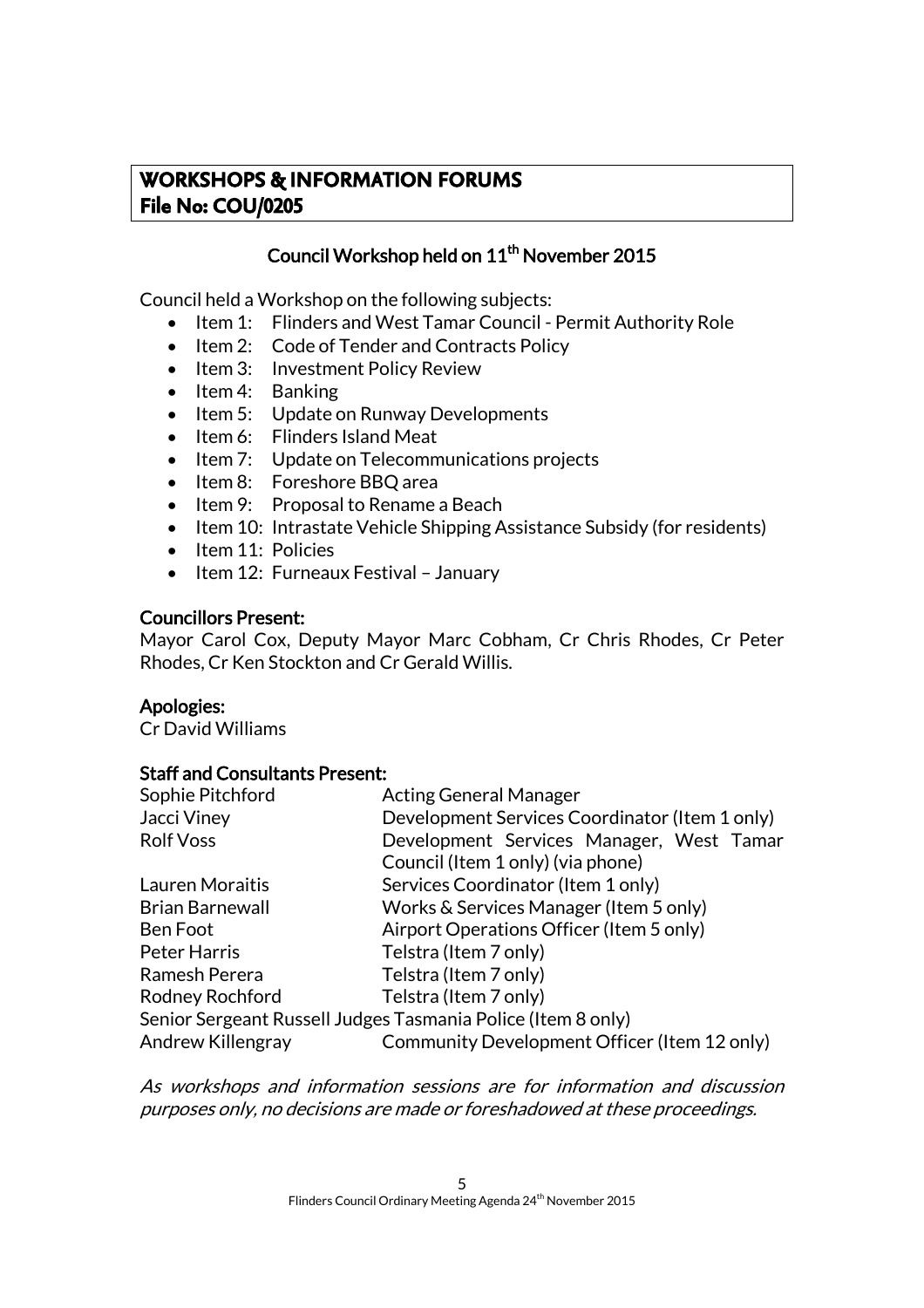## WORKSHOPS & INFORMATION FORUMS
## File No: COU/0205

### Council Workshop held on 11th November 2015

Council held a Workshop on the following subjects:

- Item 1: Flinders and West Tamar Council - Permit Authority Role
- Item 2: Code of Tender and Contracts Policy
- Item 3: Investment Policy Review
- Item 4: Banking
- Item 5: Update on Runway Developments
- Item 6: Flinders Island Meat
- Item 7: Update on Telecommunications projects
- Item 8: Foreshore BBQ area
- Item 9: Proposal to Rename a Beach
- Item 10: Intrastate Vehicle Shipping Assistance Subsidy (for residents)
- Item 11: Policies
- Item 12: Furneaux Festival – January

**Councillors Present:**

Mayor Carol Cox, Deputy Mayor Marc Cobham, Cr Chris Rhodes, Cr Peter Rhodes, Cr Ken Stockton and Cr Gerald Willis.

**Apologies:**

Cr David Williams

**Staff and Consultants Present:**

| | |
|---|---|
| Sophie Pitchford | Acting General Manager |
| Jacci Viney | Development Services Coordinator (Item 1 only) |
| Rolf Voss | Development Services Manager, West Tamar Council (Item 1 only) (via phone) |
| Lauren Moraitis | Services Coordinator (Item 1 only) |
| Brian Barnewall | Works & Services Manager (Item 5 only) |
| Ben Foot | Airport Operations Officer (Item 5 only) |
| Peter Harris | Telstra (Item 7 only) |
| Ramesh Perera | Telstra (Item 7 only) |
| Rodney Rochford | Telstra (Item 7 only) |

Senior Sergeant Russell Judges Tasmania Police (Item 8 only)

| | |
|---|---|
| Andrew Killengray | Community Development Officer (Item 12 only) |

*As workshops and information sessions are for information and discussion purposes only, no decisions are made or foreshadowed at these proceedings.*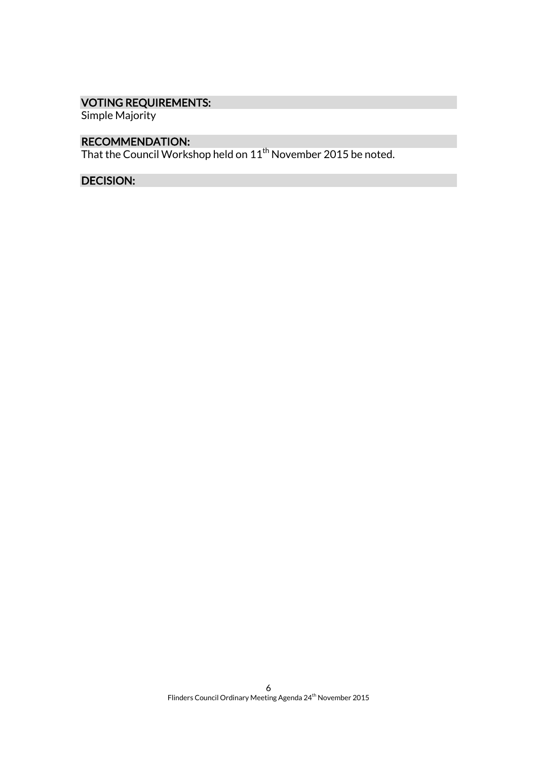## VOTING REQUIREMENTS:

Simple Majority

## RECOMMENDATION:

That the Council Workshop held on 11th November 2015 be noted.

## DECISION: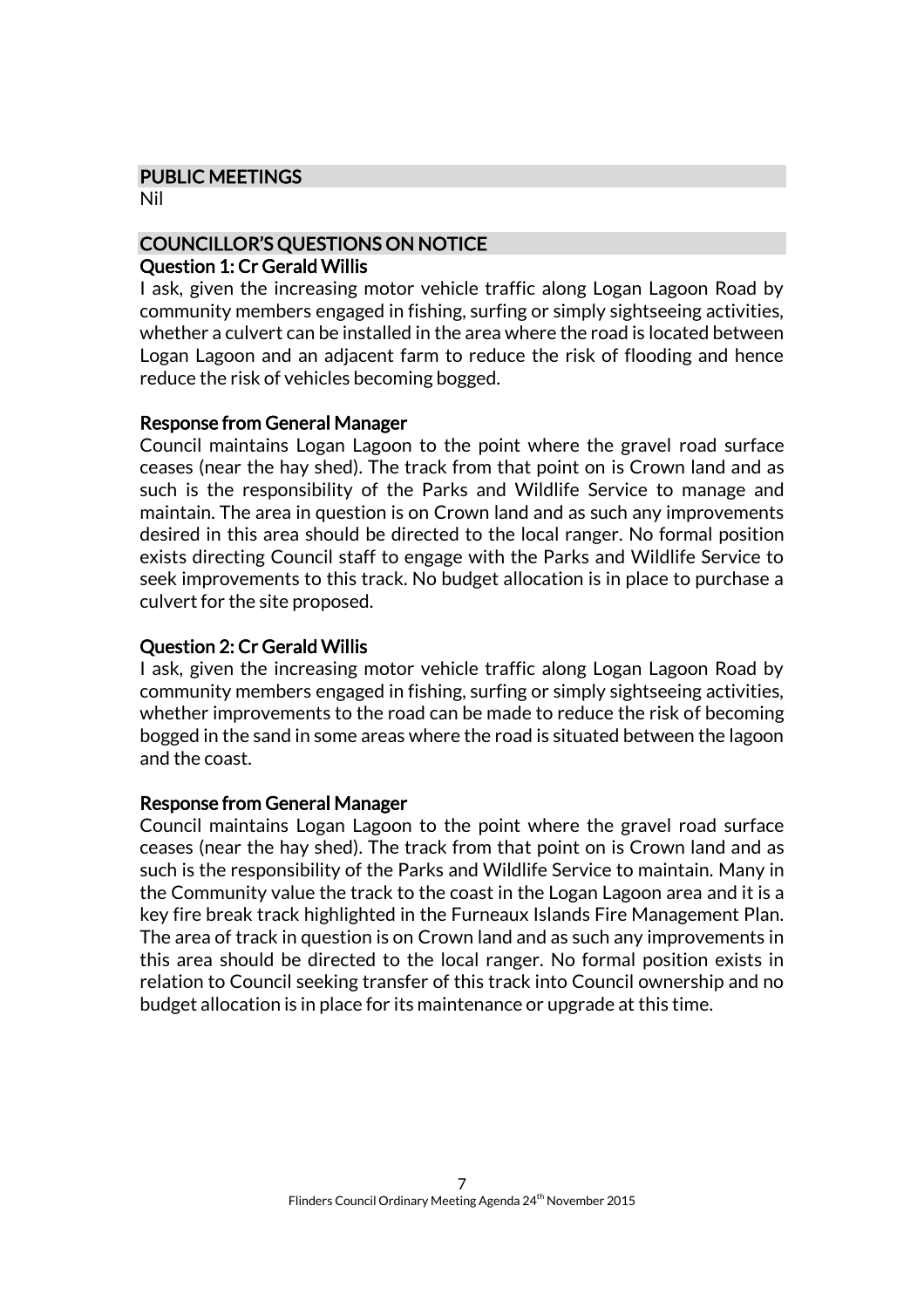## PUBLIC MEETINGS

Nil

## COUNCILLOR'S QUESTIONS ON NOTICE

### Question 1: Cr Gerald Willis

I ask, given the increasing motor vehicle traffic along Logan Lagoon Road by community members engaged in fishing, surfing or simply sightseeing activities, whether a culvert can be installed in the area where the road is located between Logan Lagoon and an adjacent farm to reduce the risk of flooding and hence reduce the risk of vehicles becoming bogged.

### Response from General Manager

Council maintains Logan Lagoon to the point where the gravel road surface ceases (near the hay shed). The track from that point on is Crown land and as such is the responsibility of the Parks and Wildlife Service to manage and maintain. The area in question is on Crown land and as such any improvements desired in this area should be directed to the local ranger. No formal position exists directing Council staff to engage with the Parks and Wildlife Service to seek improvements to this track. No budget allocation is in place to purchase a culvert for the site proposed.

### Question 2: Cr Gerald Willis

I ask, given the increasing motor vehicle traffic along Logan Lagoon Road by community members engaged in fishing, surfing or simply sightseeing activities, whether improvements to the road can be made to reduce the risk of becoming bogged in the sand in some areas where the road is situated between the lagoon and the coast.

### Response from General Manager

Council maintains Logan Lagoon to the point where the gravel road surface ceases (near the hay shed). The track from that point on is Crown land and as such is the responsibility of the Parks and Wildlife Service to maintain. Many in the Community value the track to the coast in the Logan Lagoon area and it is a key fire break track highlighted in the Furneaux Islands Fire Management Plan. The area of track in question is on Crown land and as such any improvements in this area should be directed to the local ranger. No formal position exists in relation to Council seeking transfer of this track into Council ownership and no budget allocation is in place for its maintenance or upgrade at this time.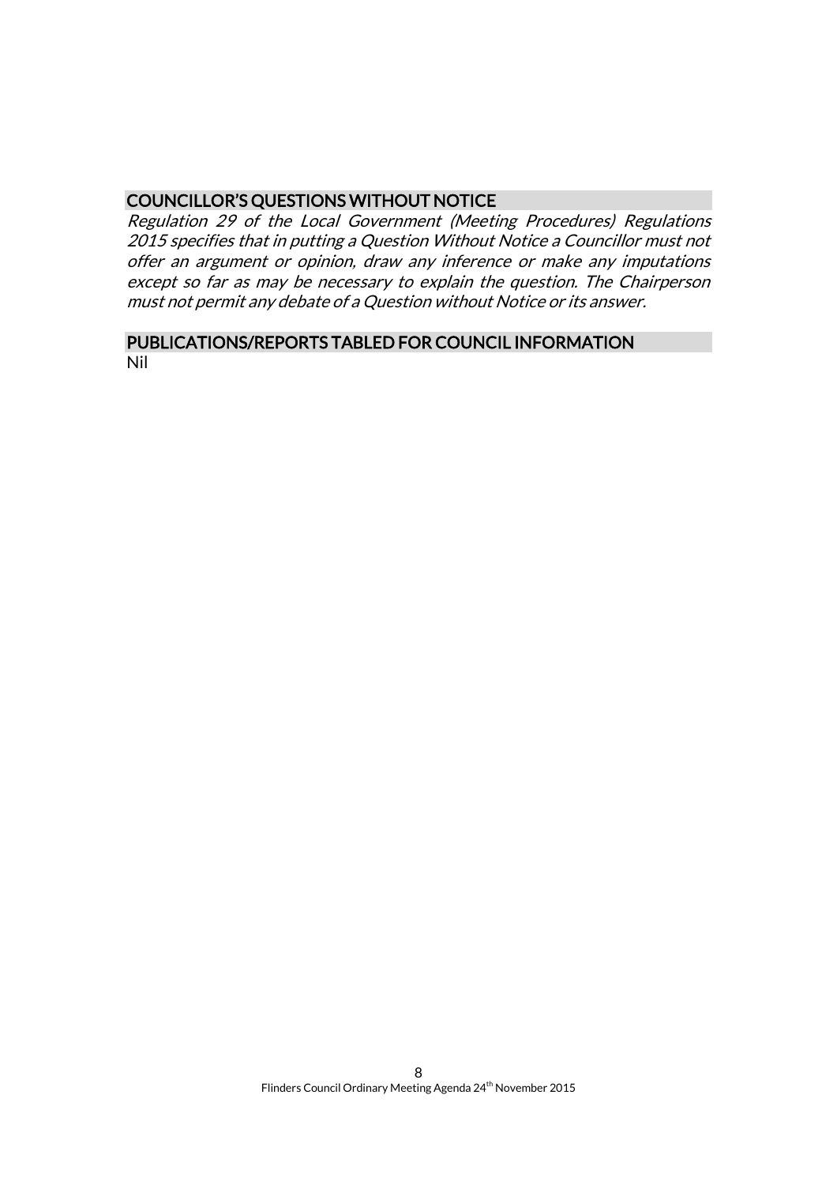## COUNCILLOR'S QUESTIONS WITHOUT NOTICE

*Regulation 29 of the Local Government (Meeting Procedures) Regulations 2015 specifies that in putting a Question Without Notice a Councillor must not offer an argument or opinion, draw any inference or make any imputations except so far as may be necessary to explain the question. The Chairperson must not permit any debate of a Question without Notice or its answer.*

## PUBLICATIONS/REPORTS TABLED FOR COUNCIL INFORMATION

Nil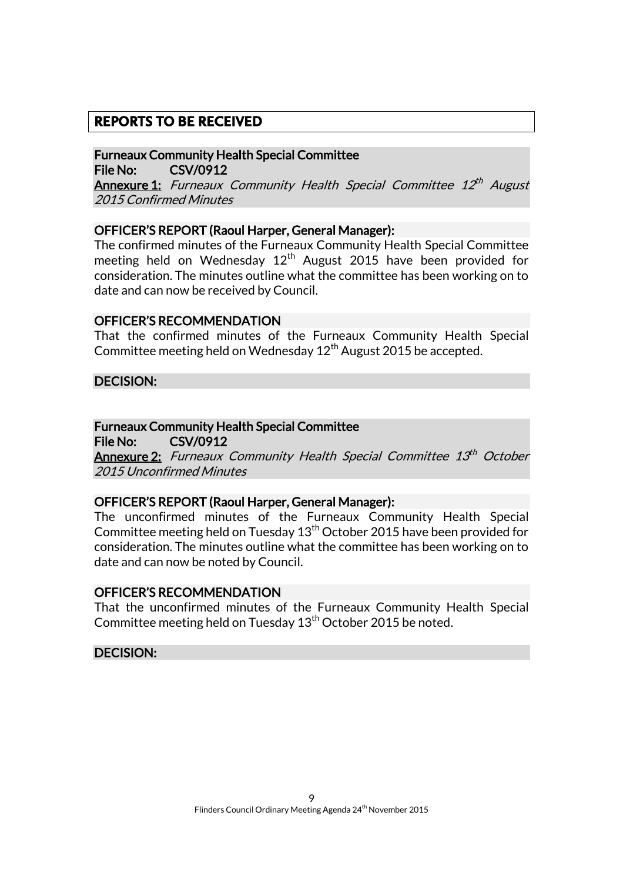## REPORTS TO BE RECEIVED

**Furneaux Community Health Special Committee**
**File No: CSV/0912**
**Annexure 1:** *Furneaux Community Health Special Committee 12th August 2015 Confirmed Minutes*

**OFFICER'S REPORT (Raoul Harper, General Manager):**

The confirmed minutes of the Furneaux Community Health Special Committee meeting held on Wednesday 12th August 2015 have been provided for consideration. The minutes outline what the committee has been working on to date and can now be received by Council.

**OFFICER'S RECOMMENDATION**

That the confirmed minutes of the Furneaux Community Health Special Committee meeting held on Wednesday 12th August 2015 be accepted.

**DECISION:**

**Furneaux Community Health Special Committee**
**File No: CSV/0912**
**Annexure 2:** *Furneaux Community Health Special Committee 13th October 2015 Unconfirmed Minutes*

**OFFICER'S REPORT (Raoul Harper, General Manager):**

The unconfirmed minutes of the Furneaux Community Health Special Committee meeting held on Tuesday 13th October 2015 have been provided for consideration. The minutes outline what the committee has been working on to date and can now be noted by Council.

**OFFICER'S RECOMMENDATION**

That the unconfirmed minutes of the Furneaux Community Health Special Committee meeting held on Tuesday 13th October 2015 be noted.

**DECISION:**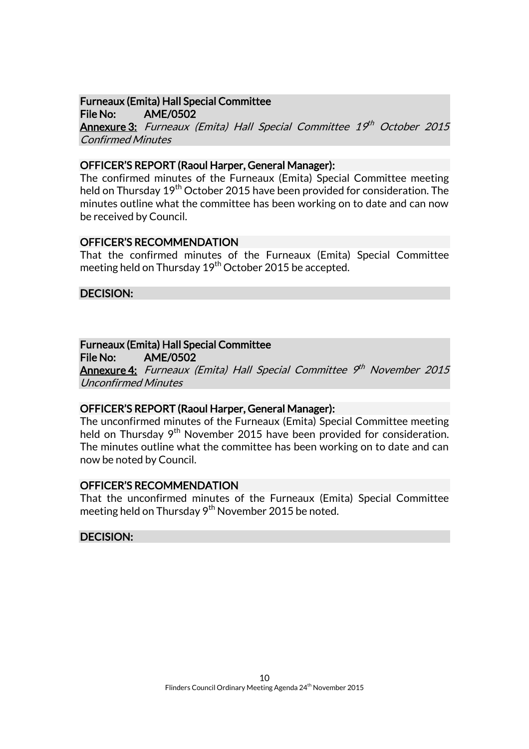**Furneaux (Emita) Hall Special Committee**
**File No: AME/0502**
**Annexure 3:** *Furneaux (Emita) Hall Special Committee 19th October 2015 Confirmed Minutes*

**OFFICER'S REPORT (Raoul Harper, General Manager):**
The confirmed minutes of the Furneaux (Emita) Special Committee meeting held on Thursday 19th October 2015 have been provided for consideration. The minutes outline what the committee has been working on to date and can now be received by Council.

**OFFICER'S RECOMMENDATION**
That the confirmed minutes of the Furneaux (Emita) Special Committee meeting held on Thursday 19th October 2015 be accepted.

**DECISION:**

**Furneaux (Emita) Hall Special Committee**
**File No: AME/0502**
**Annexure 4:** *Furneaux (Emita) Hall Special Committee 9th November 2015 Unconfirmed Minutes*

**OFFICER'S REPORT (Raoul Harper, General Manager):**
The unconfirmed minutes of the Furneaux (Emita) Special Committee meeting held on Thursday 9th November 2015 have been provided for consideration. The minutes outline what the committee has been working on to date and can now be noted by Council.

**OFFICER'S RECOMMENDATION**
That the unconfirmed minutes of the Furneaux (Emita) Special Committee meeting held on Thursday 9th November 2015 be noted.

**DECISION:**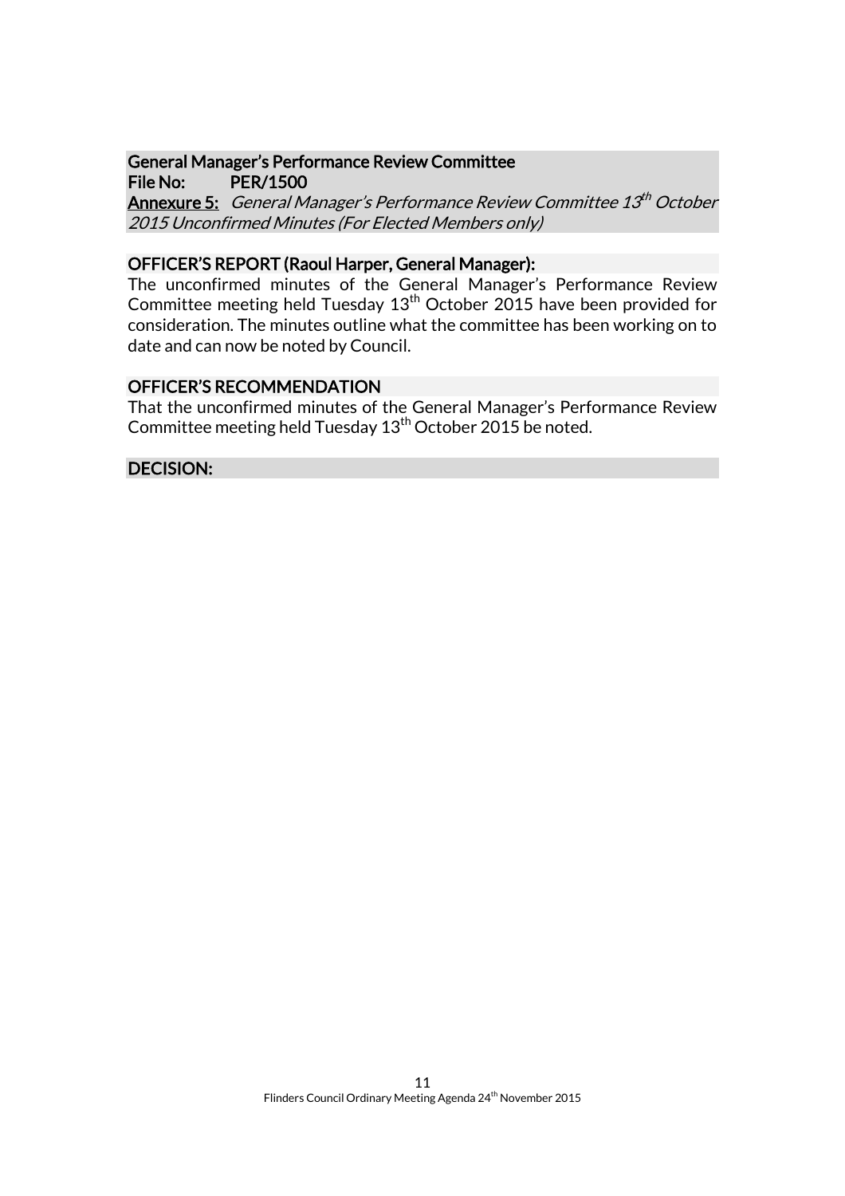### General Manager's Performance Review Committee

**File No:** PER/1500

**Annexure 5:** *General Manager's Performance Review Committee 13th October 2015 Unconfirmed Minutes (For Elected Members only)*

### OFFICER'S REPORT (Raoul Harper, General Manager):

The unconfirmed minutes of the General Manager's Performance Review Committee meeting held Tuesday 13th October 2015 have been provided for consideration. The minutes outline what the committee has been working on to date and can now be noted by Council.

### OFFICER'S RECOMMENDATION

That the unconfirmed minutes of the General Manager's Performance Review Committee meeting held Tuesday 13th October 2015 be noted.

### DECISION: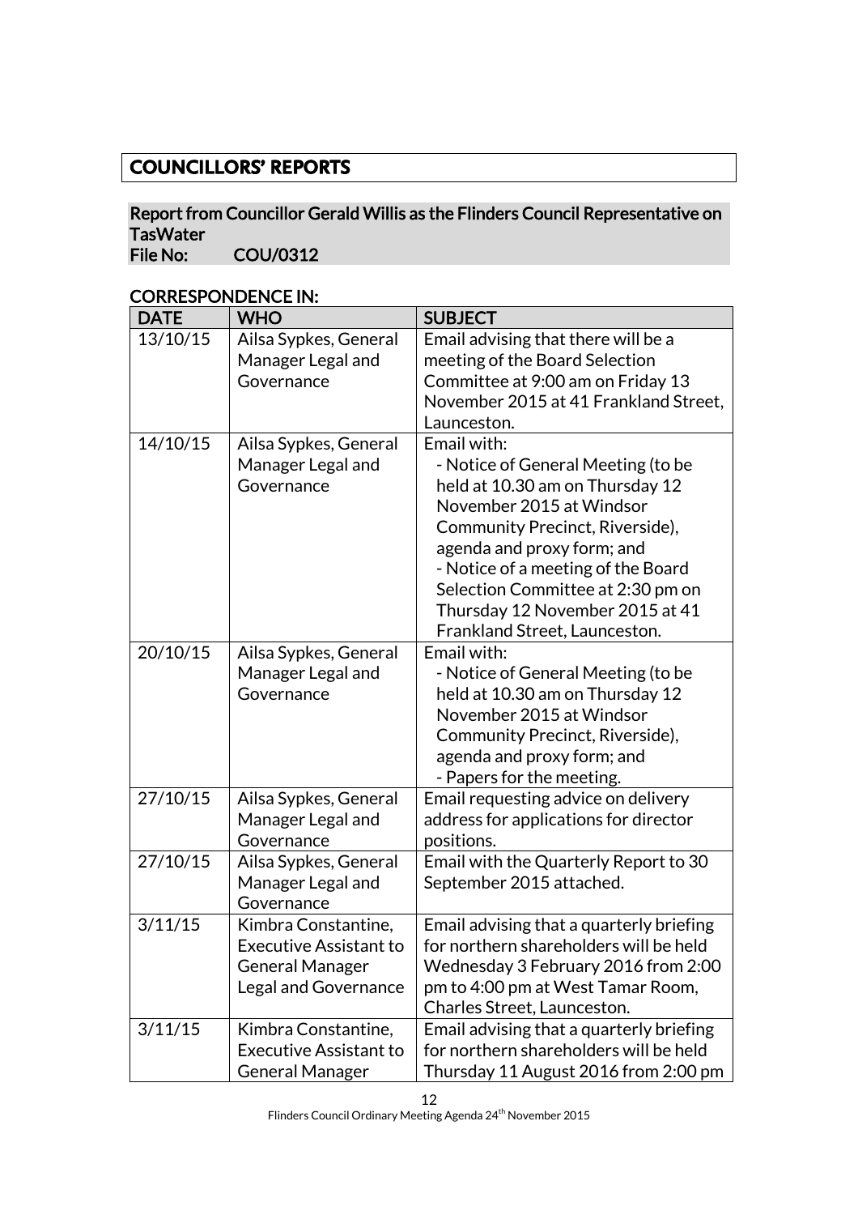# COUNCILLORS' REPORTS

## Report from Councillor Gerald Willis as the Flinders Council Representative on TasWater

**File No: COU/0312**

### CORRESPONDENCE IN:

| DATE | WHO | SUBJECT |
|---|---|---|
| 13/10/15 | Ailsa Sypkes, General Manager Legal and Governance | Email advising that there will be a meeting of the Board Selection Committee at 9:00 am on Friday 13 November 2015 at 41 Frankland Street, Launceston. |
| 14/10/15 | Ailsa Sypkes, General Manager Legal and Governance | Email with:<br>- Notice of General Meeting (to be held at 10.30 am on Thursday 12 November 2015 at Windsor Community Precinct, Riverside), agenda and proxy form; and<br>- Notice of a meeting of the Board Selection Committee at 2:30 pm on Thursday 12 November 2015 at 41 Frankland Street, Launceston. |
| 20/10/15 | Ailsa Sypkes, General Manager Legal and Governance | Email with:<br>- Notice of General Meeting (to be held at 10.30 am on Thursday 12 November 2015 at Windsor Community Precinct, Riverside), agenda and proxy form; and<br>- Papers for the meeting. |
| 27/10/15 | Ailsa Sypkes, General Manager Legal and Governance | Email requesting advice on delivery address for applications for director positions. |
| 27/10/15 | Ailsa Sypkes, General Manager Legal and Governance | Email with the Quarterly Report to 30 September 2015 attached. |
| 3/11/15 | Kimbra Constantine, Executive Assistant to General Manager Legal and Governance | Email advising that a quarterly briefing for northern shareholders will be held Wednesday 3 February 2016 from 2:00 pm to 4:00 pm at West Tamar Room, Charles Street, Launceston. |
| 3/11/15 | Kimbra Constantine, Executive Assistant to General Manager | Email advising that a quarterly briefing for northern shareholders will be held Thursday 11 August 2016 from 2:00 pm |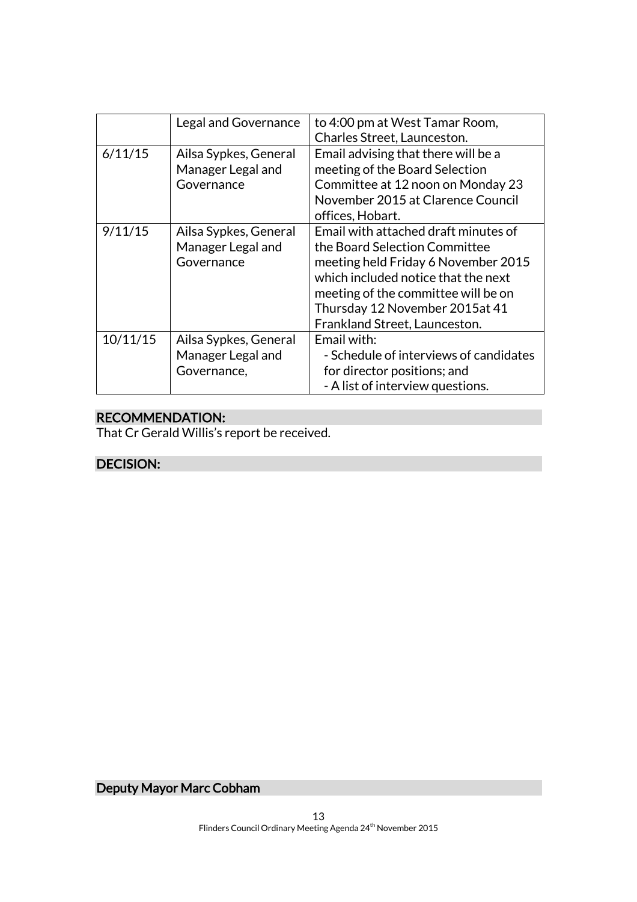|  | Legal and Governance | to 4:00 pm at West Tamar Room, Charles Street, Launceston. |
|---|---|---|
| 6/11/15 | Ailsa Sypkes, General Manager Legal and Governance | Email advising that there will be a meeting of the Board Selection Committee at 12 noon on Monday 23 November 2015 at Clarence Council offices, Hobart. |
| 9/11/15 | Ailsa Sypkes, General Manager Legal and Governance | Email with attached draft minutes of the Board Selection Committee meeting held Friday 6 November 2015 which included notice that the next meeting of the committee will be on Thursday 12 November 2015at 41 Frankland Street, Launceston. |
| 10/11/15 | Ailsa Sypkes, General Manager Legal and Governance, | Email with:<br>- Schedule of interviews of candidates for director positions; and<br>- A list of interview questions. |

**RECOMMENDATION:**

That Cr Gerald Willis's report be received.

**DECISION:**

**Deputy Mayor Marc Cobham**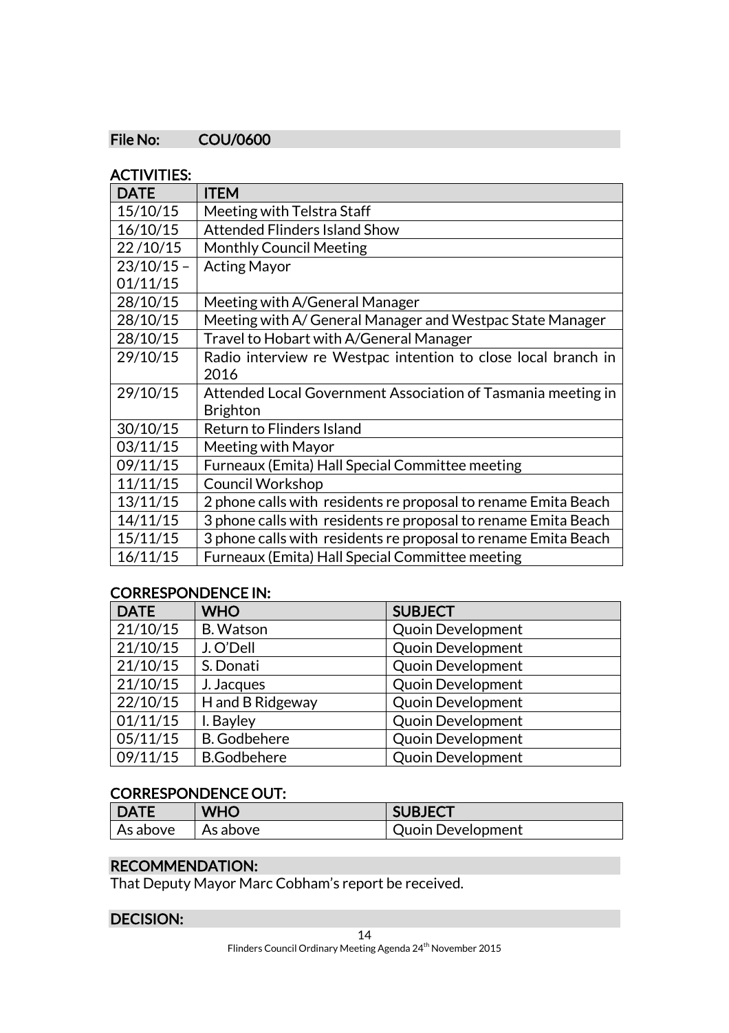**File No:** COU/0600

**ACTIVITIES:**

| DATE | ITEM |
|---|---|
| 15/10/15 | Meeting with Telstra Staff |
| 16/10/15 | Attended Flinders Island Show |
| 22 /10/15 | Monthly Council Meeting |
| 23/10/15 – 01/11/15 | Acting Mayor |
| 28/10/15 | Meeting with A/General Manager |
| 28/10/15 | Meeting with A/ General Manager and Westpac State Manager |
| 28/10/15 | Travel to Hobart with A/General Manager |
| 29/10/15 | Radio interview re Westpac intention to close local branch in 2016 |
| 29/10/15 | Attended Local Government Association of Tasmania meeting in Brighton |
| 30/10/15 | Return to Flinders Island |
| 03/11/15 | Meeting with Mayor |
| 09/11/15 | Furneaux (Emita) Hall Special Committee meeting |
| 11/11/15 | Council Workshop |
| 13/11/15 | 2 phone calls with residents re proposal to rename Emita Beach |
| 14/11/15 | 3 phone calls with residents re proposal to rename Emita Beach |
| 15/11/15 | 3 phone calls with residents re proposal to rename Emita Beach |
| 16/11/15 | Furneaux (Emita) Hall Special Committee meeting |

**CORRESPONDENCE IN:**

| DATE | WHO | SUBJECT |
|---|---|---|
| 21/10/15 | B. Watson | Quoin Development |
| 21/10/15 | J. O'Dell | Quoin Development |
| 21/10/15 | S. Donati | Quoin Development |
| 21/10/15 | J. Jacques | Quoin Development |
| 22/10/15 | H and B Ridgeway | Quoin Development |
| 01/11/15 | I. Bayley | Quoin Development |
| 05/11/15 | B. Godbehere | Quoin Development |
| 09/11/15 | B.Godbehere | Quoin Development |

**CORRESPONDENCE OUT:**

| DATE | WHO | SUBJECT |
|---|---|---|
| As above | As above | Quoin Development |

**RECOMMENDATION:**

That Deputy Mayor Marc Cobham's report be received.

**DECISION:**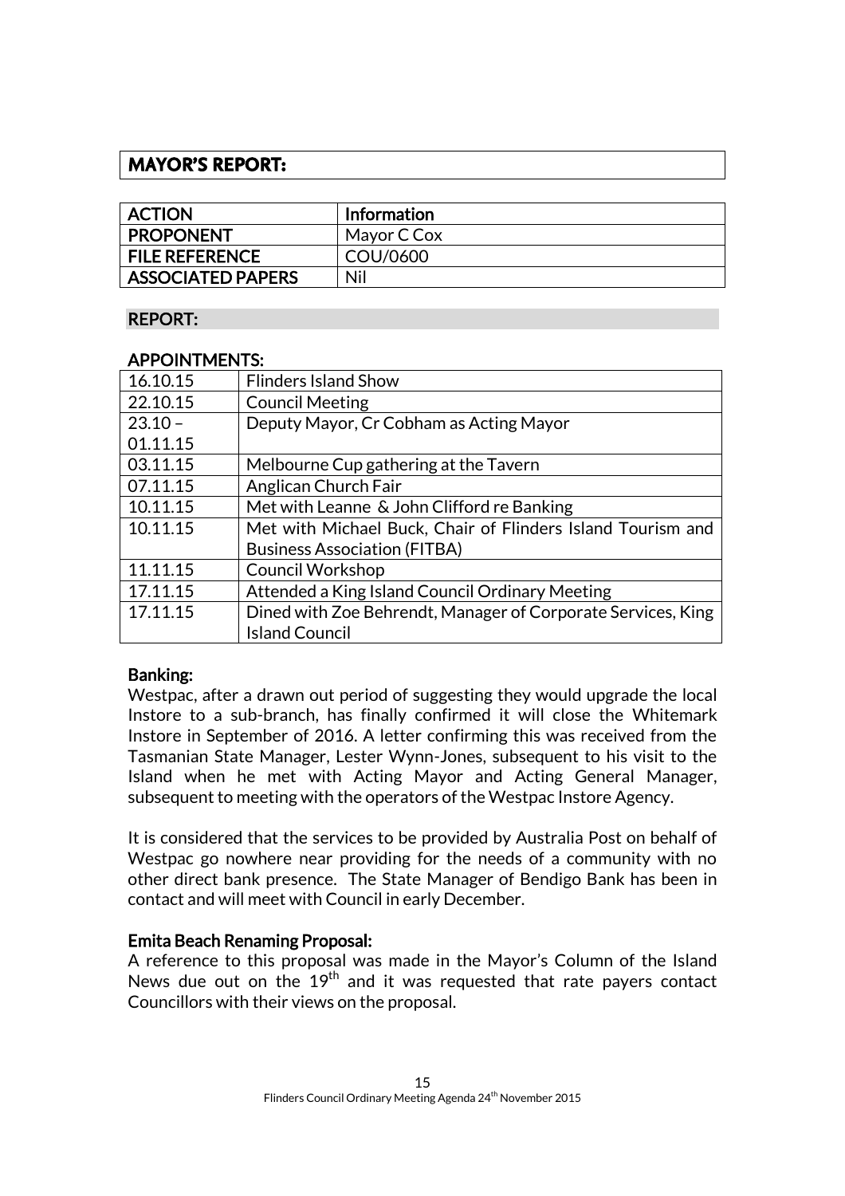## MAYOR'S REPORT:

| ACTION | Information |
|---|---|
| PROPONENT | Mayor C Cox |
| FILE REFERENCE | COU/0600 |
| ASSOCIATED PAPERS | Nil |

### REPORT:

### APPOINTMENTS:

| | |
|---|---|
| 16.10.15 | Flinders Island Show |
| 22.10.15 | Council Meeting |
| 23.10 – 01.11.15 | Deputy Mayor, Cr Cobham as Acting Mayor |
| 03.11.15 | Melbourne Cup gathering at the Tavern |
| 07.11.15 | Anglican Church Fair |
| 10.11.15 | Met with Leanne & John Clifford re Banking |
| 10.11.15 | Met with Michael Buck, Chair of Flinders Island Tourism and Business Association (FITBA) |
| 11.11.15 | Council Workshop |
| 17.11.15 | Attended a King Island Council Ordinary Meeting |
| 17.11.15 | Dined with Zoe Behrendt, Manager of Corporate Services, King Island Council |

### Banking:

Westpac, after a drawn out period of suggesting they would upgrade the local Instore to a sub-branch, has finally confirmed it will close the Whitemark Instore in September of 2016. A letter confirming this was received from the Tasmanian State Manager, Lester Wynn-Jones, subsequent to his visit to the Island when he met with Acting Mayor and Acting General Manager, subsequent to meeting with the operators of the Westpac Instore Agency.

It is considered that the services to be provided by Australia Post on behalf of Westpac go nowhere near providing for the needs of a community with no other direct bank presence. The State Manager of Bendigo Bank has been in contact and will meet with Council in early December.

### Emita Beach Renaming Proposal:

A reference to this proposal was made in the Mayor's Column of the Island News due out on the 19th and it was requested that rate payers contact Councillors with their views on the proposal.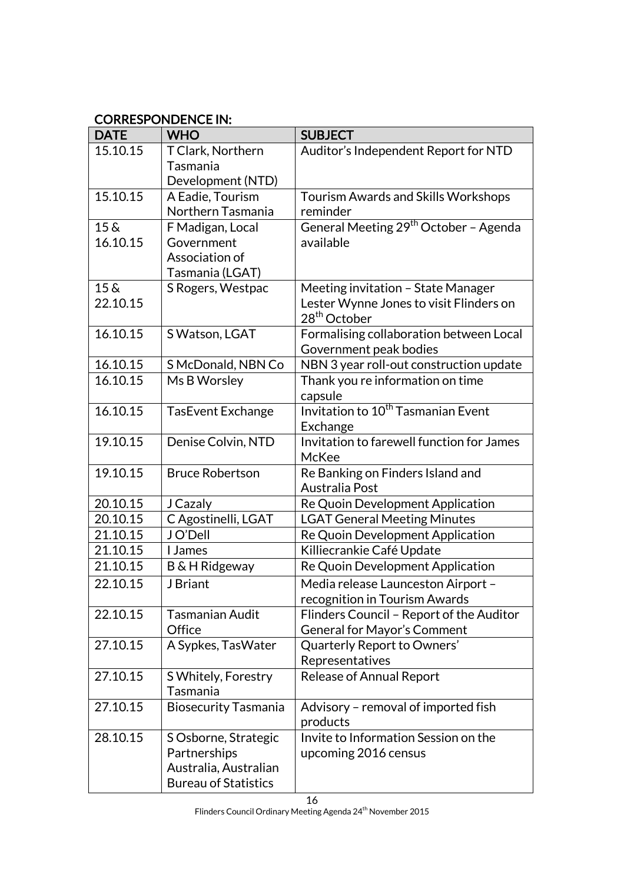## CORRESPONDENCE IN:

| DATE | WHO | SUBJECT |
|---|---|---|
| 15.10.15 | T Clark, Northern Tasmania Development (NTD) | Auditor's Independent Report for NTD |
| 15.10.15 | A Eadie, Tourism Northern Tasmania | Tourism Awards and Skills Workshops reminder |
| 15 & 16.10.15 | F Madigan, Local Government Association of Tasmania (LGAT) | General Meeting 29th October – Agenda available |
| 15 & 22.10.15 | S Rogers, Westpac | Meeting invitation – State Manager Lester Wynne Jones to visit Flinders on 28th October |
| 16.10.15 | S Watson, LGAT | Formalising collaboration between Local Government peak bodies |
| 16.10.15 | S McDonald, NBN Co | NBN 3 year roll-out construction update |
| 16.10.15 | Ms B Worsley | Thank you re information on time capsule |
| 16.10.15 | TasEvent Exchange | Invitation to 10th Tasmanian Event Exchange |
| 19.10.15 | Denise Colvin, NTD | Invitation to farewell function for James McKee |
| 19.10.15 | Bruce Robertson | Re Banking on Finders Island and Australia Post |
| 20.10.15 | J Cazaly | Re Quoin Development Application |
| 20.10.15 | C Agostinelli, LGAT | LGAT General Meeting Minutes |
| 21.10.15 | J O'Dell | Re Quoin Development Application |
| 21.10.15 | I James | Killiecrankie Café Update |
| 21.10.15 | B & H Ridgeway | Re Quoin Development Application |
| 22.10.15 | J Briant | Media release Launceston Airport – recognition in Tourism Awards |
| 22.10.15 | Tasmanian Audit Office | Flinders Council – Report of the Auditor General for Mayor's Comment |
| 27.10.15 | A Sypkes, TasWater | Quarterly Report to Owners' Representatives |
| 27.10.15 | S Whitely, Forestry Tasmania | Release of Annual Report |
| 27.10.15 | Biosecurity Tasmania | Advisory – removal of imported fish products |
| 28.10.15 | S Osborne, Strategic Partnerships Australia, Australian Bureau of Statistics | Invite to Information Session on the upcoming 2016 census |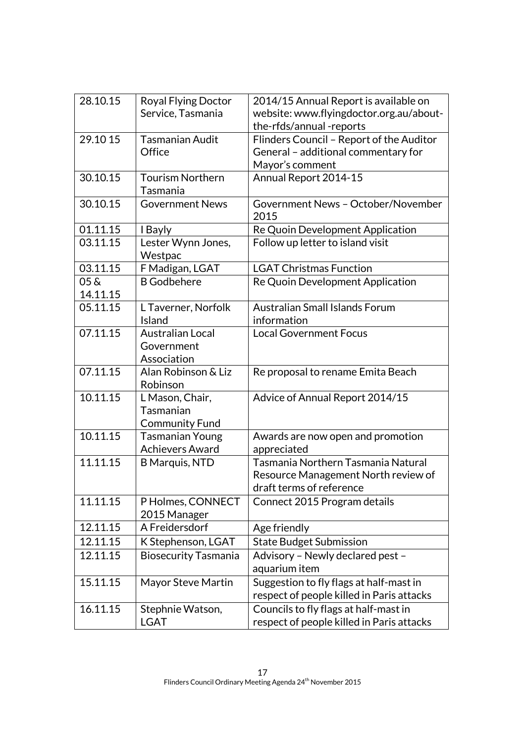| | | |
|---|---|---|
| 28.10.15 | Royal Flying Doctor Service, Tasmania | 2014/15 Annual Report is available on website: www.flyingdoctor.org.au/about-the-rfds/annual -reports |
| 29.10 15 | Tasmanian Audit Office | Flinders Council – Report of the Auditor General – additional commentary for Mayor's comment |
| 30.10.15 | Tourism Northern Tasmania | Annual Report 2014-15 |
| 30.10.15 | Government News | Government News – October/November 2015 |
| 01.11.15 | I Bayly | Re Quoin Development Application |
| 03.11.15 | Lester Wynn Jones, Westpac | Follow up letter to island visit |
| 03.11.15 | F Madigan, LGAT | LGAT Christmas Function |
| 05 & 14.11.15 | B Godbehere | Re Quoin Development Application |
| 05.11.15 | L Taverner, Norfolk Island | Australian Small Islands Forum information |
| 07.11.15 | Australian Local Government Association | Local Government Focus |
| 07.11.15 | Alan Robinson & Liz Robinson | Re proposal to rename Emita Beach |
| 10.11.15 | L Mason, Chair, Tasmanian Community Fund | Advice of Annual Report 2014/15 |
| 10.11.15 | Tasmanian Young Achievers Award | Awards are now open and promotion appreciated |
| 11.11.15 | B Marquis, NTD | Tasmania Northern Tasmania Natural Resource Management North review of draft terms of reference |
| 11.11.15 | P Holmes, CONNECT 2015 Manager | Connect 2015 Program details |
| 12.11.15 | A Freidersdorf | Age friendly |
| 12.11.15 | K Stephenson, LGAT | State Budget Submission |
| 12.11.15 | Biosecurity Tasmania | Advisory – Newly declared pest – aquarium item |
| 15.11.15 | Mayor Steve Martin | Suggestion to fly flags at half-mast in respect of people killed in Paris attacks |
| 16.11.15 | Stephnie Watson, LGAT | Councils to fly flags at half-mast in respect of people killed in Paris attacks |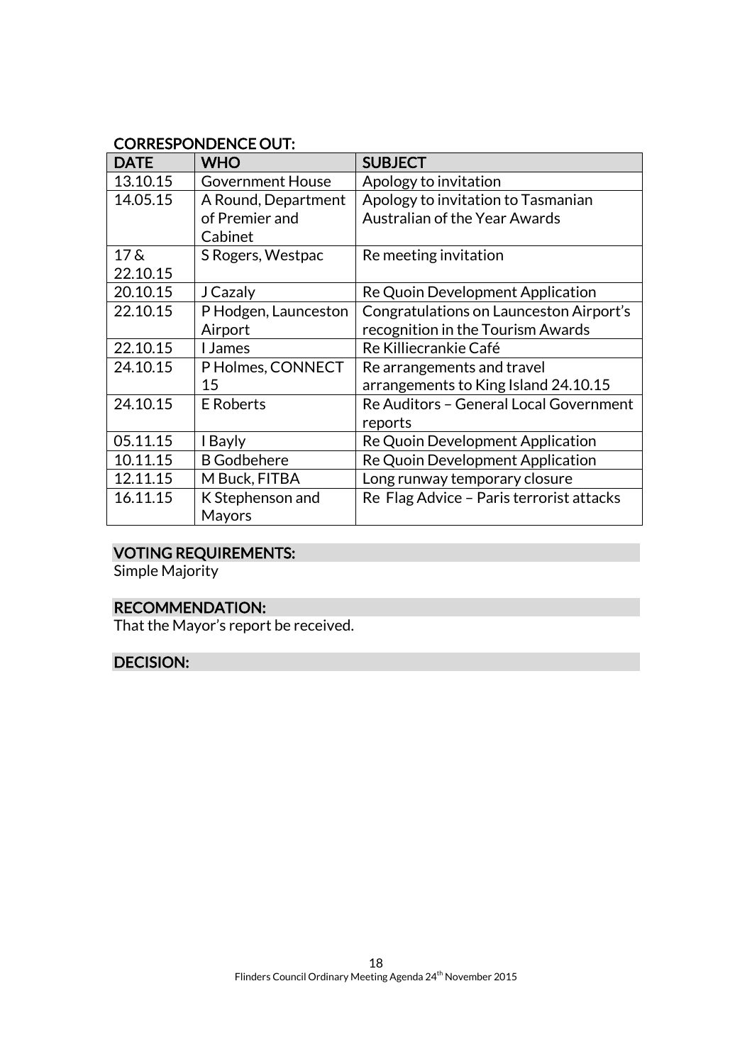## CORRESPONDENCE OUT:

| DATE | WHO | SUBJECT |
| --- | --- | --- |
| 13.10.15 | Government House | Apology to invitation |
| 14.05.15 | A Round, Department of Premier and Cabinet | Apology to invitation to Tasmanian Australian of the Year Awards |
| 17 & 22.10.15 | S Rogers, Westpac | Re meeting invitation |
| 20.10.15 | J Cazaly | Re Quoin Development Application |
| 22.10.15 | P Hodgen, Launceston Airport | Congratulations on Launceston Airport's recognition in the Tourism Awards |
| 22.10.15 | I James | Re Killiecrankie Café |
| 24.10.15 | P Holmes, CONNECT 15 | Re arrangements and travel arrangements to King Island 24.10.15 |
| 24.10.15 | E Roberts | Re Auditors – General Local Government reports |
| 05.11.15 | I Bayly | Re Quoin Development Application |
| 10.11.15 | B Godbehere | Re Quoin Development Application |
| 12.11.15 | M Buck, FITBA | Long runway temporary closure |
| 16.11.15 | K Stephenson and Mayors | Re Flag Advice – Paris terrorist attacks |

## VOTING REQUIREMENTS:

Simple Majority

## RECOMMENDATION:

That the Mayor's report be received.

## DECISION: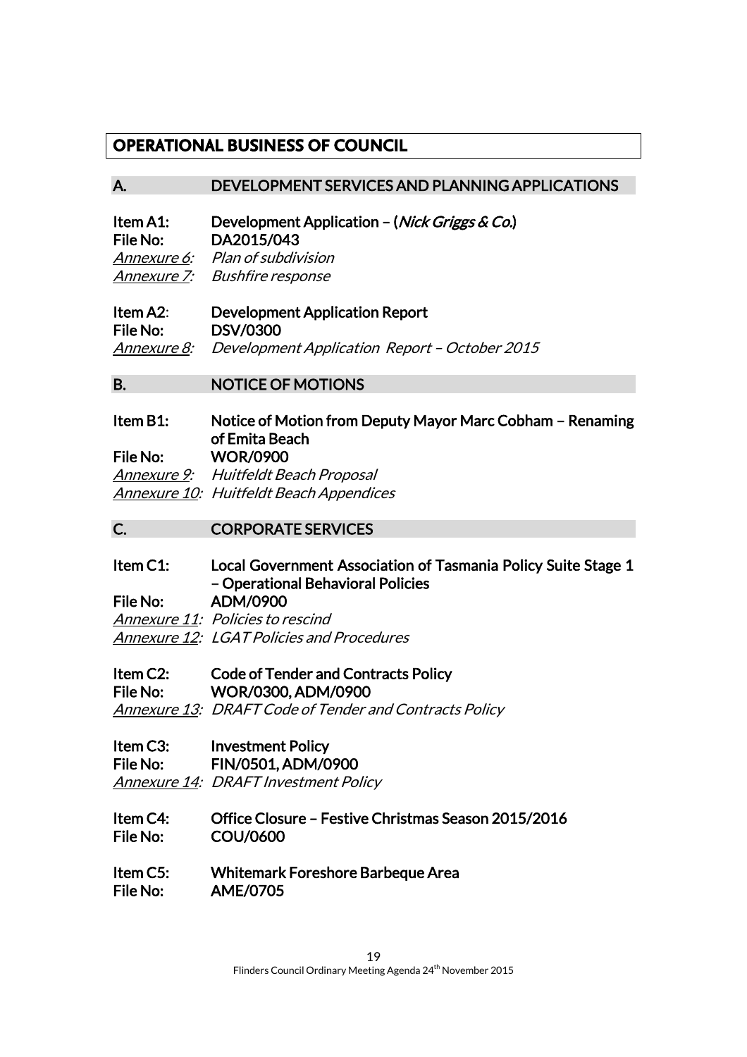# OPERATIONAL BUSINESS OF COUNCIL

## A. DEVELOPMENT SERVICES AND PLANNING APPLICATIONS

**Item A1:** **Development Application – (*Nick Griggs & Co.*)**
**File No:** **DA2015/043**
*Annexure 6: Plan of subdivision*
*Annexure 7: Bushfire response*

**Item A2:** **Development Application Report**
**File No:** **DSV/0300**
*Annexure 8: Development Application Report – October 2015*

## B. NOTICE OF MOTIONS

**Item B1:** **Notice of Motion from Deputy Mayor Marc Cobham – Renaming of Emita Beach**
**File No:** **WOR/0900**
*Annexure 9: Huitfeldt Beach Proposal*
*Annexure 10: Huitfeldt Beach Appendices*

## C. CORPORATE SERVICES

**Item C1:** **Local Government Association of Tasmania Policy Suite Stage 1 – Operational Behavioral Policies**
**File No:** **ADM/0900**
*Annexure 11: Policies to rescind*
*Annexure 12: LGAT Policies and Procedures*

**Item C2:** **Code of Tender and Contracts Policy**
**File No:** **WOR/0300, ADM/0900**
*Annexure 13: DRAFT Code of Tender and Contracts Policy*

**Item C3:** **Investment Policy**
**File No:** **FIN/0501, ADM/0900**
*Annexure 14: DRAFT Investment Policy*

**Item C4:** **Office Closure – Festive Christmas Season 2015/2016**
**File No:** **COU/0600**

**Item C5:** **Whitemark Foreshore Barbeque Area**
**File No:** **AME/0705**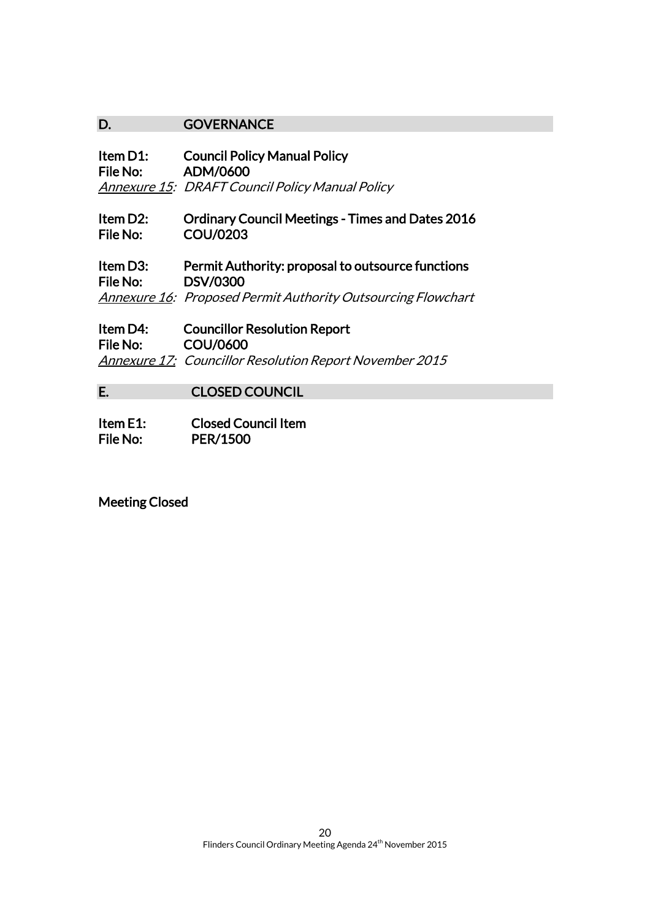## D. GOVERNANCE

**Item D1: Council Policy Manual Policy**
**File No: ADM/0600**
*Annexure 15: DRAFT Council Policy Manual Policy*

**Item D2: Ordinary Council Meetings - Times and Dates 2016**
**File No: COU/0203**

**Item D3: Permit Authority: proposal to outsource functions**
**File No: DSV/0300**
*Annexure 16: Proposed Permit Authority Outsourcing Flowchart*

**Item D4: Councillor Resolution Report**
**File No: COU/0600**
*Annexure 17: Councillor Resolution Report November 2015*

## E. CLOSED COUNCIL

**Item E1: Closed Council Item**
**File No: PER/1500**

**Meeting Closed**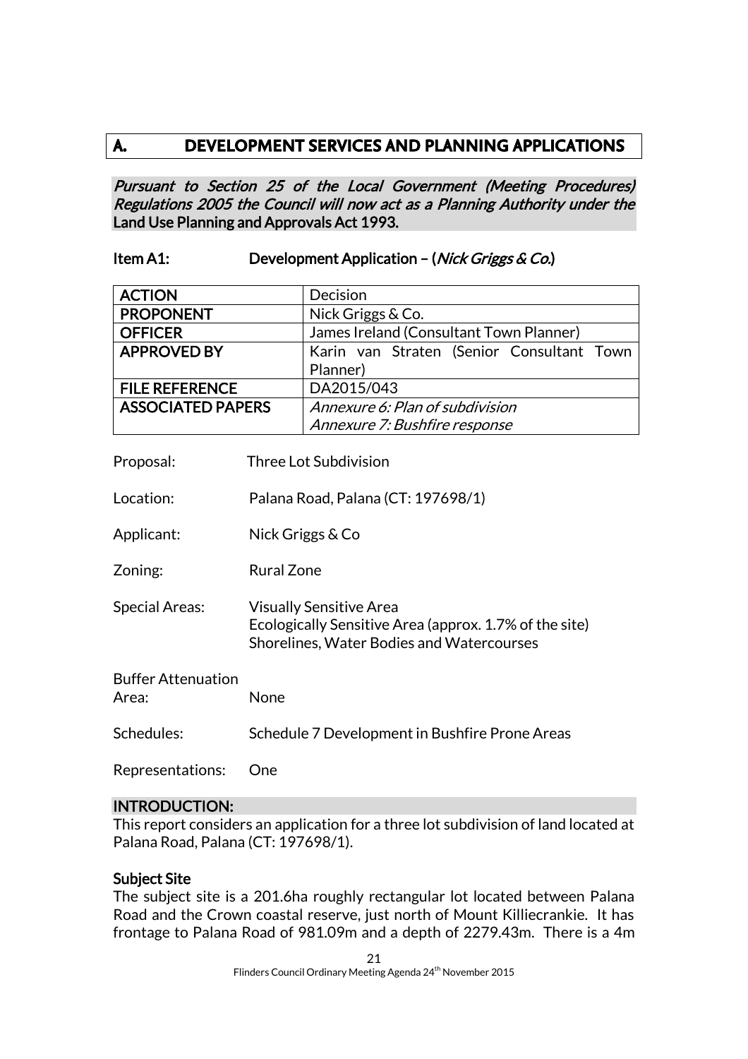# A. DEVELOPMENT SERVICES AND PLANNING APPLICATIONS

*Pursuant to Section 25 of the Local Government (Meeting Procedures) Regulations 2005 the Council will now act as a Planning Authority under the* **Land Use Planning and Approvals Act 1993.**

**Item A1: Development Application – (*Nick Griggs & Co.*)**

| | |
|---|---|
| **ACTION** | Decision |
| **PROPONENT** | Nick Griggs & Co. |
| **OFFICER** | James Ireland (Consultant Town Planner) |
| **APPROVED BY** | Karin van Straten (Senior Consultant Town Planner) |
| **FILE REFERENCE** | DA2015/043 |
| **ASSOCIATED PAPERS** | *Annexure 6: Plan of subdivision*<br>*Annexure 7: Bushfire response* |

Proposal: Three Lot Subdivision

Location: Palana Road, Palana (CT: 197698/1)

Applicant: Nick Griggs & Co

Zoning: Rural Zone

Special Areas: Visually Sensitive Area
Ecologically Sensitive Area (approx. 1.7% of the site)
Shorelines, Water Bodies and Watercourses

Buffer Attenuation Area: None

Schedules: Schedule 7 Development in Bushfire Prone Areas

Representations: One

## INTRODUCTION:

This report considers an application for a three lot subdivision of land located at Palana Road, Palana (CT: 197698/1).

### Subject Site

The subject site is a 201.6ha roughly rectangular lot located between Palana Road and the Crown coastal reserve, just north of Mount Killiecrankie. It has frontage to Palana Road of 981.09m and a depth of 2279.43m. There is a 4m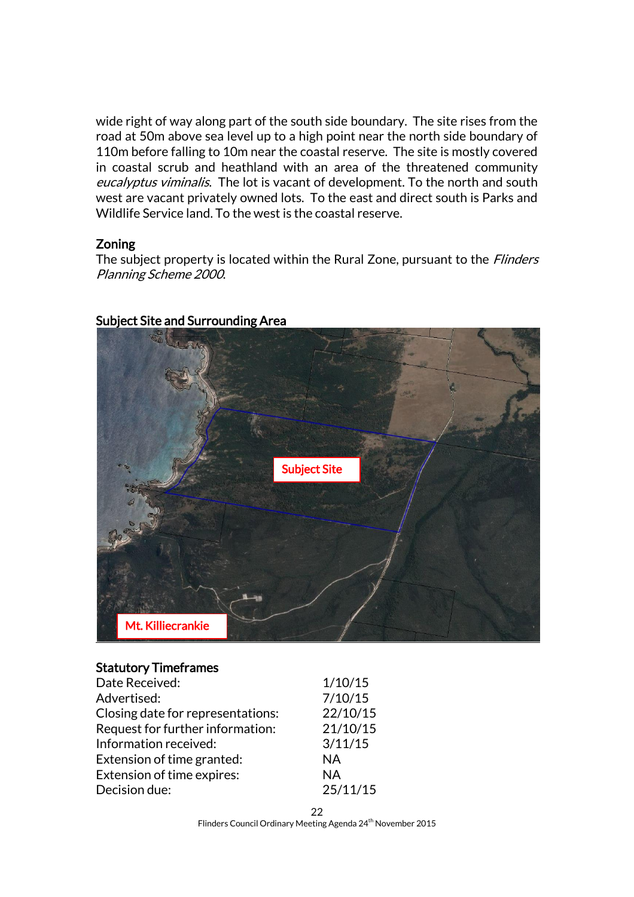wide right of way along part of the south side boundary. The site rises from the road at 50m above sea level up to a high point near the north side boundary of 110m before falling to 10m near the coastal reserve. The site is mostly covered in coastal scrub and heathland with an area of the threatened community *eucalyptus viminalis*. The lot is vacant of development. To the north and south west are vacant privately owned lots. To the east and direct south is Parks and Wildlife Service land. To the west is the coastal reserve.

## Zoning

The subject property is located within the Rural Zone, pursuant to the *Flinders Planning Scheme 2000*.

## Subject Site and Surrounding Area

Subject Site

Mt. Killiecrankie

## Statutory Timeframes

| | |
|---|---|
| Date Received: | 1/10/15 |
| Advertised: | 7/10/15 |
| Closing date for representations: | 22/10/15 |
| Request for further information: | 21/10/15 |
| Information received: | 3/11/15 |
| Extension of time granted: | NA |
| Extension of time expires: | NA |
| Decision due: | 25/11/15 |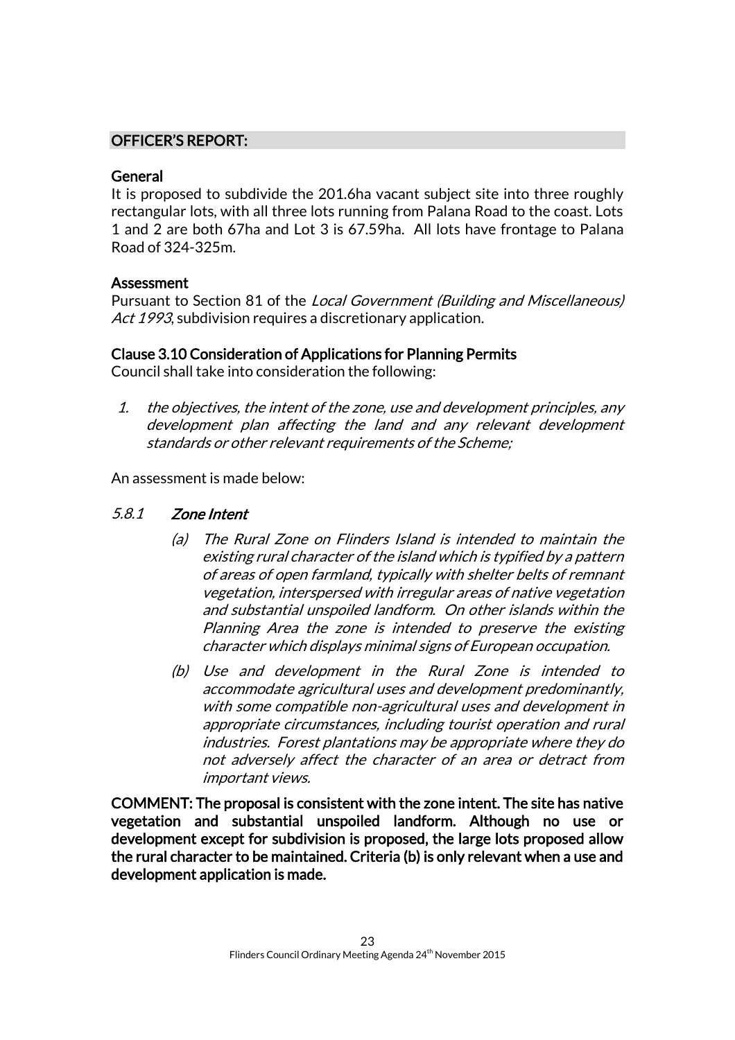## OFFICER'S REPORT:

**General**

It is proposed to subdivide the 201.6ha vacant subject site into three roughly rectangular lots, with all three lots running from Palana Road to the coast. Lots 1 and 2 are both 67ha and Lot 3 is 67.59ha. All lots have frontage to Palana Road of 324-325m.

**Assessment**

Pursuant to Section 81 of the *Local Government (Building and Miscellaneous) Act 1993*, subdivision requires a discretionary application.

**Clause 3.10 Consideration of Applications for Planning Permits**

Council shall take into consideration the following:

1. *the objectives, the intent of the zone, use and development principles, any development plan affecting the land and any relevant development standards or other relevant requirements of the Scheme;*

An assessment is made below:

*5.8.1* ***Zone Intent***

(a) *The Rural Zone on Flinders Island is intended to maintain the existing rural character of the island which is typified by a pattern of areas of open farmland, typically with shelter belts of remnant vegetation, interspersed with irregular areas of native vegetation and substantial unspoiled landform. On other islands within the Planning Area the zone is intended to preserve the existing character which displays minimal signs of European occupation.*

(b) *Use and development in the Rural Zone is intended to accommodate agricultural uses and development predominantly, with some compatible non-agricultural uses and development in appropriate circumstances, including tourist operation and rural industries. Forest plantations may be appropriate where they do not adversely affect the character of an area or detract from important views.*

**COMMENT: The proposal is consistent with the zone intent. The site has native vegetation and substantial unspoiled landform. Although no use or development except for subdivision is proposed, the large lots proposed allow the rural character to be maintained. Criteria (b) is only relevant when a use and development application is made.**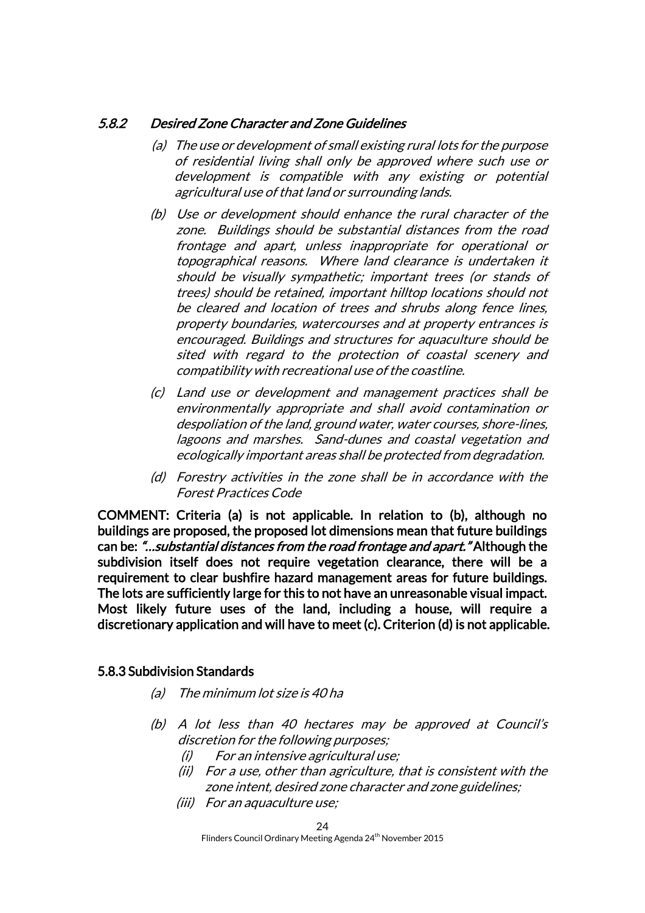### *5.8.2 Desired Zone Character and Zone Guidelines*

*(a) The use or development of small existing rural lots for the purpose of residential living shall only be approved where such use or development is compatible with any existing or potential agricultural use of that land or surrounding lands.*

*(b) Use or development should enhance the rural character of the zone. Buildings should be substantial distances from the road frontage and apart, unless inappropriate for operational or topographical reasons. Where land clearance is undertaken it should be visually sympathetic; important trees (or stands of trees) should be retained, important hilltop locations should not be cleared and location of trees and shrubs along fence lines, property boundaries, watercourses and at property entrances is encouraged. Buildings and structures for aquaculture should be sited with regard to the protection of coastal scenery and compatibility with recreational use of the coastline.*

*(c) Land use or development and management practices shall be environmentally appropriate and shall avoid contamination or despoliation of the land, ground water, water courses, shore-lines, lagoons and marshes. Sand-dunes and coastal vegetation and ecologically important areas shall be protected from degradation.*

*(d) Forestry activities in the zone shall be in accordance with the Forest Practices Code*

**COMMENT: Criteria (a) is not applicable. In relation to (b), although no buildings are proposed, the proposed lot dimensions mean that future buildings can be: *"…substantial distances from the road frontage and apart."* Although the subdivision itself does not require vegetation clearance, there will be a requirement to clear bushfire hazard management areas for future buildings. The lots are sufficiently large for this to not have an unreasonable visual impact. Most likely future uses of the land, including a house, will require a discretionary application and will have to meet (c). Criterion (d) is not applicable.**

### 5.8.3 Subdivision Standards

*(a) The minimum lot size is 40 ha*

*(b) A lot less than 40 hectares may be approved at Council's discretion for the following purposes;*
  - *(i) For an intensive agricultural use;*
  - *(ii) For a use, other than agriculture, that is consistent with the zone intent, desired zone character and zone guidelines;*
  - *(iii) For an aquaculture use;*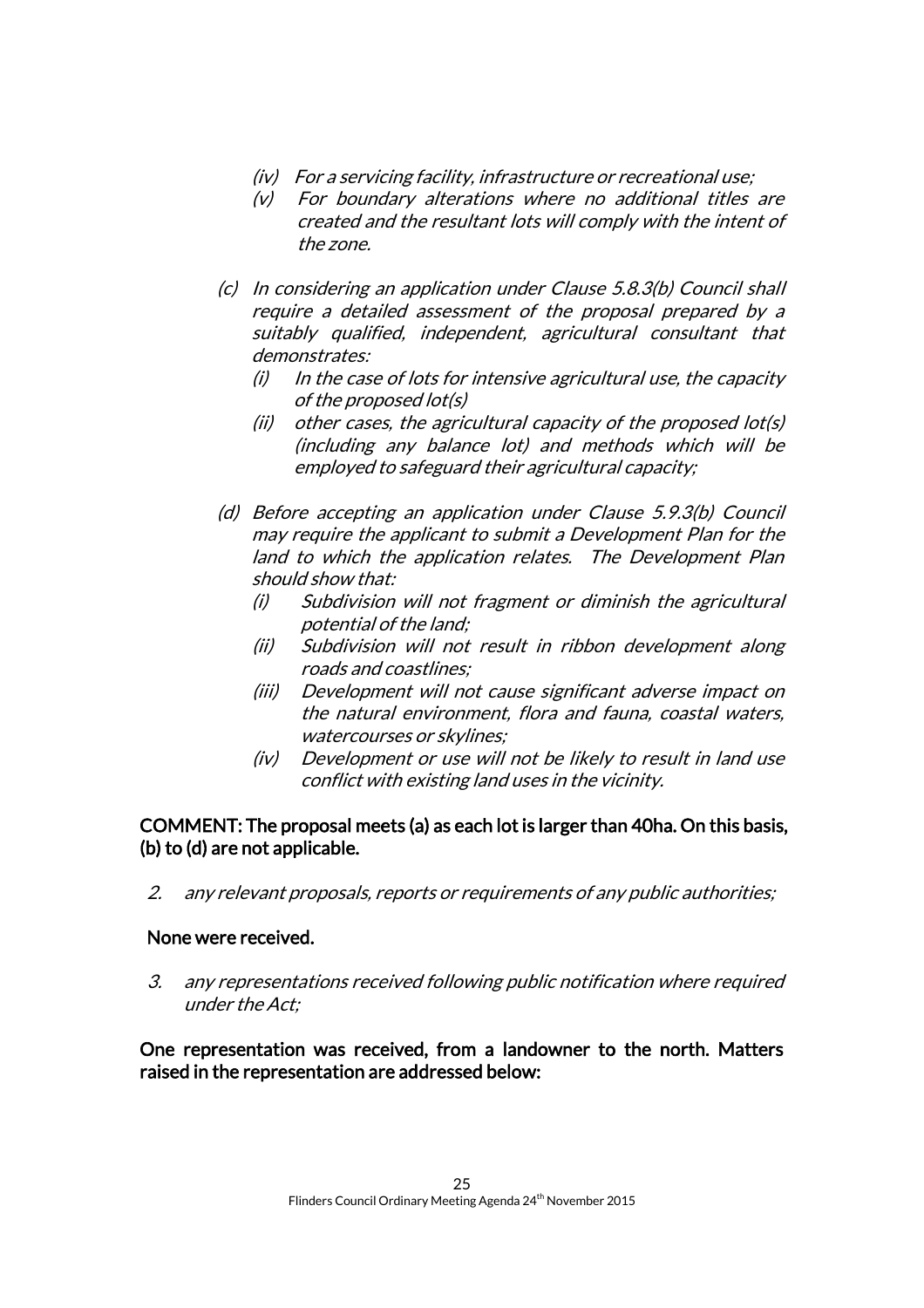- *(iv) For a servicing facility, infrastructure or recreational use;*
- *(v) For boundary alterations where no additional titles are created and the resultant lots will comply with the intent of the zone.*

*(c) In considering an application under Clause 5.8.3(b) Council shall require a detailed assessment of the proposal prepared by a suitably qualified, independent, agricultural consultant that demonstrates:*

- *(i) In the case of lots for intensive agricultural use, the capacity of the proposed lot(s)*
- *(ii) other cases, the agricultural capacity of the proposed lot(s) (including any balance lot) and methods which will be employed to safeguard their agricultural capacity;*

*(d) Before accepting an application under Clause 5.9.3(b) Council may require the applicant to submit a Development Plan for the land to which the application relates. The Development Plan should show that:*

- *(i) Subdivision will not fragment or diminish the agricultural potential of the land;*
- *(ii) Subdivision will not result in ribbon development along roads and coastlines;*
- *(iii) Development will not cause significant adverse impact on the natural environment, flora and fauna, coastal waters, watercourses or skylines;*
- *(iv) Development or use will not be likely to result in land use conflict with existing land uses in the vicinity.*

**COMMENT: The proposal meets (a) as each lot is larger than 40ha. On this basis, (b) to (d) are not applicable.**

*2. any relevant proposals, reports or requirements of any public authorities;*

**None were received.**

*3. any representations received following public notification where required under the Act;*

**One representation was received, from a landowner to the north. Matters raised in the representation are addressed below:**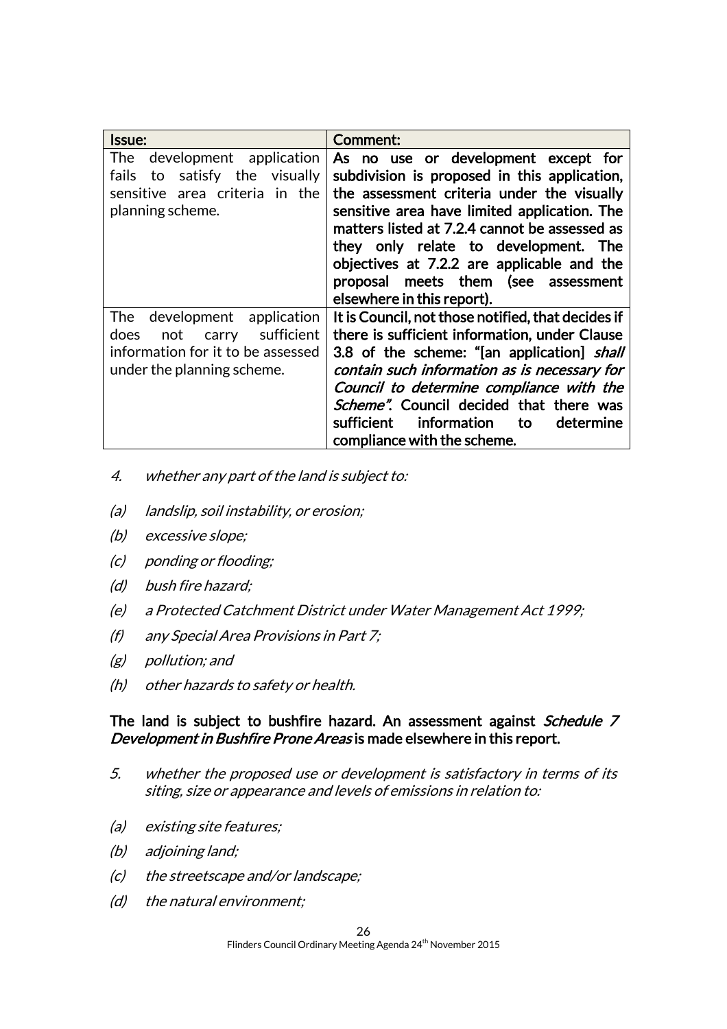| Issue: | Comment: |
| --- | --- |
| The development application fails to satisfy the visually sensitive area criteria in the planning scheme. | **As no use or development except for subdivision is proposed in this application, the assessment criteria under the visually sensitive area have limited application. The matters listed at 7.2.4 cannot be assessed as they only relate to development. The objectives at 7.2.2 are applicable and the proposal meets them (see assessment elsewhere in this report).** |
| The development application does not carry sufficient information for it to be assessed under the planning scheme. | **It is Council, not those notified, that decides if there is sufficient information, under Clause 3.8 of the scheme: "[an application]** ***shall contain such information as is necessary for Council to determine compliance with the Scheme"*****. Council decided that there was sufficient information to determine compliance with the scheme.** |

4. *whether any part of the land is subject to:*

(a) *landslip, soil instability, or erosion;*

(b) *excessive slope;*

(c) *ponding or flooding;*

(d) *bush fire hazard;*

(e) *a Protected Catchment District under Water Management Act 1999;*

(f) *any Special Area Provisions in Part 7;*

(g) *pollution; and*

(h) *other hazards to safety or health.*

**The land is subject to bushfire hazard. An assessment against *Schedule 7 Development in Bushfire Prone Areas* is made elsewhere in this report.**

5. *whether the proposed use or development is satisfactory in terms of its siting, size or appearance and levels of emissions in relation to:*

(a) *existing site features;*

(b) *adjoining land;*

(c) *the streetscape and/or landscape;*

(d) *the natural environment;*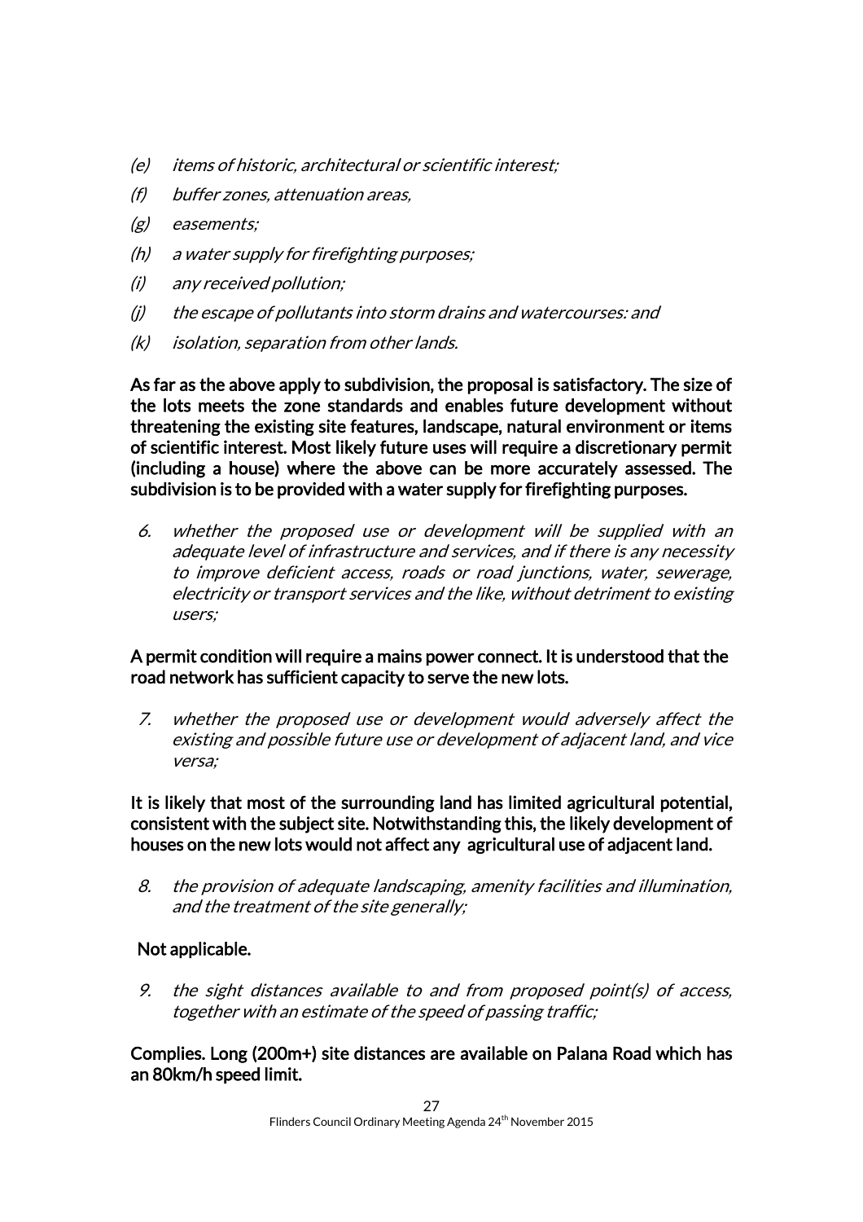*(e) items of historic, architectural or scientific interest;*

*(f) buffer zones, attenuation areas,*

*(g) easements;*

*(h) a water supply for firefighting purposes;*

*(i) any received pollution;*

*(j) the escape of pollutants into storm drains and watercourses: and*

*(k) isolation, separation from other lands.*

**As far as the above apply to subdivision, the proposal is satisfactory. The size of the lots meets the zone standards and enables future development without threatening the existing site features, landscape, natural environment or items of scientific interest. Most likely future uses will require a discretionary permit (including a house) where the above can be more accurately assessed. The subdivision is to be provided with a water supply for firefighting purposes.**

*6. whether the proposed use or development will be supplied with an adequate level of infrastructure and services, and if there is any necessity to improve deficient access, roads or road junctions, water, sewerage, electricity or transport services and the like, without detriment to existing users;*

**A permit condition will require a mains power connect. It is understood that the road network has sufficient capacity to serve the new lots.**

*7. whether the proposed use or development would adversely affect the existing and possible future use or development of adjacent land, and vice versa;*

**It is likely that most of the surrounding land has limited agricultural potential, consistent with the subject site. Notwithstanding this, the likely development of houses on the new lots would not affect any agricultural use of adjacent land.**

*8. the provision of adequate landscaping, amenity facilities and illumination, and the treatment of the site generally;*

**Not applicable.**

*9. the sight distances available to and from proposed point(s) of access, together with an estimate of the speed of passing traffic;*

**Complies. Long (200m+) site distances are available on Palana Road which has an 80km/h speed limit.**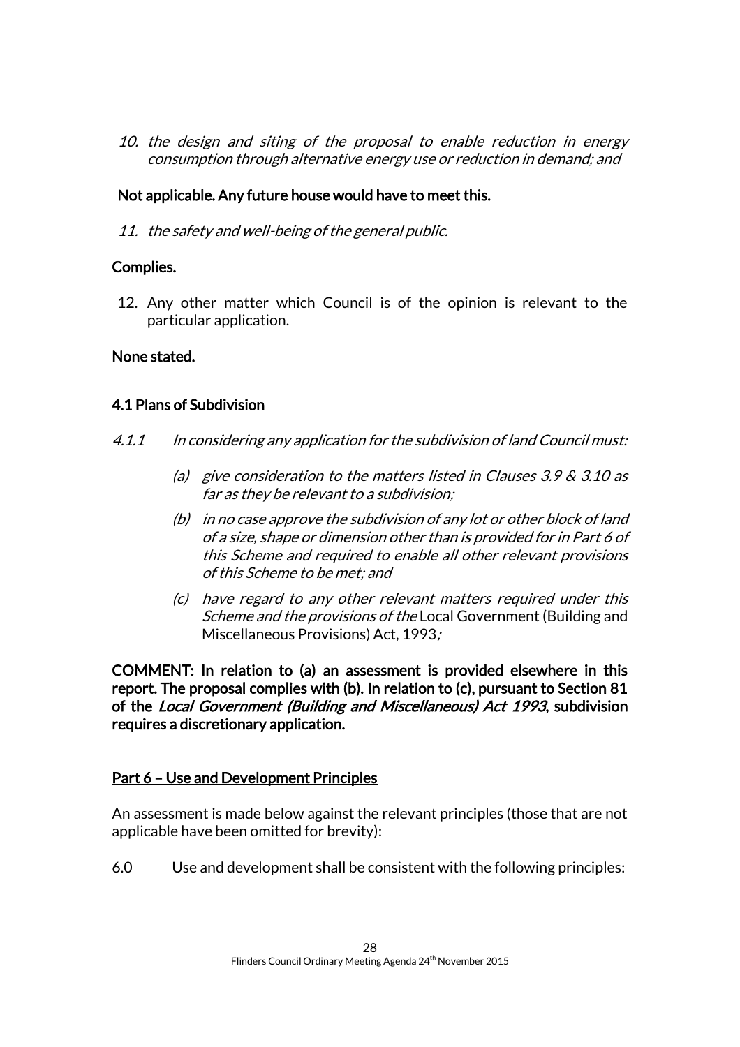10. *the design and siting of the proposal to enable reduction in energy consumption through alternative energy use or reduction in demand; and*

**Not applicable. Any future house would have to meet this.**

11. *the safety and well-being of the general public.*

**Complies.**

12. Any other matter which Council is of the opinion is relevant to the particular application.

**None stated.**

**4.1 Plans of Subdivision**

*4.1.1 In considering any application for the subdivision of land Council must:*

- *(a) give consideration to the matters listed in Clauses 3.9 & 3.10 as far as they be relevant to a subdivision;*
- *(b) in no case approve the subdivision of any lot or other block of land of a size, shape or dimension other than is provided for in Part 6 of this Scheme and required to enable all other relevant provisions of this Scheme to be met; and*
- *(c) have regard to any other relevant matters required under this Scheme and the provisions of the* Local Government (Building and Miscellaneous Provisions) Act, 1993*;*

**COMMENT: In relation to (a) an assessment is provided elsewhere in this report. The proposal complies with (b). In relation to (c), pursuant to Section 81 of the *Local Government (Building and Miscellaneous) Act 1993*, subdivision requires a discretionary application.**

**<u>Part 6 – Use and Development Principles</u>**

An assessment is made below against the relevant principles (those that are not applicable have been omitted for brevity):

6.0 Use and development shall be consistent with the following principles: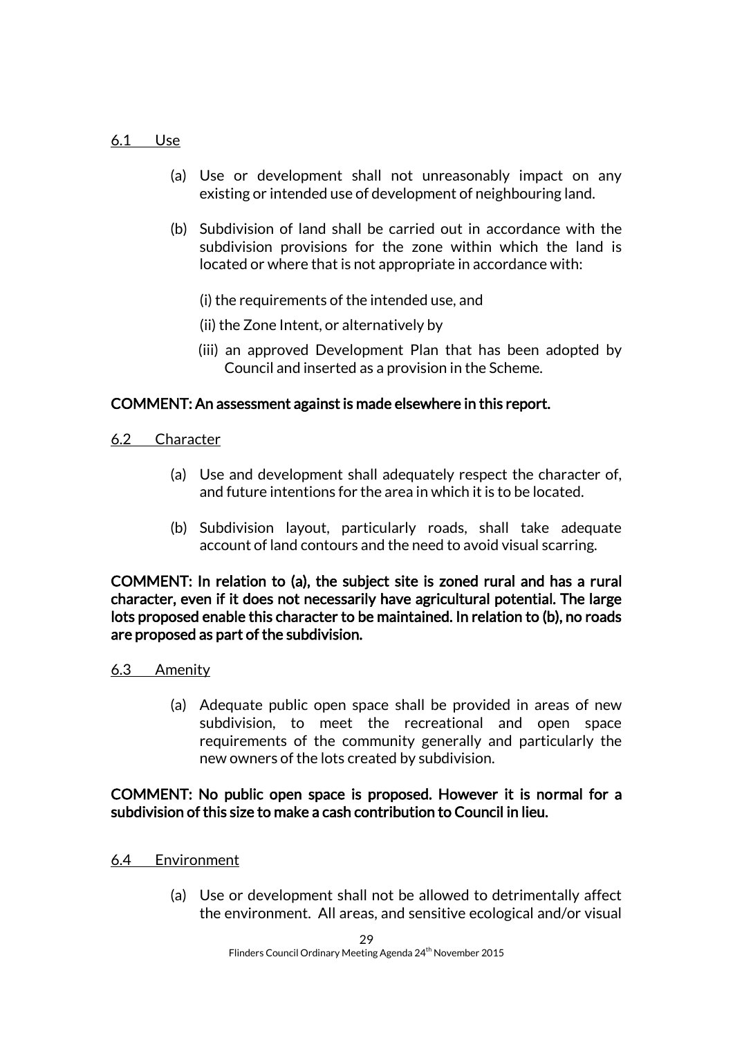6.1 Use

(a) Use or development shall not unreasonably impact on any existing or intended use of development of neighbouring land.

(b) Subdivision of land shall be carried out in accordance with the subdivision provisions for the zone within which the land is located or where that is not appropriate in accordance with:

(i) the requirements of the intended use, and

(ii) the Zone Intent, or alternatively by

(iii) an approved Development Plan that has been adopted by Council and inserted as a provision in the Scheme.

**COMMENT: An assessment against is made elsewhere in this report.**

6.2 Character

(a) Use and development shall adequately respect the character of, and future intentions for the area in which it is to be located.

(b) Subdivision layout, particularly roads, shall take adequate account of land contours and the need to avoid visual scarring.

**COMMENT: In relation to (a), the subject site is zoned rural and has a rural character, even if it does not necessarily have agricultural potential. The large lots proposed enable this character to be maintained. In relation to (b), no roads are proposed as part of the subdivision.**

6.3 Amenity

(a) Adequate public open space shall be provided in areas of new subdivision, to meet the recreational and open space requirements of the community generally and particularly the new owners of the lots created by subdivision.

**COMMENT: No public open space is proposed. However it is normal for a subdivision of this size to make a cash contribution to Council in lieu.**

6.4 Environment

(a) Use or development shall not be allowed to detrimentally affect the environment. All areas, and sensitive ecological and/or visual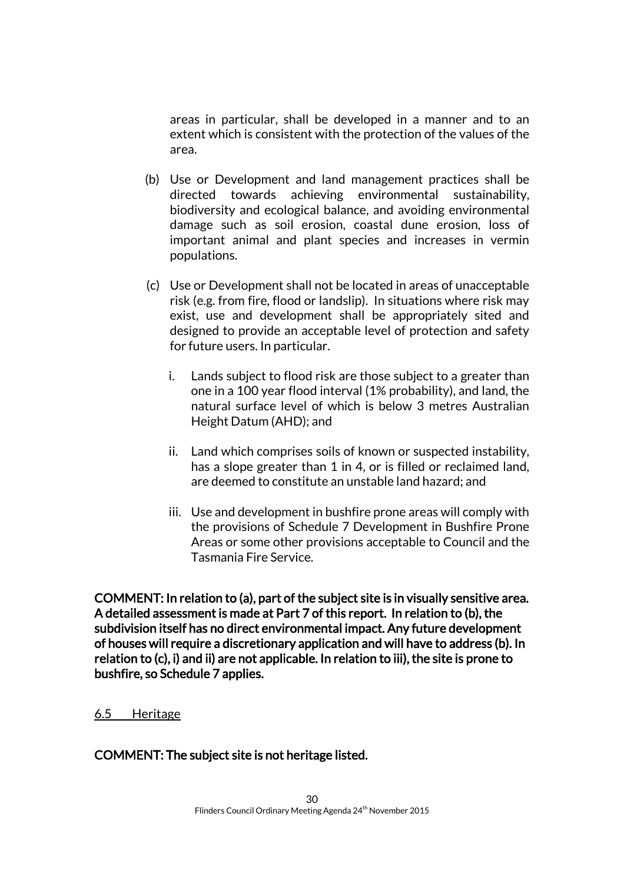areas in particular, shall be developed in a manner and to an extent which is consistent with the protection of the values of the area.

(b) Use or Development and land management practices shall be directed towards achieving environmental sustainability, biodiversity and ecological balance, and avoiding environmental damage such as soil erosion, coastal dune erosion, loss of important animal and plant species and increases in vermin populations.

(c) Use or Development shall not be located in areas of unacceptable risk (e.g. from fire, flood or landslip). In situations where risk may exist, use and development shall be appropriately sited and designed to provide an acceptable level of protection and safety for future users. In particular.

   i. Lands subject to flood risk are those subject to a greater than one in a 100 year flood interval (1% probability), and land, the natural surface level of which is below 3 metres Australian Height Datum (AHD); and

   ii. Land which comprises soils of known or suspected instability, has a slope greater than 1 in 4, or is filled or reclaimed land, are deemed to constitute an unstable land hazard; and

   iii. Use and development in bushfire prone areas will comply with the provisions of Schedule 7 Development in Bushfire Prone Areas or some other provisions acceptable to Council and the Tasmania Fire Service.

**COMMENT: In relation to (a), part of the subject site is in visually sensitive area. A detailed assessment is made at Part 7 of this report. In relation to (b), the subdivision itself has no direct environmental impact. Any future development of houses will require a discretionary application and will have to address (b). In relation to (c), i) and ii) are not applicable. In relation to iii), the site is prone to bushfire, so Schedule 7 applies.**

6.5 Heritage

**COMMENT: The subject site is not heritage listed.**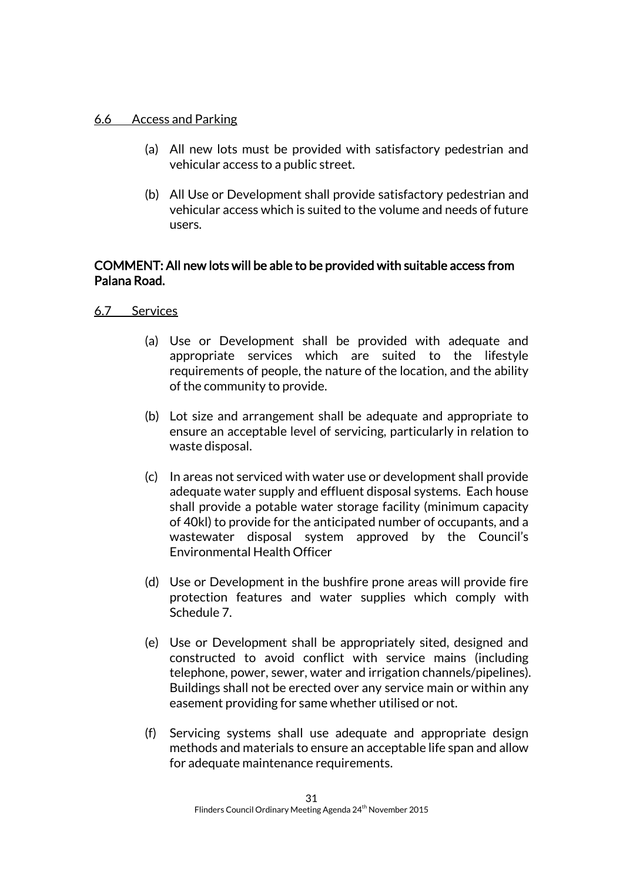6.6 Access and Parking

(a) All new lots must be provided with satisfactory pedestrian and vehicular access to a public street.

(b) All Use or Development shall provide satisfactory pedestrian and vehicular access which is suited to the volume and needs of future users.

**COMMENT: All new lots will be able to be provided with suitable access from Palana Road.**

6.7 Services

(a) Use or Development shall be provided with adequate and appropriate services which are suited to the lifestyle requirements of people, the nature of the location, and the ability of the community to provide.

(b) Lot size and arrangement shall be adequate and appropriate to ensure an acceptable level of servicing, particularly in relation to waste disposal.

(c) In areas not serviced with water use or development shall provide adequate water supply and effluent disposal systems. Each house shall provide a potable water storage facility (minimum capacity of 40kl) to provide for the anticipated number of occupants, and a wastewater disposal system approved by the Council's Environmental Health Officer

(d) Use or Development in the bushfire prone areas will provide fire protection features and water supplies which comply with Schedule 7.

(e) Use or Development shall be appropriately sited, designed and constructed to avoid conflict with service mains (including telephone, power, sewer, water and irrigation channels/pipelines). Buildings shall not be erected over any service main or within any easement providing for same whether utilised or not.

(f) Servicing systems shall use adequate and appropriate design methods and materials to ensure an acceptable life span and allow for adequate maintenance requirements.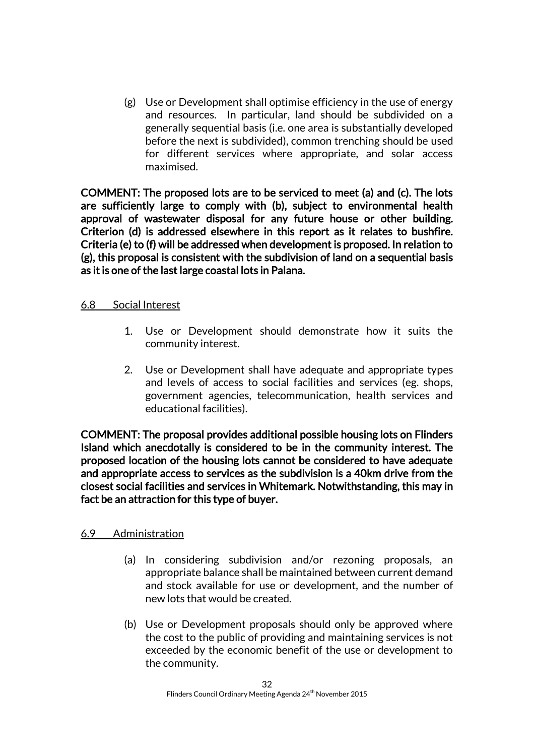(g) Use or Development shall optimise efficiency in the use of energy and resources. In particular, land should be subdivided on a generally sequential basis (i.e. one area is substantially developed before the next is subdivided), common trenching should be used for different services where appropriate, and solar access maximised.

**COMMENT: The proposed lots are to be serviced to meet (a) and (c). The lots are sufficiently large to comply with (b), subject to environmental health approval of wastewater disposal for any future house or other building. Criterion (d) is addressed elsewhere in this report as it relates to bushfire. Criteria (e) to (f) will be addressed when development is proposed. In relation to (g), this proposal is consistent with the subdivision of land on a sequential basis as it is one of the last large coastal lots in Palana.**

6.8 Social Interest

1. Use or Development should demonstrate how it suits the community interest.

2. Use or Development shall have adequate and appropriate types and levels of access to social facilities and services (eg. shops, government agencies, telecommunication, health services and educational facilities).

**COMMENT: The proposal provides additional possible housing lots on Flinders Island which anecdotally is considered to be in the community interest. The proposed location of the housing lots cannot be considered to have adequate and appropriate access to services as the subdivision is a 40km drive from the closest social facilities and services in Whitemark. Notwithstanding, this may in fact be an attraction for this type of buyer.**

6.9 Administration

(a) In considering subdivision and/or rezoning proposals, an appropriate balance shall be maintained between current demand and stock available for use or development, and the number of new lots that would be created.

(b) Use or Development proposals should only be approved where the cost to the public of providing and maintaining services is not exceeded by the economic benefit of the use or development to the community.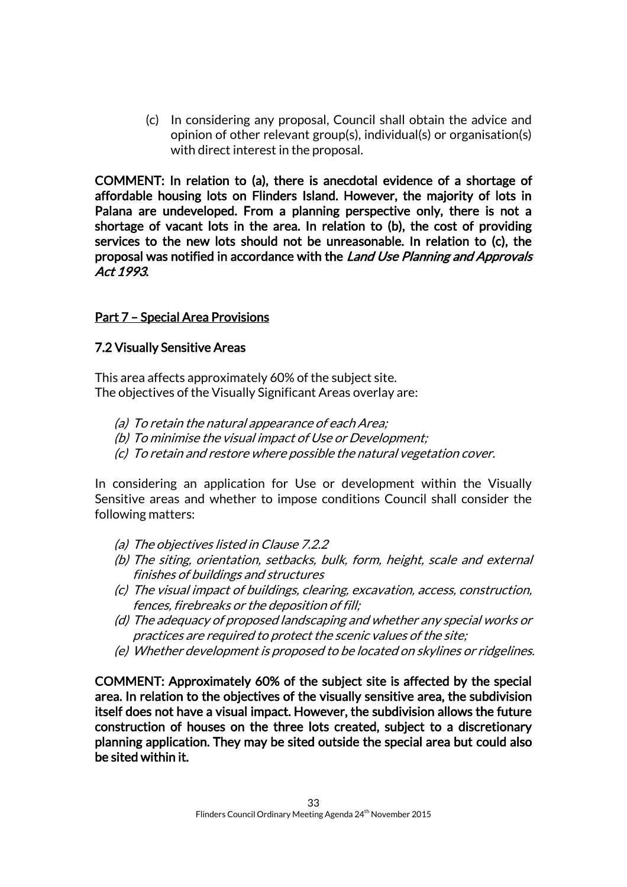(c) In considering any proposal, Council shall obtain the advice and opinion of other relevant group(s), individual(s) or organisation(s) with direct interest in the proposal.

**COMMENT: In relation to (a), there is anecdotal evidence of a shortage of affordable housing lots on Flinders Island. However, the majority of lots in Palana are undeveloped. From a planning perspective only, there is not a shortage of vacant lots in the area. In relation to (b), the cost of providing services to the new lots should not be unreasonable. In relation to (c), the proposal was notified in accordance with the *Land Use Planning and Approvals Act 1993*.**

## Part 7 – Special Area Provisions

### 7.2 Visually Sensitive Areas

This area affects approximately 60% of the subject site.
The objectives of the Visually Significant Areas overlay are:

*(a) To retain the natural appearance of each Area;*
*(b) To minimise the visual impact of Use or Development;*
*(c) To retain and restore where possible the natural vegetation cover.*

In considering an application for Use or development within the Visually Sensitive areas and whether to impose conditions Council shall consider the following matters:

*(a) The objectives listed in Clause 7.2.2*
*(b) The siting, orientation, setbacks, bulk, form, height, scale and external finishes of buildings and structures*
*(c) The visual impact of buildings, clearing, excavation, access, construction, fences, firebreaks or the deposition of fill;*
*(d) The adequacy of proposed landscaping and whether any special works or practices are required to protect the scenic values of the site;*
*(e) Whether development is proposed to be located on skylines or ridgelines.*

**COMMENT: Approximately 60% of the subject site is affected by the special area. In relation to the objectives of the visually sensitive area, the subdivision itself does not have a visual impact. However, the subdivision allows the future construction of houses on the three lots created, subject to a discretionary planning application. They may be sited outside the special area but could also be sited within it.**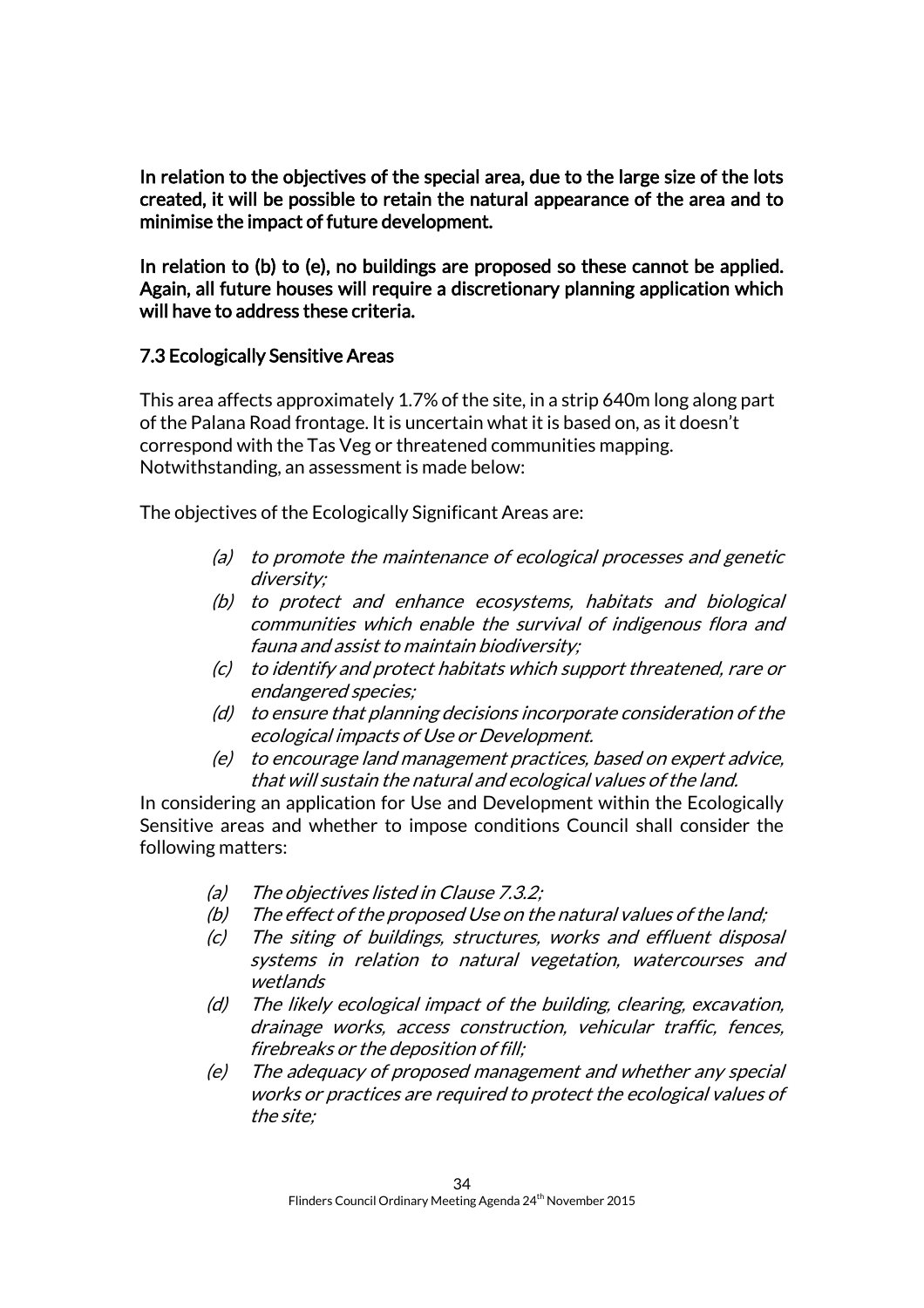**In relation to the objectives of the special area, due to the large size of the lots created, it will be possible to retain the natural appearance of the area and to minimise the impact of future development.**

**In relation to (b) to (e), no buildings are proposed so these cannot be applied. Again, all future houses will require a discretionary planning application which will have to address these criteria.**

## 7.3 Ecologically Sensitive Areas

This area affects approximately 1.7% of the site, in a strip 640m long along part of the Palana Road frontage. It is uncertain what it is based on, as it doesn't correspond with the Tas Veg or threatened communities mapping. Notwithstanding, an assessment is made below:

The objectives of the Ecologically Significant Areas are:

- *(a) to promote the maintenance of ecological processes and genetic diversity;*
- *(b) to protect and enhance ecosystems, habitats and biological communities which enable the survival of indigenous flora and fauna and assist to maintain biodiversity;*
- *(c) to identify and protect habitats which support threatened, rare or endangered species;*
- *(d) to ensure that planning decisions incorporate consideration of the ecological impacts of Use or Development.*
- *(e) to encourage land management practices, based on expert advice, that will sustain the natural and ecological values of the land.*

In considering an application for Use and Development within the Ecologically Sensitive areas and whether to impose conditions Council shall consider the following matters:

- *(a) The objectives listed in Clause 7.3.2;*
- *(b) The effect of the proposed Use on the natural values of the land;*
- *(c) The siting of buildings, structures, works and effluent disposal systems in relation to natural vegetation, watercourses and wetlands*
- *(d) The likely ecological impact of the building, clearing, excavation, drainage works, access construction, vehicular traffic, fences, firebreaks or the deposition of fill;*
- *(e) The adequacy of proposed management and whether any special works or practices are required to protect the ecological values of the site;*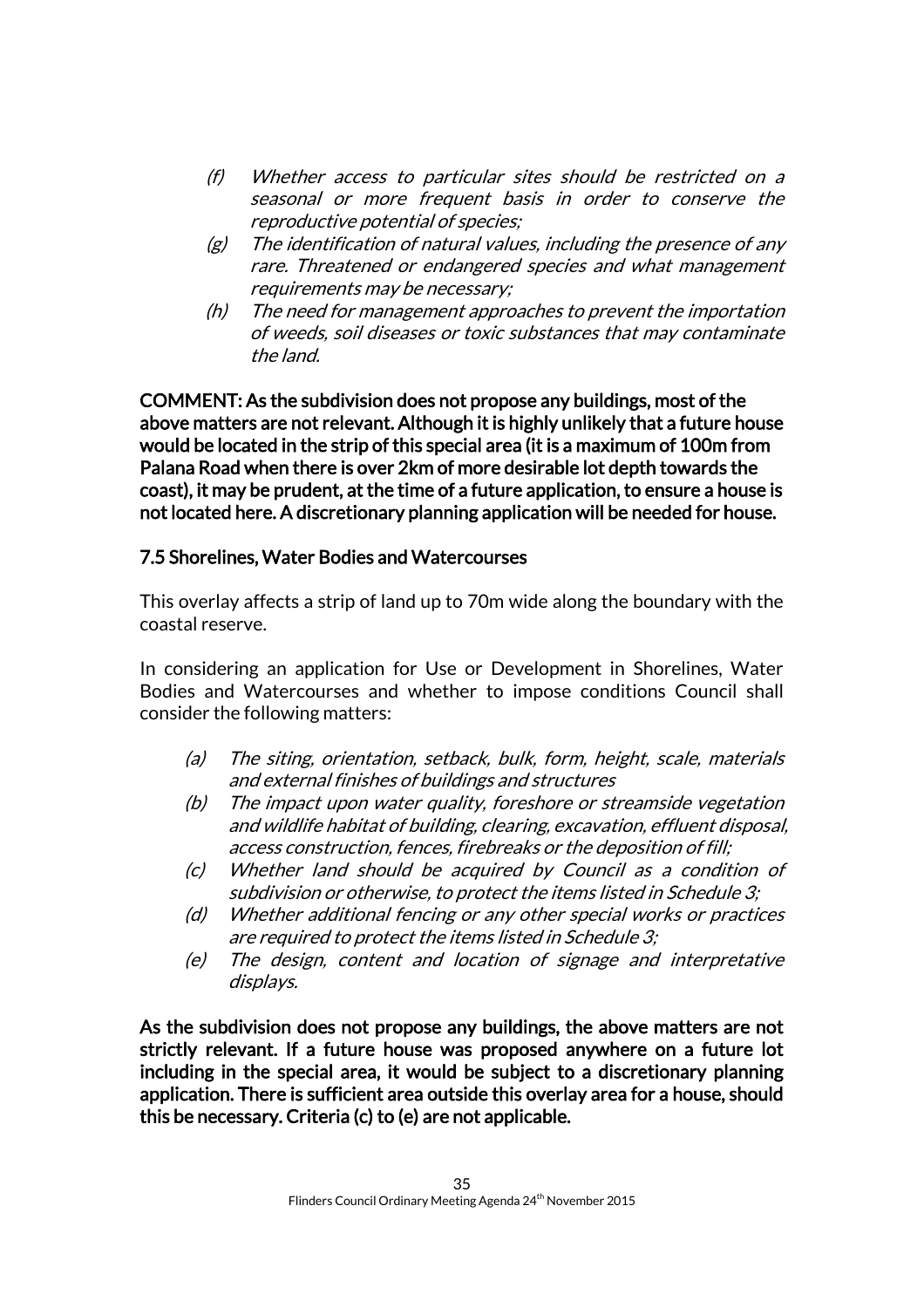(f) *Whether access to particular sites should be restricted on a seasonal or more frequent basis in order to conserve the reproductive potential of species;*

(g) *The identification of natural values, including the presence of any rare. Threatened or endangered species and what management requirements may be necessary;*

(h) *The need for management approaches to prevent the importation of weeds, soil diseases or toxic substances that may contaminate the land.*

**COMMENT: As the subdivision does not propose any buildings, most of the above matters are not relevant. Although it is highly unlikely that a future house would be located in the strip of this special area (it is a maximum of 100m from Palana Road when there is over 2km of more desirable lot depth towards the coast), it may be prudent, at the time of a future application, to ensure a house is not located here. A discretionary planning application will be needed for house.**

### 7.5 Shorelines, Water Bodies and Watercourses

This overlay affects a strip of land up to 70m wide along the boundary with the coastal reserve.

In considering an application for Use or Development in Shorelines, Water Bodies and Watercourses and whether to impose conditions Council shall consider the following matters:

(a) *The siting, orientation, setback, bulk, form, height, scale, materials and external finishes of buildings and structures*

(b) *The impact upon water quality, foreshore or streamside vegetation and wildlife habitat of building, clearing, excavation, effluent disposal, access construction, fences, firebreaks or the deposition of fill;*

(c) *Whether land should be acquired by Council as a condition of subdivision or otherwise, to protect the items listed in Schedule 3;*

(d) *Whether additional fencing or any other special works or practices are required to protect the items listed in Schedule 3;*

(e) *The design, content and location of signage and interpretative displays.*

**As the subdivision does not propose any buildings, the above matters are not strictly relevant. If a future house was proposed anywhere on a future lot including in the special area, it would be subject to a discretionary planning application. There is sufficient area outside this overlay area for a house, should this be necessary. Criteria (c) to (e) are not applicable.**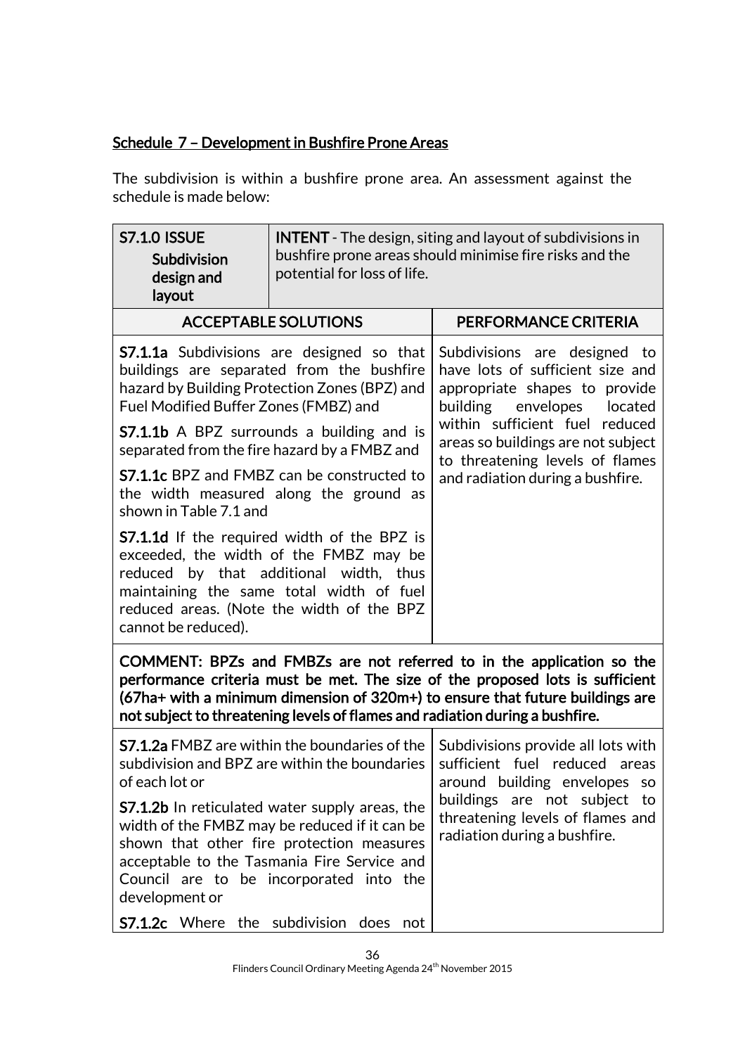## Schedule 7 – Development in Bushfire Prone Areas

The subdivision is within a bushfire prone area. An assessment against the schedule is made below:

| **S7.1.0 ISSUE** **Subdivision design and layout** | **INTENT** - The design, siting and layout of subdivisions in bushfire prone areas should minimise fire risks and the potential for loss of life. |
|---|---|
| **ACCEPTABLE SOLUTIONS** | **PERFORMANCE CRITERIA** |
| **S7.1.1a** Subdivisions are designed so that buildings are separated from the bushfire hazard by Building Protection Zones (BPZ) and Fuel Modified Buffer Zones (FMBZ) and<br><br>**S7.1.1b** A BPZ surrounds a building and is separated from the fire hazard by a FMBZ and<br><br>**S7.1.1c** BPZ and FMBZ can be constructed to the width measured along the ground as shown in Table 7.1 and<br><br>**S7.1.1d** If the required width of the BPZ is exceeded, the width of the FMBZ may be reduced by that additional width, thus maintaining the same total width of fuel reduced areas. (Note the width of the BPZ cannot be reduced). | Subdivisions are designed to have lots of sufficient size and appropriate shapes to provide building envelopes located within sufficient fuel reduced areas so buildings are not subject to threatening levels of flames and radiation during a bushfire. |
| **COMMENT: BPZs and FMBZs are not referred to in the application so the performance criteria must be met. The size of the proposed lots is sufficient (67ha+ with a minimum dimension of 320m+) to ensure that future buildings are not subject to threatening levels of flames and radiation during a bushfire.** | |
| **S7.1.2a** FMBZ are within the boundaries of the subdivision and BPZ are within the boundaries of each lot or<br><br>**S7.1.2b** In reticulated water supply areas, the width of the FMBZ may be reduced if it can be shown that other fire protection measures acceptable to the Tasmania Fire Service and Council are to be incorporated into the development or<br><br>**S7.1.2c** Where the subdivision does not | Subdivisions provide all lots with sufficient fuel reduced areas around building envelopes so buildings are not subject to threatening levels of flames and radiation during a bushfire. |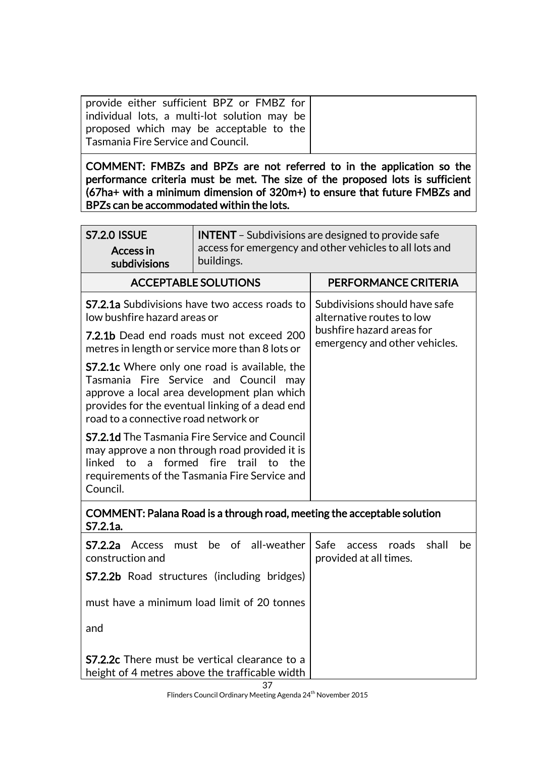| | |
|---|---|
| provide either sufficient BPZ or FMBZ for individual lots, a multi-lot solution may be proposed which may be acceptable to the Tasmania Fire Service and Council. | |

**COMMENT: FMBZs and BPZs are not referred to in the application so the performance criteria must be met. The size of the proposed lots is sufficient (67ha+ with a minimum dimension of 320m+) to ensure that future FMBZs and BPZs can be accommodated within the lots.**

| **S7.2.0 ISSUE** **Access in subdivisions** | **INTENT** – Subdivisions are designed to provide safe access for emergency and other vehicles to all lots and buildings. |
|---|---|
| **ACCEPTABLE SOLUTIONS** | **PERFORMANCE CRITERIA** |
| **S7.2.1a** Subdivisions have two access roads to low bushfire hazard areas or<br><br>**7.2.1b** Dead end roads must not exceed 200 metres in length or service more than 8 lots or<br><br>**S7.2.1c** Where only one road is available, the Tasmania Fire Service and Council may approve a local area development plan which provides for the eventual linking of a dead end road to a connective road network or<br><br>**S7.2.1d** The Tasmania Fire Service and Council may approve a non through road provided it is linked to a formed fire trail to the requirements of the Tasmania Fire Service and Council. | Subdivisions should have safe alternative routes to low bushfire hazard areas for emergency and other vehicles. |
| **COMMENT: Palana Road is a through road, meeting the acceptable solution S7.2.1a.** | |
| **S7.2.2a** Access must be of all-weather construction and<br><br>**S7.2.2b** Road structures (including bridges) must have a minimum load limit of 20 tonnes and<br><br>**S7.2.2c** There must be vertical clearance to a height of 4 metres above the trafficable width | Safe access roads shall be provided at all times. |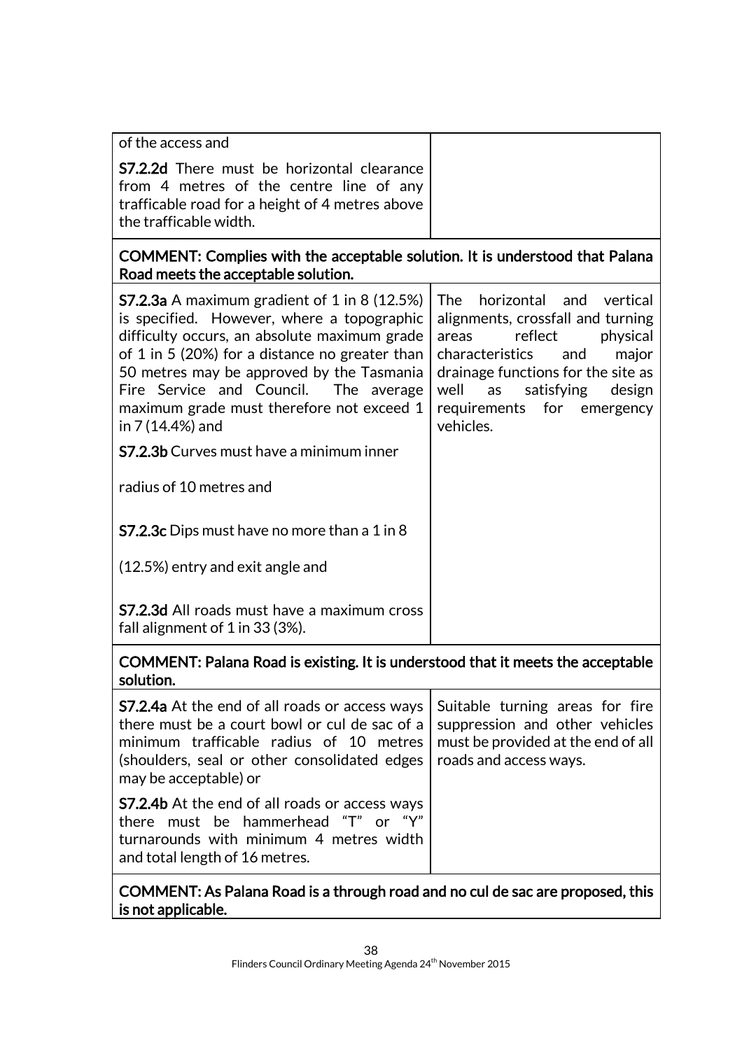| | |
|---|---|
| of the access and<br><br>**S7.2.2d** There must be horizontal clearance from 4 metres of the centre line of any trafficable road for a height of 4 metres above the trafficable width. | |
| **COMMENT: Complies with the acceptable solution. It is understood that Palana Road meets the acceptable solution.** | |
| **S7.2.3a** A maximum gradient of 1 in 8 (12.5%) is specified. However, where a topographic difficulty occurs, an absolute maximum grade of 1 in 5 (20%) for a distance no greater than 50 metres may be approved by the Tasmania Fire Service and Council. The average maximum grade must therefore not exceed 1 in 7 (14.4%) and<br><br>**S7.2.3b** Curves must have a minimum inner radius of 10 metres and<br><br>**S7.2.3c** Dips must have no more than a 1 in 8 (12.5%) entry and exit angle and<br><br>**S7.2.3d** All roads must have a maximum cross fall alignment of 1 in 33 (3%). | The horizontal and vertical alignments, crossfall and turning areas reflect physical characteristics and major drainage functions for the site as well as satisfying design requirements for emergency vehicles. |
| **COMMENT: Palana Road is existing. It is understood that it meets the acceptable solution.** | |
| **S7.2.4a** At the end of all roads or access ways there must be a court bowl or cul de sac of a minimum trafficable radius of 10 metres (shoulders, seal or other consolidated edges may be acceptable) or<br><br>**S7.2.4b** At the end of all roads or access ways there must be hammerhead "T" or "Y" turnarounds with minimum 4 metres width and total length of 16 metres. | Suitable turning areas for fire suppression and other vehicles must be provided at the end of all roads and access ways. |
| **COMMENT: As Palana Road is a through road and no cul de sac are proposed, this is not applicable.** | |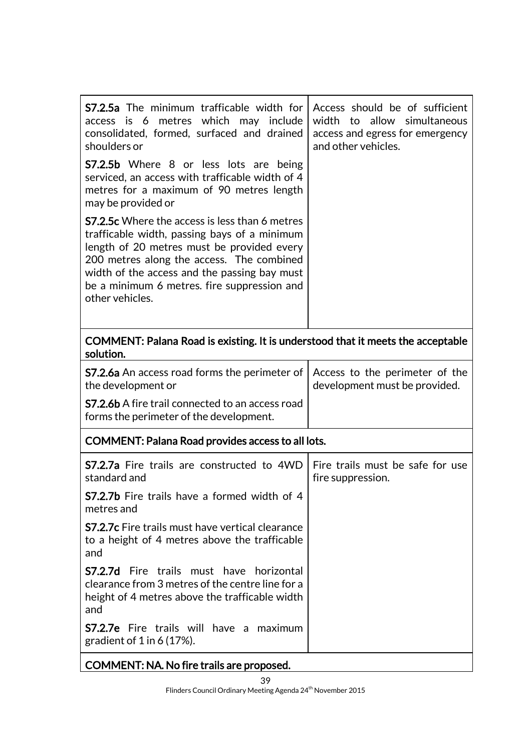| | |
|---|---|
| **S7.2.5a** The minimum trafficable width for access is 6 metres which may include consolidated, formed, surfaced and drained shoulders or<br><br>**S7.2.5b** Where 8 or less lots are being serviced, an access with trafficable width of 4 metres for a maximum of 90 metres length may be provided or<br><br>**S7.2.5c** Where the access is less than 6 metres trafficable width, passing bays of a minimum length of 20 metres must be provided every 200 metres along the access. The combined width of the access and the passing bay must be a minimum 6 metres. fire suppression and other vehicles. | Access should be of sufficient width to allow simultaneous access and egress for emergency and other vehicles. |
| **COMMENT: Palana Road is existing. It is understood that it meets the acceptable solution.** | |
| **S7.2.6a** An access road forms the perimeter of the development or<br><br>**S7.2.6b** A fire trail connected to an access road forms the perimeter of the development. | Access to the perimeter of the development must be provided. |
| **COMMENT: Palana Road provides access to all lots.** | |
| **S7.2.7a** Fire trails are constructed to 4WD standard and<br><br>**S7.2.7b** Fire trails have a formed width of 4 metres and<br><br>**S7.2.7c** Fire trails must have vertical clearance to a height of 4 metres above the trafficable and<br><br>**S7.2.7d** Fire trails must have horizontal clearance from 3 metres of the centre line for a height of 4 metres above the trafficable width and<br><br>**S7.2.7e** Fire trails will have a maximum gradient of 1 in 6 (17%). | Fire trails must be safe for use fire suppression. |
| **COMMENT: NA. No fire trails are proposed.** | |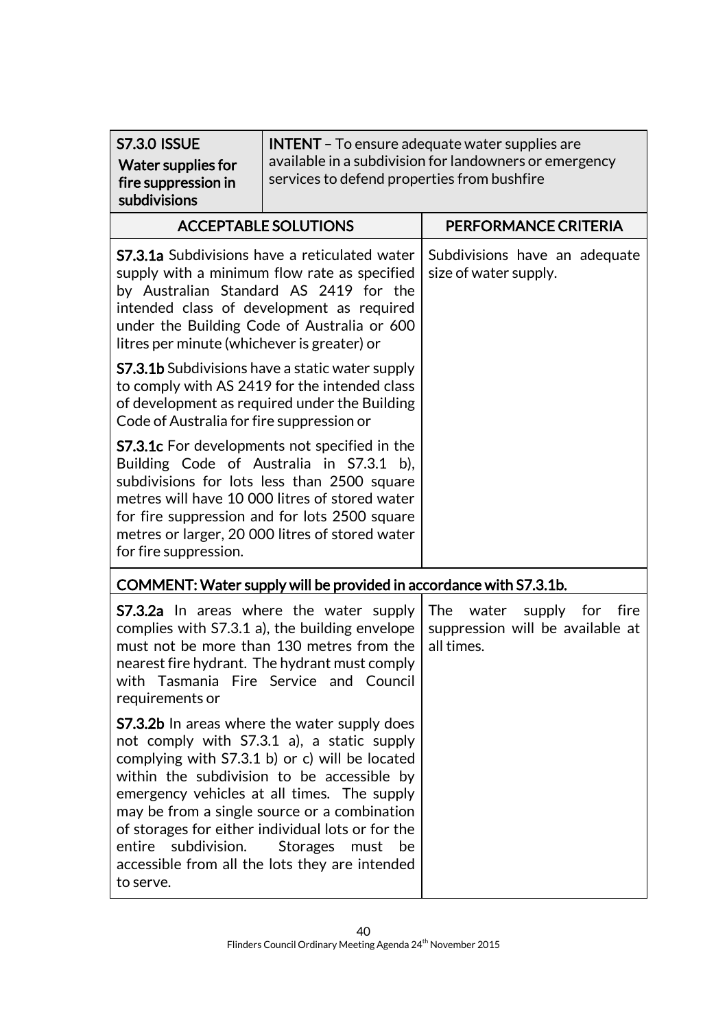| **S7.3.0 ISSUE** Water supplies for fire suppression in subdivisions | **INTENT** – To ensure adequate water supplies are available in a subdivision for landowners or emergency services to defend properties from bushfire |
|---|---|
| **ACCEPTABLE SOLUTIONS** | **PERFORMANCE CRITERIA** |
| **S7.3.1a** Subdivisions have a reticulated water supply with a minimum flow rate as specified by Australian Standard AS 2419 for the intended class of development as required under the Building Code of Australia or 600 litres per minute (whichever is greater) or<br><br>**S7.3.1b** Subdivisions have a static water supply to comply with AS 2419 for the intended class of development as required under the Building Code of Australia for fire suppression or<br><br>**S7.3.1c** For developments not specified in the Building Code of Australia in S7.3.1 b), subdivisions for lots less than 2500 square metres will have 10 000 litres of stored water for fire suppression and for lots 2500 square metres or larger, 20 000 litres of stored water for fire suppression. | Subdivisions have an adequate size of water supply. |
| **COMMENT: Water supply will be provided in accordance with S7.3.1b.** | |
| **S7.3.2a** In areas where the water supply complies with S7.3.1 a), the building envelope must not be more than 130 metres from the nearest fire hydrant. The hydrant must comply with Tasmania Fire Service and Council requirements or<br><br>**S7.3.2b** In areas where the water supply does not comply with S7.3.1 a), a static supply complying with S7.3.1 b) or c) will be located within the subdivision to be accessible by emergency vehicles at all times. The supply may be from a single source or a combination of storages for either individual lots or for the entire subdivision. Storages must be accessible from all the lots they are intended to serve. | The water supply for fire suppression will be available at all times. |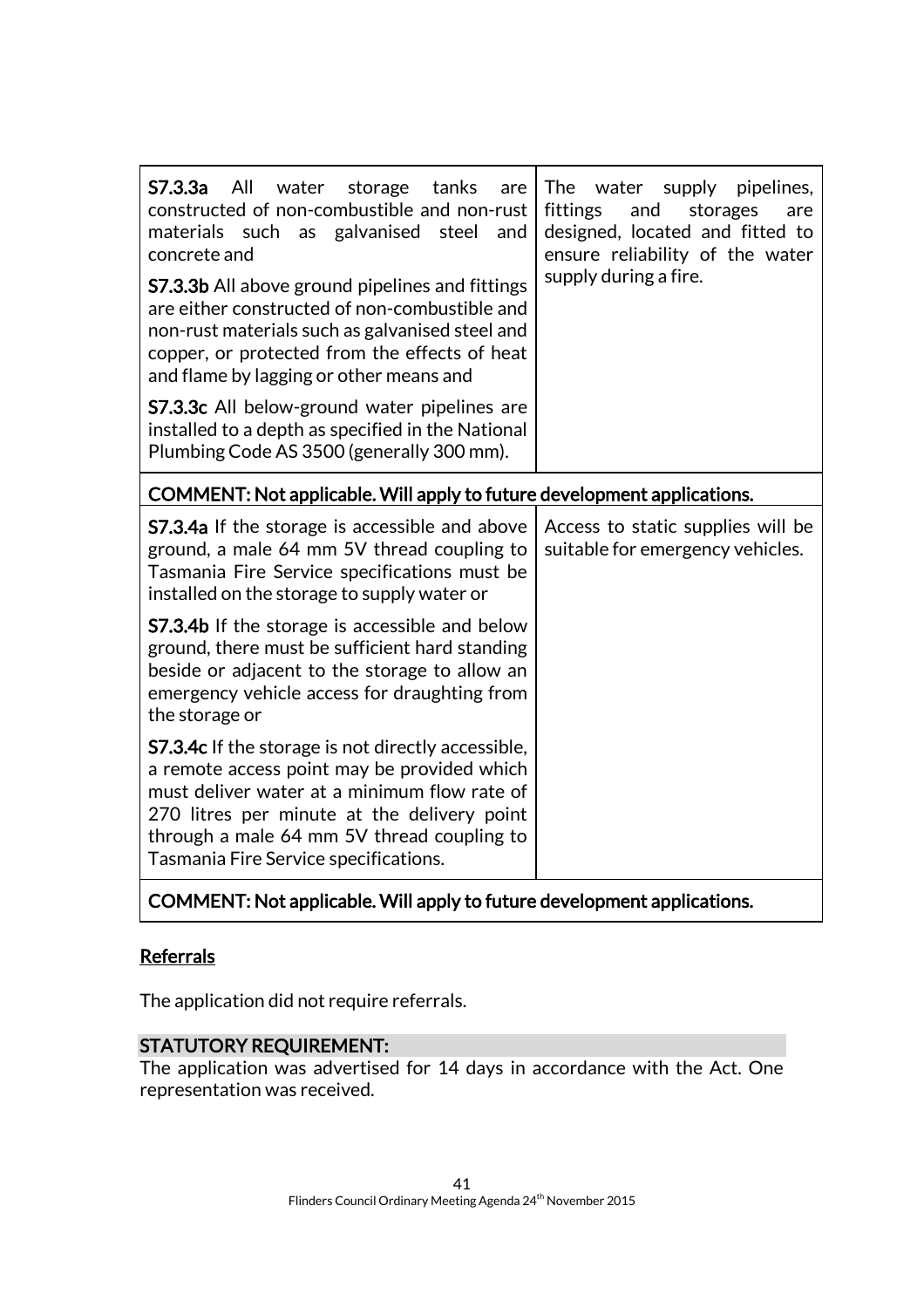| | |
|---|---|
| **S7.3.3a** All water storage tanks are constructed of non-combustible and non-rust materials such as galvanised steel and concrete and<br><br>**S7.3.3b** All above ground pipelines and fittings are either constructed of non-combustible and non-rust materials such as galvanised steel and copper, or protected from the effects of heat and flame by lagging or other means and<br><br>**S7.3.3c** All below-ground water pipelines are installed to a depth as specified in the National Plumbing Code AS 3500 (generally 300 mm). | The water supply pipelines, fittings and storages are designed, located and fitted to ensure reliability of the water supply during a fire. |
| **COMMENT: Not applicable. Will apply to future development applications.** | |
| **S7.3.4a** If the storage is accessible and above ground, a male 64 mm 5V thread coupling to Tasmania Fire Service specifications must be installed on the storage to supply water or<br><br>**S7.3.4b** If the storage is accessible and below ground, there must be sufficient hard standing beside or adjacent to the storage to allow an emergency vehicle access for draughting from the storage or<br><br>**S7.3.4c** If the storage is not directly accessible, a remote access point may be provided which must deliver water at a minimum flow rate of 270 litres per minute at the delivery point through a male 64 mm 5V thread coupling to Tasmania Fire Service specifications. | Access to static supplies will be suitable for emergency vehicles. |
| **COMMENT: Not applicable. Will apply to future development applications.** | |

## Referrals

The application did not require referrals.

## STATUTORY REQUIREMENT:

The application was advertised for 14 days in accordance with the Act. One representation was received.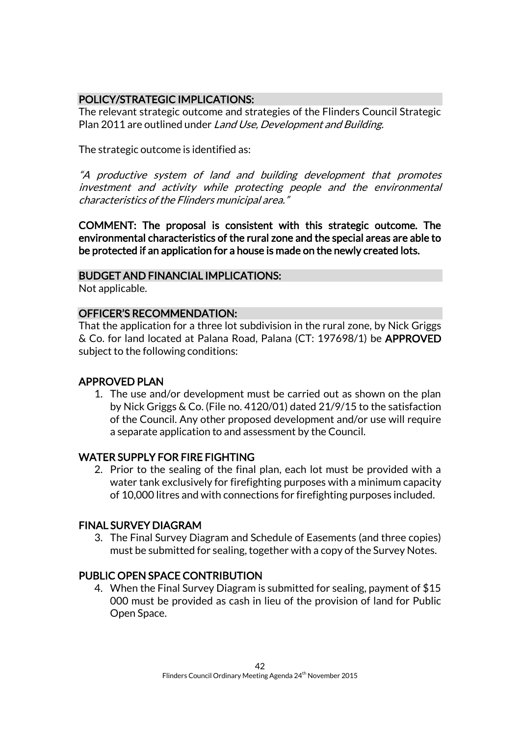## POLICY/STRATEGIC IMPLICATIONS:

The relevant strategic outcome and strategies of the Flinders Council Strategic Plan 2011 are outlined under *Land Use, Development and Building.*

The strategic outcome is identified as:

*"A productive system of land and building development that promotes investment and activity while protecting people and the environmental characteristics of the Flinders municipal area."*

**COMMENT: The proposal is consistent with this strategic outcome. The environmental characteristics of the rural zone and the special areas are able to be protected if an application for a house is made on the newly created lots.**

## BUDGET AND FINANCIAL IMPLICATIONS:

Not applicable.

## OFFICER'S RECOMMENDATION:

That the application for a three lot subdivision in the rural zone, by Nick Griggs & Co. for land located at Palana Road, Palana (CT: 197698/1) be **APPROVED** subject to the following conditions:

### APPROVED PLAN

1. The use and/or development must be carried out as shown on the plan by Nick Griggs & Co. (File no. 4120/01) dated 21/9/15 to the satisfaction of the Council. Any other proposed development and/or use will require a separate application to and assessment by the Council.

### WATER SUPPLY FOR FIRE FIGHTING

2. Prior to the sealing of the final plan, each lot must be provided with a water tank exclusively for firefighting purposes with a minimum capacity of 10,000 litres and with connections for firefighting purposes included.

### FINAL SURVEY DIAGRAM

3. The Final Survey Diagram and Schedule of Easements (and three copies) must be submitted for sealing, together with a copy of the Survey Notes.

### PUBLIC OPEN SPACE CONTRIBUTION

4. When the Final Survey Diagram is submitted for sealing, payment of $15 000 must be provided as cash in lieu of the provision of land for Public Open Space.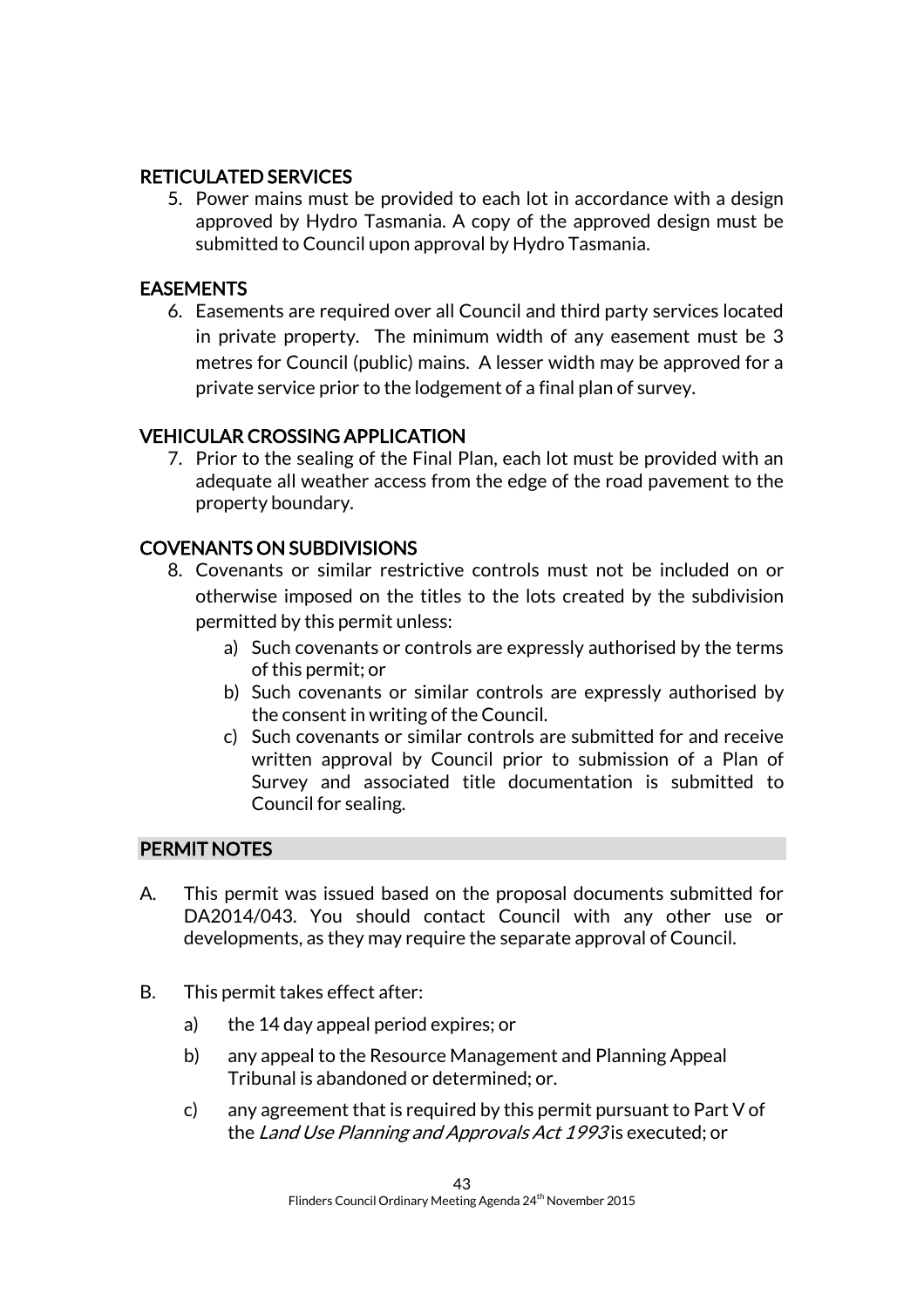### RETICULATED SERVICES

5. Power mains must be provided to each lot in accordance with a design approved by Hydro Tasmania. A copy of the approved design must be submitted to Council upon approval by Hydro Tasmania.

### EASEMENTS

6. Easements are required over all Council and third party services located in private property. The minimum width of any easement must be 3 metres for Council (public) mains. A lesser width may be approved for a private service prior to the lodgement of a final plan of survey.

### VEHICULAR CROSSING APPLICATION

7. Prior to the sealing of the Final Plan, each lot must be provided with an adequate all weather access from the edge of the road pavement to the property boundary.

### COVENANTS ON SUBDIVISIONS

8. Covenants or similar restrictive controls must not be included on or otherwise imposed on the titles to the lots created by the subdivision permitted by this permit unless:
   a) Such covenants or controls are expressly authorised by the terms of this permit; or
   b) Such covenants or similar controls are expressly authorised by the consent in writing of the Council.
   c) Such covenants or similar controls are submitted for and receive written approval by Council prior to submission of a Plan of Survey and associated title documentation is submitted to Council for sealing.

### PERMIT NOTES

A. This permit was issued based on the proposal documents submitted for DA2014/043. You should contact Council with any other use or developments, as they may require the separate approval of Council.

B. This permit takes effect after:

   a) the 14 day appeal period expires; or

   b) any appeal to the Resource Management and Planning Appeal Tribunal is abandoned or determined; or.

   c) any agreement that is required by this permit pursuant to Part V of the *Land Use Planning and Approvals Act 1993* is executed; or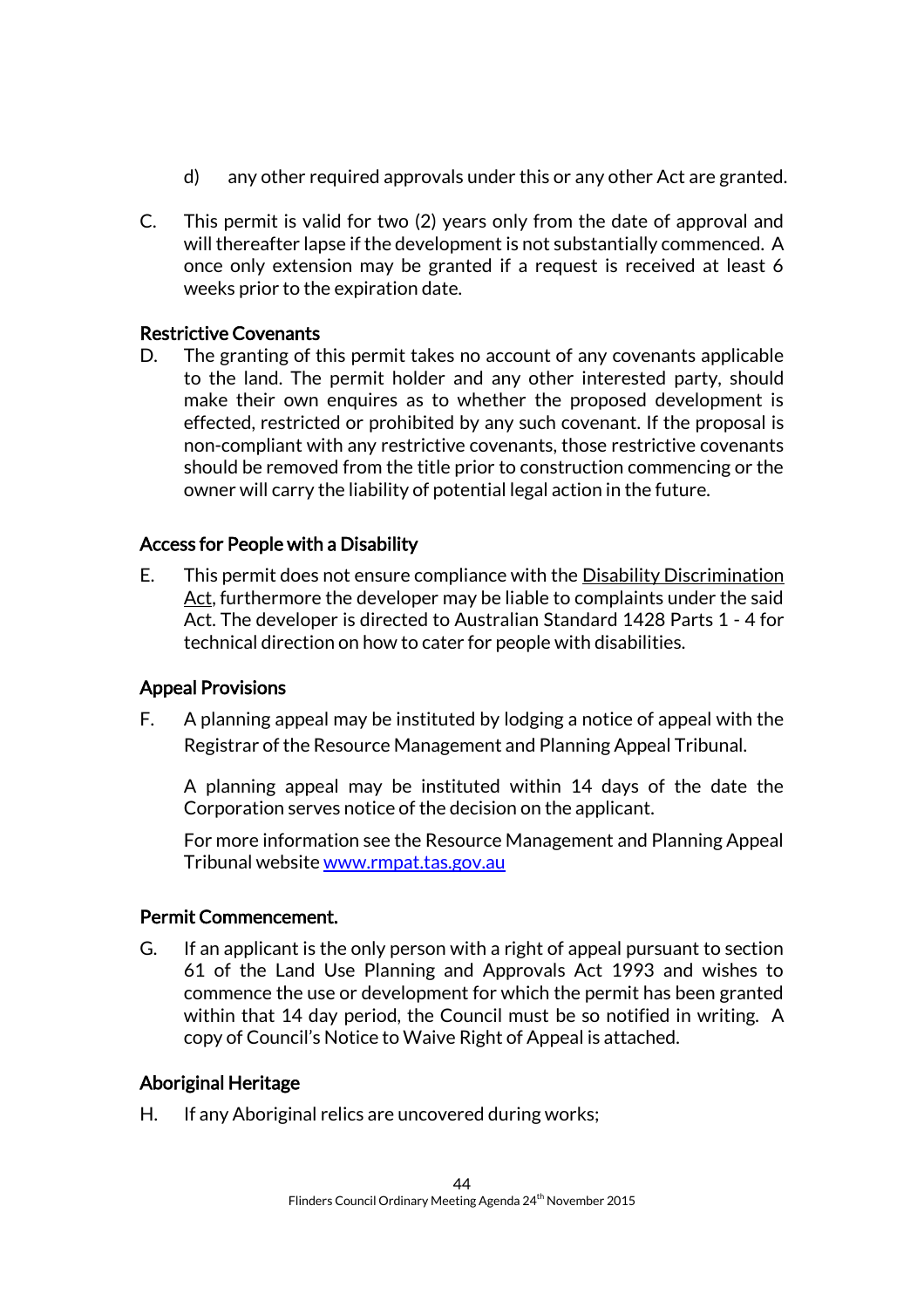d) any other required approvals under this or any other Act are granted.

C. This permit is valid for two (2) years only from the date of approval and will thereafter lapse if the development is not substantially commenced. A once only extension may be granted if a request is received at least 6 weeks prior to the expiration date.

**Restrictive Covenants**

D. The granting of this permit takes no account of any covenants applicable to the land. The permit holder and any other interested party, should make their own enquires as to whether the proposed development is effected, restricted or prohibited by any such covenant. If the proposal is non-compliant with any restrictive covenants, those restrictive covenants should be removed from the title prior to construction commencing or the owner will carry the liability of potential legal action in the future.

**Access for People with a Disability**

E. This permit does not ensure compliance with the Disability Discrimination Act, furthermore the developer may be liable to complaints under the said Act. The developer is directed to Australian Standard 1428 Parts 1 - 4 for technical direction on how to cater for people with disabilities.

**Appeal Provisions**

F. A planning appeal may be instituted by lodging a notice of appeal with the Registrar of the Resource Management and Planning Appeal Tribunal.

A planning appeal may be instituted within 14 days of the date the Corporation serves notice of the decision on the applicant.

For more information see the Resource Management and Planning Appeal Tribunal website www.rmpat.tas.gov.au

**Permit Commencement.**

G. If an applicant is the only person with a right of appeal pursuant to section 61 of the Land Use Planning and Approvals Act 1993 and wishes to commence the use or development for which the permit has been granted within that 14 day period, the Council must be so notified in writing. A copy of Council's Notice to Waive Right of Appeal is attached.

**Aboriginal Heritage**

H. If any Aboriginal relics are uncovered during works;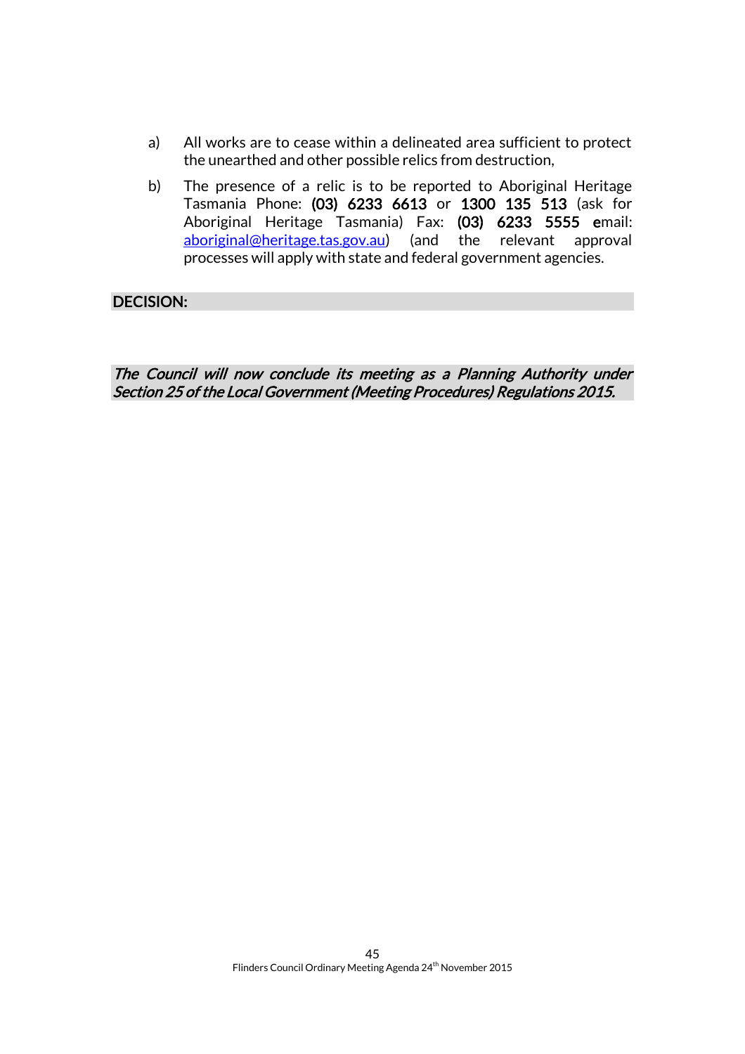a) All works are to cease within a delineated area sufficient to protect the unearthed and other possible relics from destruction,

b) The presence of a relic is to be reported to Aboriginal Heritage Tasmania Phone: **(03) 6233 6613** or **1300 135 513** (ask for Aboriginal Heritage Tasmania) Fax: **(03) 6233 5555** **e**mail: [aboriginal@heritage.tas.gov.au](mailto:aboriginal@heritage.tas.gov.au)) (and the relevant approval processes will apply with state and federal government agencies.

**DECISION:**

***The Council will now conclude its meeting as a Planning Authority under Section 25 of the Local Government (Meeting Procedures) Regulations 2015.***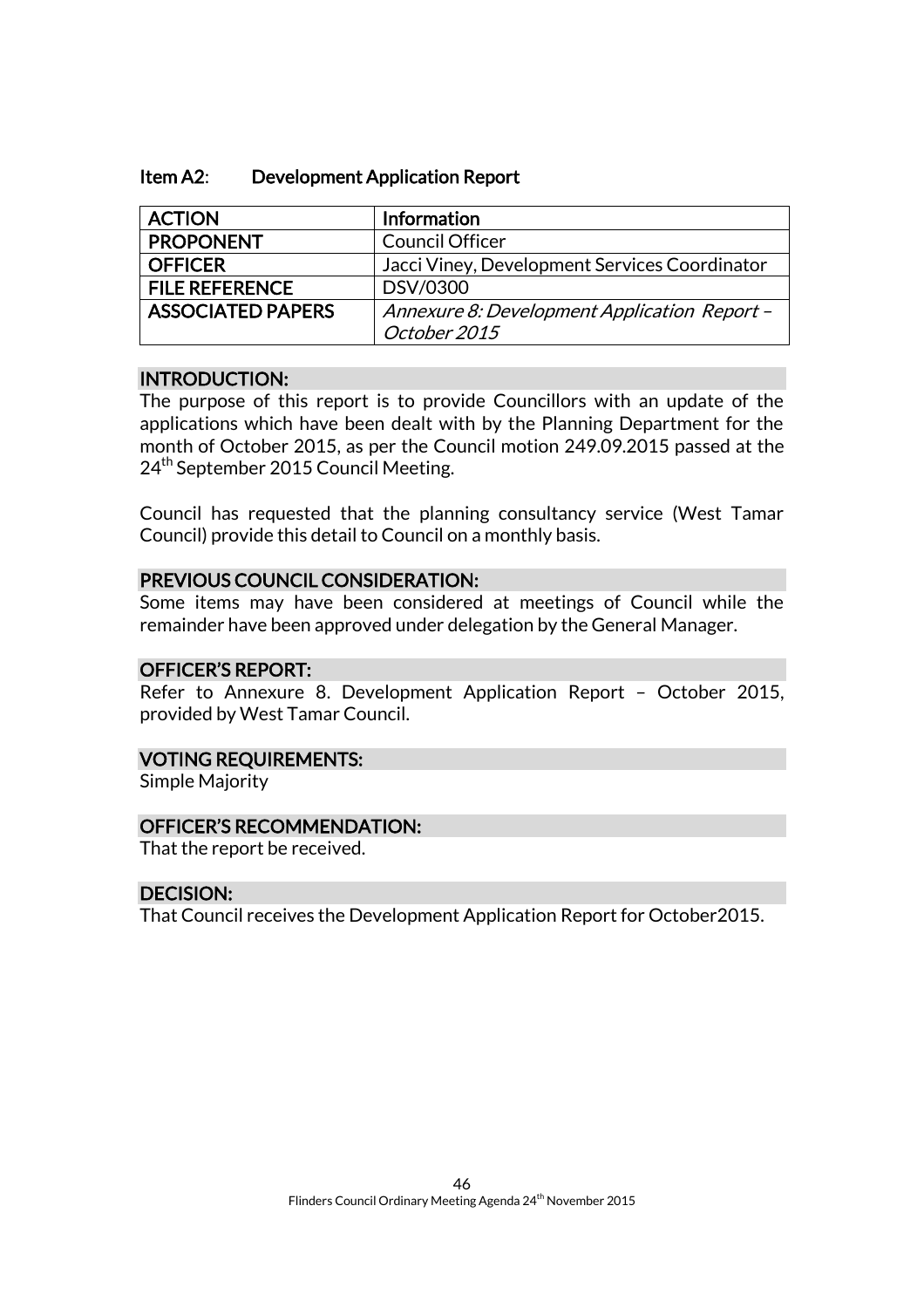## Item A2: Development Application Report

| ACTION | Information |
|---|---|
| PROPONENT | Council Officer |
| OFFICER | Jacci Viney, Development Services Coordinator |
| FILE REFERENCE | DSV/0300 |
| ASSOCIATED PAPERS | *Annexure 8: Development Application Report – October 2015* |

### INTRODUCTION:

The purpose of this report is to provide Councillors with an update of the applications which have been dealt with by the Planning Department for the month of October 2015, as per the Council motion 249.09.2015 passed at the 24th September 2015 Council Meeting.

Council has requested that the planning consultancy service (West Tamar Council) provide this detail to Council on a monthly basis.

### PREVIOUS COUNCIL CONSIDERATION:

Some items may have been considered at meetings of Council while the remainder have been approved under delegation by the General Manager.

### OFFICER'S REPORT:

Refer to Annexure 8. Development Application Report – October 2015, provided by West Tamar Council.

### VOTING REQUIREMENTS:

Simple Majority

### OFFICER'S RECOMMENDATION:

That the report be received.

### DECISION:

That Council receives the Development Application Report for October2015.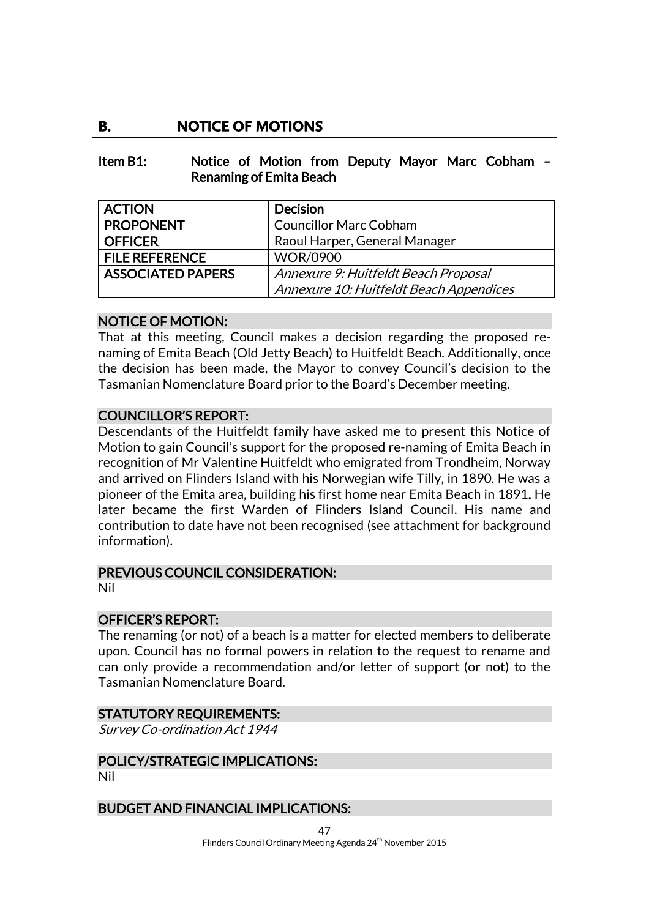## B. NOTICE OF MOTIONS

### Item B1: Notice of Motion from Deputy Mayor Marc Cobham – Renaming of Emita Beach

| ACTION | Decision |
|---|---|
| PROPONENT | Councillor Marc Cobham |
| OFFICER | Raoul Harper, General Manager |
| FILE REFERENCE | WOR/0900 |
| ASSOCIATED PAPERS | *Annexure 9: Huitfeldt Beach Proposal*<br>*Annexure 10: Huitfeldt Beach Appendices* |

#### NOTICE OF MOTION:

That at this meeting, Council makes a decision regarding the proposed re-naming of Emita Beach (Old Jetty Beach) to Huitfeldt Beach. Additionally, once the decision has been made, the Mayor to convey Council's decision to the Tasmanian Nomenclature Board prior to the Board's December meeting.

#### COUNCILLOR'S REPORT:

Descendants of the Huitfeldt family have asked me to present this Notice of Motion to gain Council's support for the proposed re-naming of Emita Beach in recognition of Mr Valentine Huitfeldt who emigrated from Trondheim, Norway and arrived on Flinders Island with his Norwegian wife Tilly, in 1890. He was a pioneer of the Emita area, building his first home near Emita Beach in 1891**.** He later became the first Warden of Flinders Island Council. His name and contribution to date have not been recognised (see attachment for background information).

#### PREVIOUS COUNCIL CONSIDERATION:

Nil

#### OFFICER'S REPORT:

The renaming (or not) of a beach is a matter for elected members to deliberate upon. Council has no formal powers in relation to the request to rename and can only provide a recommendation and/or letter of support (or not) to the Tasmanian Nomenclature Board.

#### STATUTORY REQUIREMENTS:

*Survey Co-ordination Act 1944*

#### POLICY/STRATEGIC IMPLICATIONS:

Nil

#### BUDGET AND FINANCIAL IMPLICATIONS: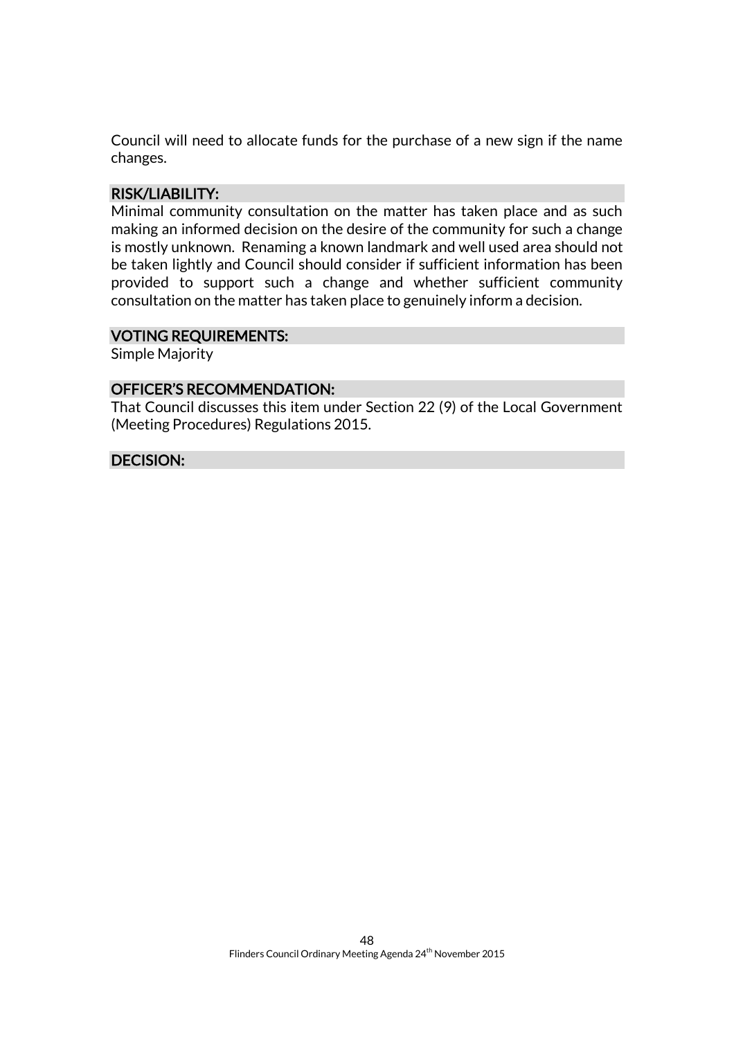Council will need to allocate funds for the purchase of a new sign if the name changes.

## RISK/LIABILITY:

Minimal community consultation on the matter has taken place and as such making an informed decision on the desire of the community for such a change is mostly unknown. Renaming a known landmark and well used area should not be taken lightly and Council should consider if sufficient information has been provided to support such a change and whether sufficient community consultation on the matter has taken place to genuinely inform a decision.

## VOTING REQUIREMENTS:

Simple Majority

## OFFICER'S RECOMMENDATION:

That Council discusses this item under Section 22 (9) of the Local Government (Meeting Procedures) Regulations 2015.

## DECISION: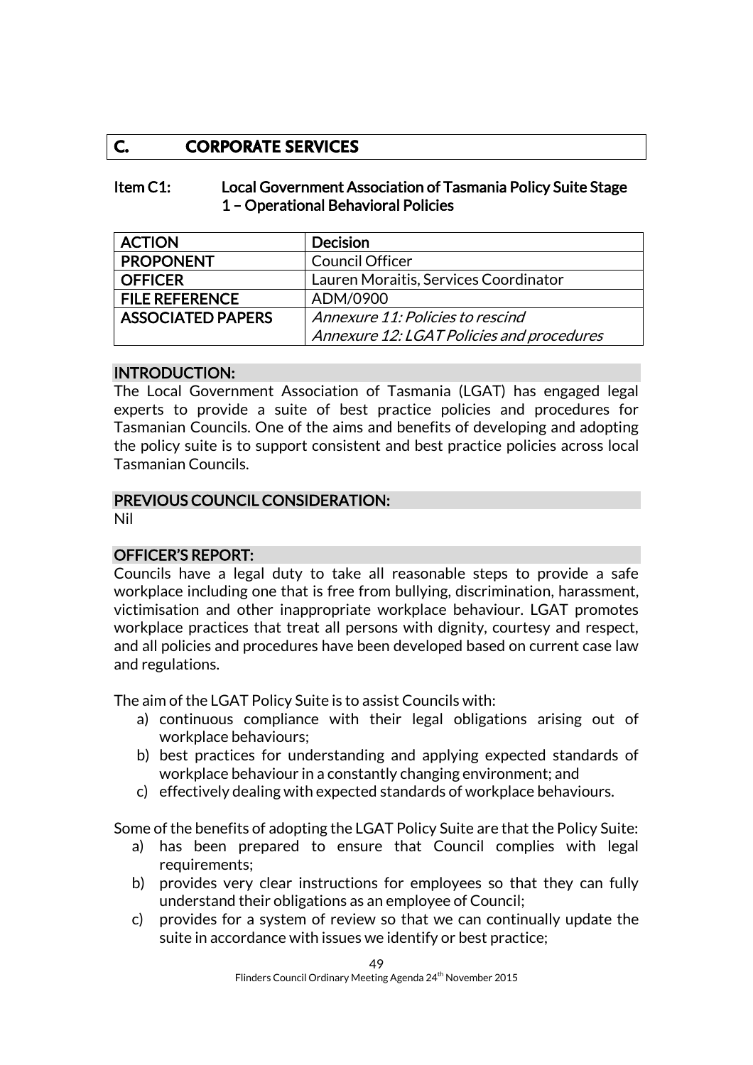# C. CORPORATE SERVICES

## Item C1: Local Government Association of Tasmania Policy Suite Stage 1 – Operational Behavioral Policies

| ACTION | Decision |
|---|---|
| PROPONENT | Council Officer |
| OFFICER | Lauren Moraitis, Services Coordinator |
| FILE REFERENCE | ADM/0900 |
| ASSOCIATED PAPERS | *Annexure 11: Policies to rescind*<br>*Annexure 12: LGAT Policies and procedures* |

### INTRODUCTION:

The Local Government Association of Tasmania (LGAT) has engaged legal experts to provide a suite of best practice policies and procedures for Tasmanian Councils. One of the aims and benefits of developing and adopting the policy suite is to support consistent and best practice policies across local Tasmanian Councils.

### PREVIOUS COUNCIL CONSIDERATION:

Nil

### OFFICER'S REPORT:

Councils have a legal duty to take all reasonable steps to provide a safe workplace including one that is free from bullying, discrimination, harassment, victimisation and other inappropriate workplace behaviour. LGAT promotes workplace practices that treat all persons with dignity, courtesy and respect, and all policies and procedures have been developed based on current case law and regulations.

The aim of the LGAT Policy Suite is to assist Councils with:

a) continuous compliance with their legal obligations arising out of workplace behaviours;
b) best practices for understanding and applying expected standards of workplace behaviour in a constantly changing environment; and
c) effectively dealing with expected standards of workplace behaviours.

Some of the benefits of adopting the LGAT Policy Suite are that the Policy Suite:

a) has been prepared to ensure that Council complies with legal requirements;
b) provides very clear instructions for employees so that they can fully understand their obligations as an employee of Council;
c) provides for a system of review so that we can continually update the suite in accordance with issues we identify or best practice;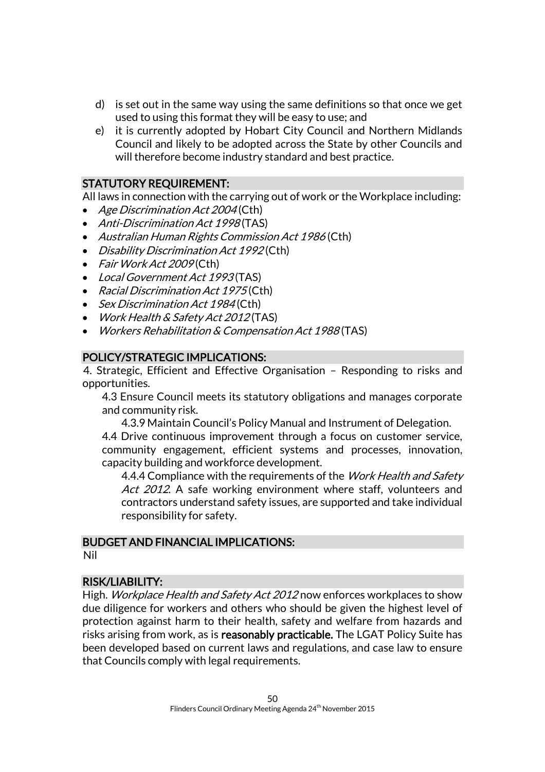d) is set out in the same way using the same definitions so that once we get used to using this format they will be easy to use; and
e) it is currently adopted by Hobart City Council and Northern Midlands Council and likely to be adopted across the State by other Councils and will therefore become industry standard and best practice.

## STATUTORY REQUIREMENT:

All laws in connection with the carrying out of work or the Workplace including:

- *Age Discrimination Act 2004* (Cth)
- *Anti-Discrimination Act 1998* (TAS)
- *Australian Human Rights Commission Act 1986* (Cth)
- *Disability Discrimination Act 1992* (Cth)
- *Fair Work Act 2009* (Cth)
- *Local Government Act 1993* (TAS)
- *Racial Discrimination Act 1975* (Cth)
- *Sex Discrimination Act 1984* (Cth)
- *Work Health & Safety Act 2012* (TAS)
- *Workers Rehabilitation & Compensation Act 1988* (TAS)

## POLICY/STRATEGIC IMPLICATIONS:

4. Strategic, Efficient and Effective Organisation – Responding to risks and opportunities.

4.3 Ensure Council meets its statutory obligations and manages corporate and community risk.

4.3.9 Maintain Council's Policy Manual and Instrument of Delegation.

4.4 Drive continuous improvement through a focus on customer service, community engagement, efficient systems and processes, innovation, capacity building and workforce development.

4.4.4 Compliance with the requirements of the *Work Health and Safety Act 2012*. A safe working environment where staff, volunteers and contractors understand safety issues, are supported and take individual responsibility for safety.

## BUDGET AND FINANCIAL IMPLICATIONS:

Nil

## RISK/LIABILITY:

High. *Workplace Health and Safety Act 2012* now enforces workplaces to show due diligence for workers and others who should be given the highest level of protection against harm to their health, safety and welfare from hazards and risks arising from work, as is **reasonably practicable.** The LGAT Policy Suite has been developed based on current laws and regulations, and case law to ensure that Councils comply with legal requirements.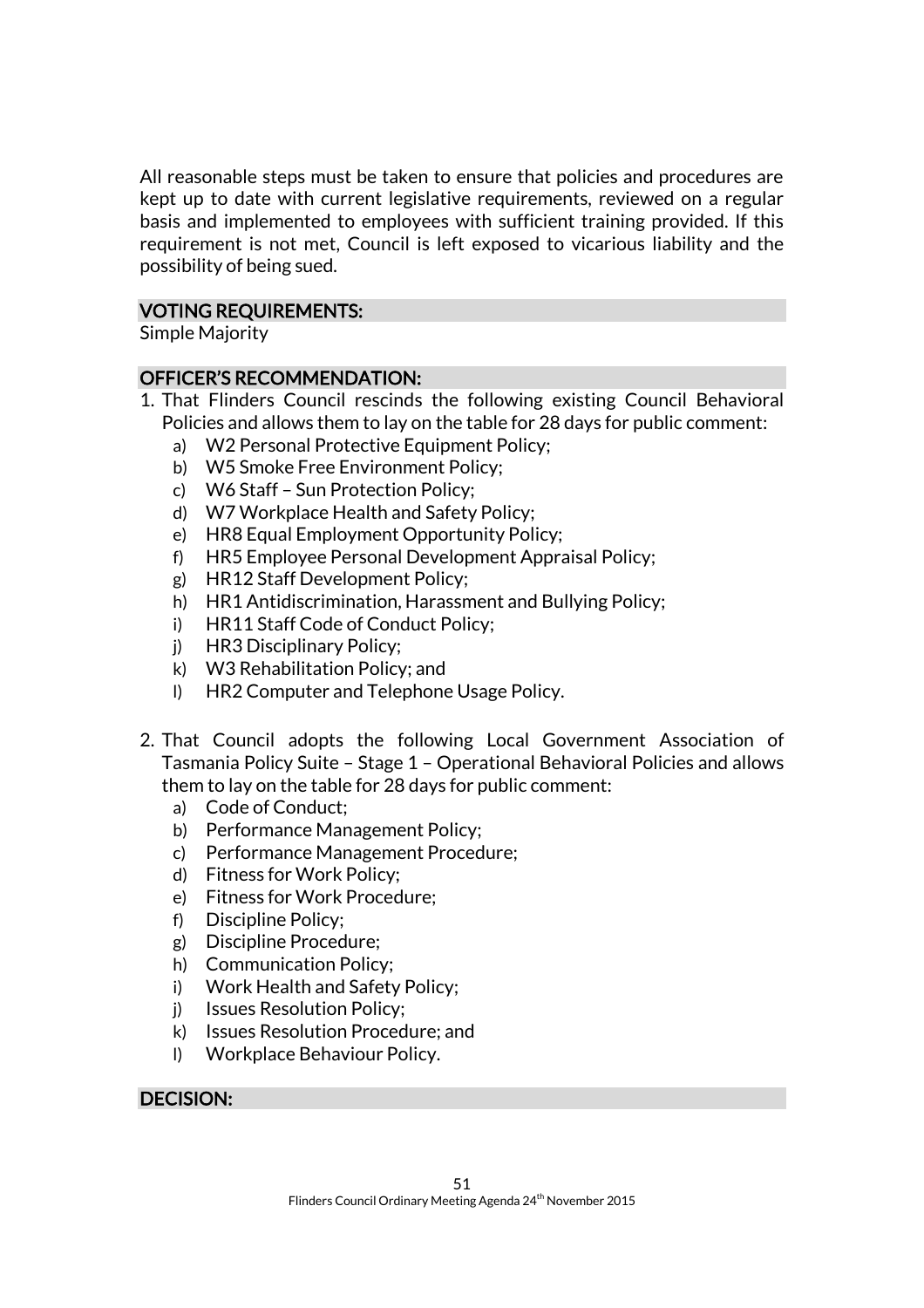All reasonable steps must be taken to ensure that policies and procedures are kept up to date with current legislative requirements, reviewed on a regular basis and implemented to employees with sufficient training provided. If this requirement is not met, Council is left exposed to vicarious liability and the possibility of being sued.

## VOTING REQUIREMENTS:

Simple Majority

## OFFICER'S RECOMMENDATION:

1. That Flinders Council rescinds the following existing Council Behavioral Policies and allows them to lay on the table for 28 days for public comment:
   a) W2 Personal Protective Equipment Policy;
   b) W5 Smoke Free Environment Policy;
   c) W6 Staff – Sun Protection Policy;
   d) W7 Workplace Health and Safety Policy;
   e) HR8 Equal Employment Opportunity Policy;
   f) HR5 Employee Personal Development Appraisal Policy;
   g) HR12 Staff Development Policy;
   h) HR1 Antidiscrimination, Harassment and Bullying Policy;
   i) HR11 Staff Code of Conduct Policy;
   j) HR3 Disciplinary Policy;
   k) W3 Rehabilitation Policy; and
   l) HR2 Computer and Telephone Usage Policy.

2. That Council adopts the following Local Government Association of Tasmania Policy Suite – Stage 1 – Operational Behavioral Policies and allows them to lay on the table for 28 days for public comment:
   a) Code of Conduct;
   b) Performance Management Policy;
   c) Performance Management Procedure;
   d) Fitness for Work Policy;
   e) Fitness for Work Procedure;
   f) Discipline Policy;
   g) Discipline Procedure;
   h) Communication Policy;
   i) Work Health and Safety Policy;
   j) Issues Resolution Policy;
   k) Issues Resolution Procedure; and
   l) Workplace Behaviour Policy.

## DECISION: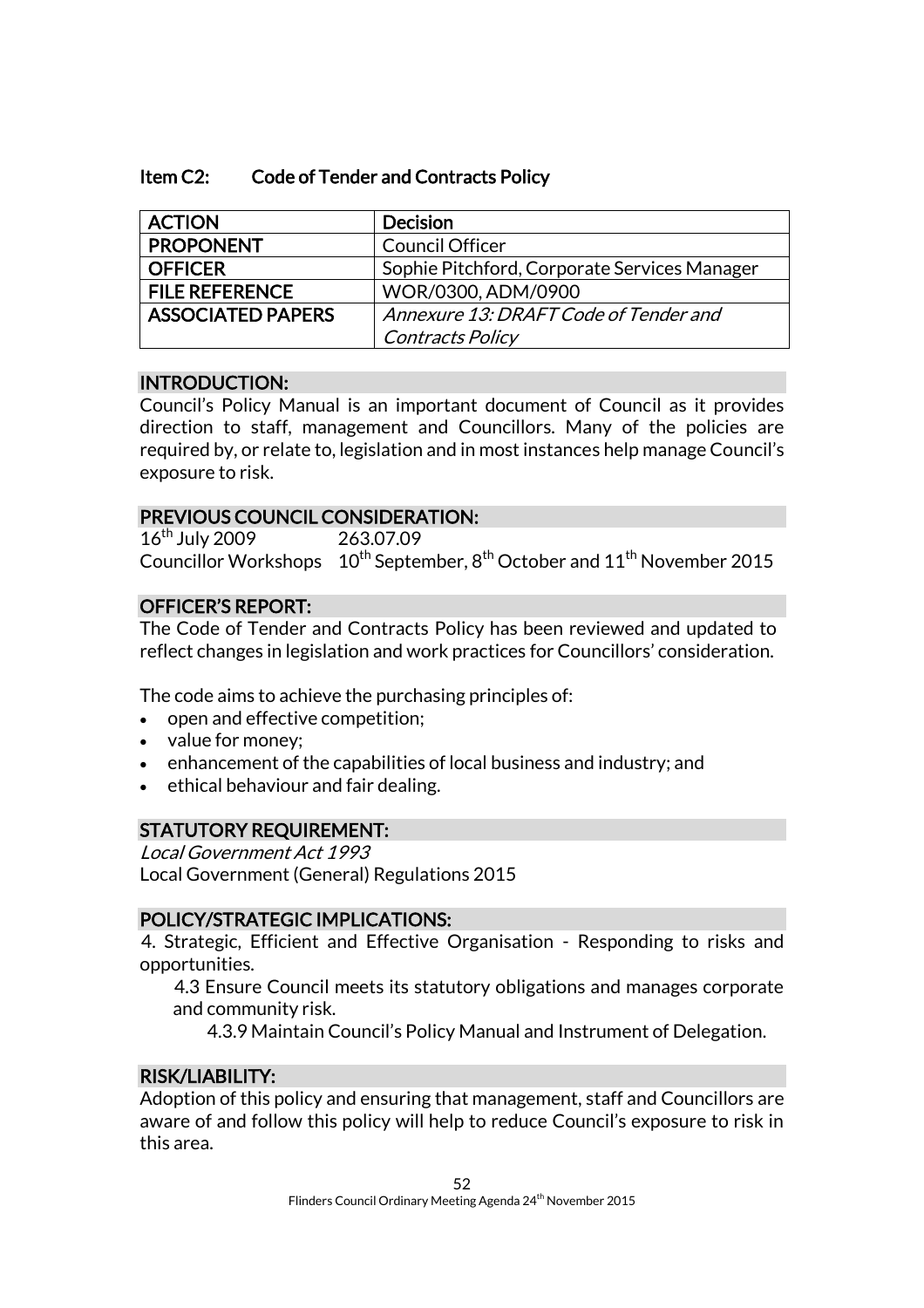### Item C2: Code of Tender and Contracts Policy

| ACTION | Decision |
|---|---|
| PROPONENT | Council Officer |
| OFFICER | Sophie Pitchford, Corporate Services Manager |
| FILE REFERENCE | WOR/0300, ADM/0900 |
| ASSOCIATED PAPERS | *Annexure 13: DRAFT Code of Tender and Contracts Policy* |

#### INTRODUCTION:

Council's Policy Manual is an important document of Council as it provides direction to staff, management and Councillors. Many of the policies are required by, or relate to, legislation and in most instances help manage Council's exposure to risk.

#### PREVIOUS COUNCIL CONSIDERATION:

16th July 2009 263.07.09
Councillor Workshops 10th September, 8th October and 11th November 2015

#### OFFICER'S REPORT:

The Code of Tender and Contracts Policy has been reviewed and updated to reflect changes in legislation and work practices for Councillors' consideration.

The code aims to achieve the purchasing principles of:

- open and effective competition;
- value for money;
- enhancement of the capabilities of local business and industry; and
- ethical behaviour and fair dealing.

#### STATUTORY REQUIREMENT:

*Local Government Act 1993*
Local Government (General) Regulations 2015

#### POLICY/STRATEGIC IMPLICATIONS:

4. Strategic, Efficient and Effective Organisation - Responding to risks and opportunities.

   4.3 Ensure Council meets its statutory obligations and manages corporate and community risk.

      4.3.9 Maintain Council's Policy Manual and Instrument of Delegation.

#### RISK/LIABILITY:

Adoption of this policy and ensuring that management, staff and Councillors are aware of and follow this policy will help to reduce Council's exposure to risk in this area.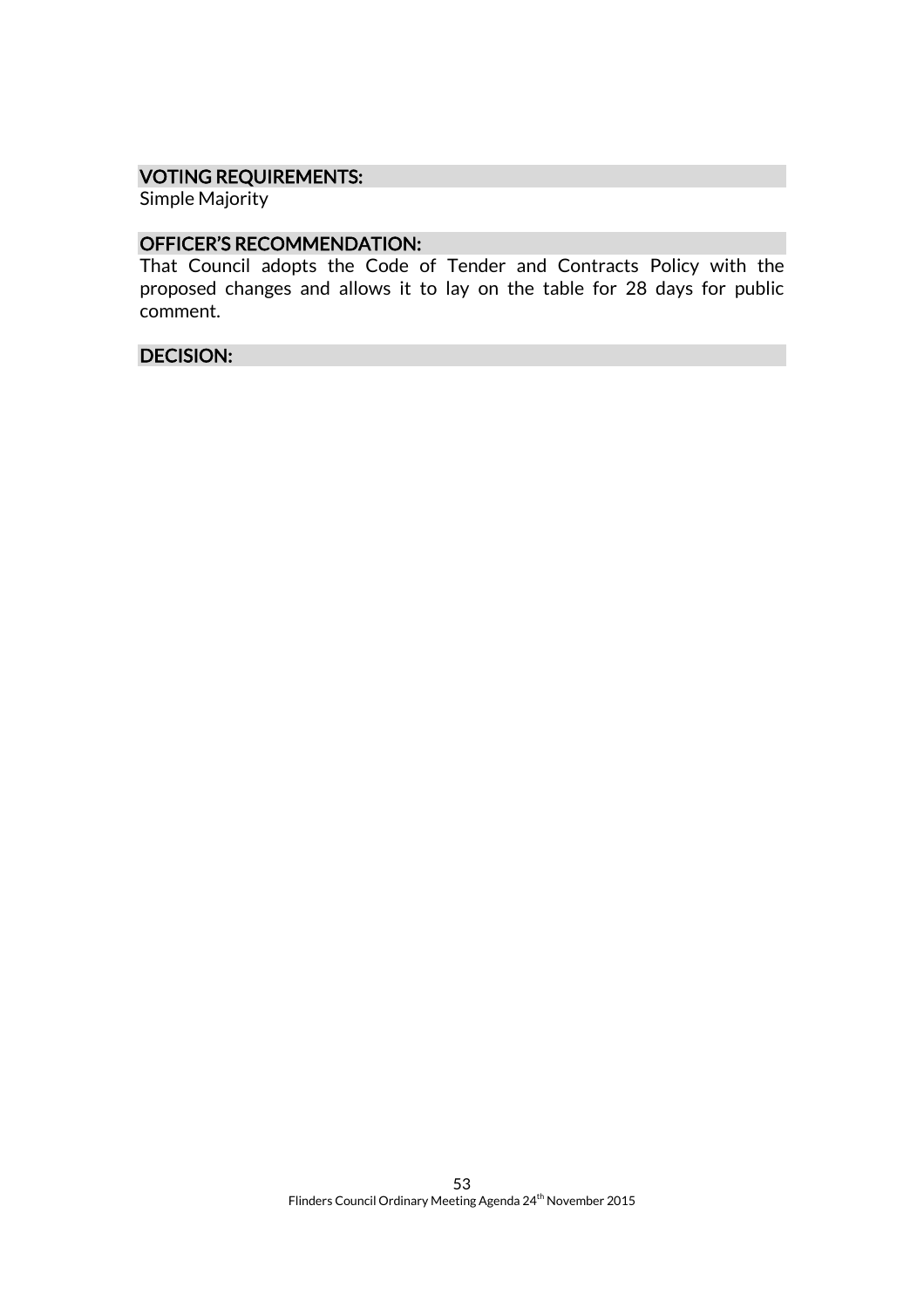### VOTING REQUIREMENTS:

Simple Majority

### OFFICER'S RECOMMENDATION:

That Council adopts the Code of Tender and Contracts Policy with the proposed changes and allows it to lay on the table for 28 days for public comment.

### DECISION: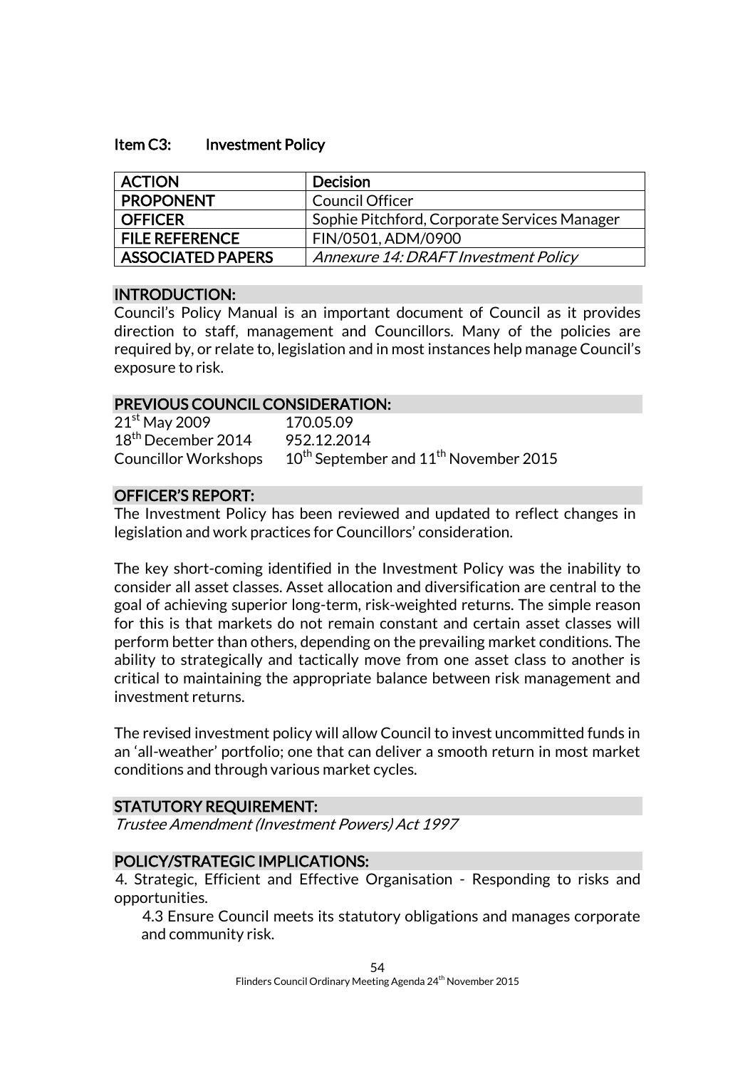## Item C3: Investment Policy

| ACTION | Decision |
|---|---|
| PROPONENT | Council Officer |
| OFFICER | Sophie Pitchford, Corporate Services Manager |
| FILE REFERENCE | FIN/0501, ADM/0900 |
| ASSOCIATED PAPERS | *Annexure 14: DRAFT Investment Policy* |

### INTRODUCTION:

Council's Policy Manual is an important document of Council as it provides direction to staff, management and Councillors. Many of the policies are required by, or relate to, legislation and in most instances help manage Council's exposure to risk.

### PREVIOUS COUNCIL CONSIDERATION:

| | |
|---|---|
| 21st May 2009 | 170.05.09 |
| 18th December 2014 | 952.12.2014 |
| Councillor Workshops | 10th September and 11th November 2015 |

### OFFICER'S REPORT:

The Investment Policy has been reviewed and updated to reflect changes in legislation and work practices for Councillors' consideration.

The key short-coming identified in the Investment Policy was the inability to consider all asset classes. Asset allocation and diversification are central to the goal of achieving superior long-term, risk-weighted returns. The simple reason for this is that markets do not remain constant and certain asset classes will perform better than others, depending on the prevailing market conditions. The ability to strategically and tactically move from one asset class to another is critical to maintaining the appropriate balance between risk management and investment returns.

The revised investment policy will allow Council to invest uncommitted funds in an 'all-weather' portfolio; one that can deliver a smooth return in most market conditions and through various market cycles.

### STATUTORY REQUIREMENT:

*Trustee Amendment (Investment Powers) Act 1997*

### POLICY/STRATEGIC IMPLICATIONS:

4. Strategic, Efficient and Effective Organisation - Responding to risks and opportunities.

    4.3 Ensure Council meets its statutory obligations and manages corporate and community risk.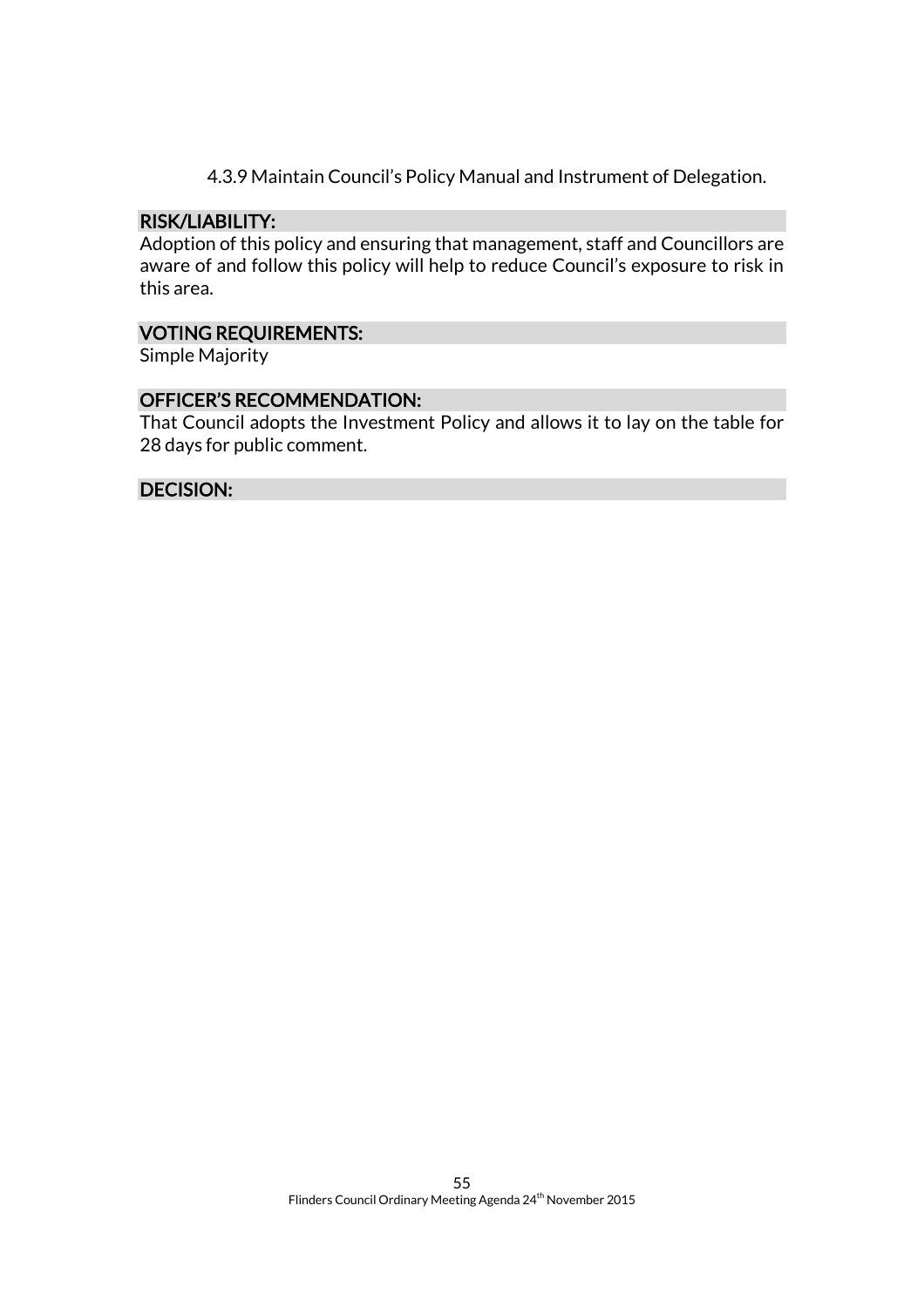4.3.9 Maintain Council's Policy Manual and Instrument of Delegation.

## RISK/LIABILITY:

Adoption of this policy and ensuring that management, staff and Councillors are aware of and follow this policy will help to reduce Council's exposure to risk in this area.

## VOTING REQUIREMENTS:

Simple Majority

## OFFICER'S RECOMMENDATION:

That Council adopts the Investment Policy and allows it to lay on the table for 28 days for public comment.

## DECISION: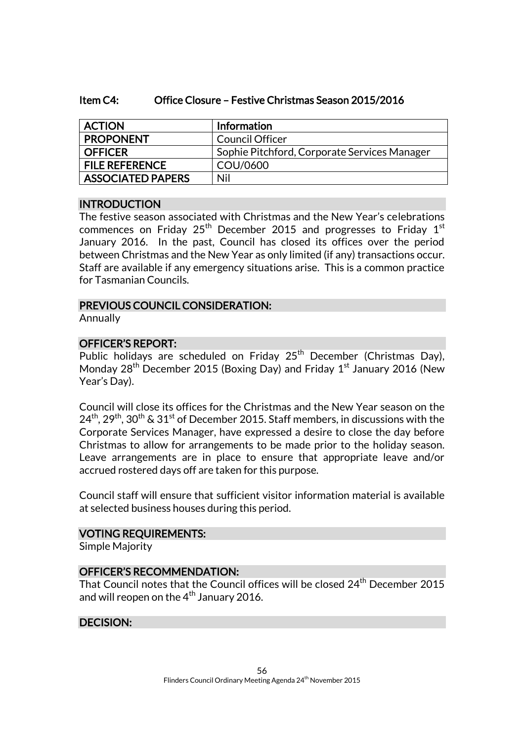## Item C4: Office Closure – Festive Christmas Season 2015/2016

| ACTION | Information |
|---|---|
| PROPONENT | Council Officer |
| OFFICER | Sophie Pitchford, Corporate Services Manager |
| FILE REFERENCE | COU/0600 |
| ASSOCIATED PAPERS | Nil |

### INTRODUCTION

The festive season associated with Christmas and the New Year's celebrations commences on Friday 25th December 2015 and progresses to Friday 1st January 2016. In the past, Council has closed its offices over the period between Christmas and the New Year as only limited (if any) transactions occur. Staff are available if any emergency situations arise. This is a common practice for Tasmanian Councils.

### PREVIOUS COUNCIL CONSIDERATION:

Annually

### OFFICER'S REPORT:

Public holidays are scheduled on Friday 25th December (Christmas Day), Monday 28th December 2015 (Boxing Day) and Friday 1st January 2016 (New Year's Day).

Council will close its offices for the Christmas and the New Year season on the 24th, 29th, 30th & 31st of December 2015. Staff members, in discussions with the Corporate Services Manager, have expressed a desire to close the day before Christmas to allow for arrangements to be made prior to the holiday season. Leave arrangements are in place to ensure that appropriate leave and/or accrued rostered days off are taken for this purpose.

Council staff will ensure that sufficient visitor information material is available at selected business houses during this period.

### VOTING REQUIREMENTS:

Simple Majority

### OFFICER'S RECOMMENDATION:

That Council notes that the Council offices will be closed 24th December 2015 and will reopen on the 4th January 2016.

### DECISION: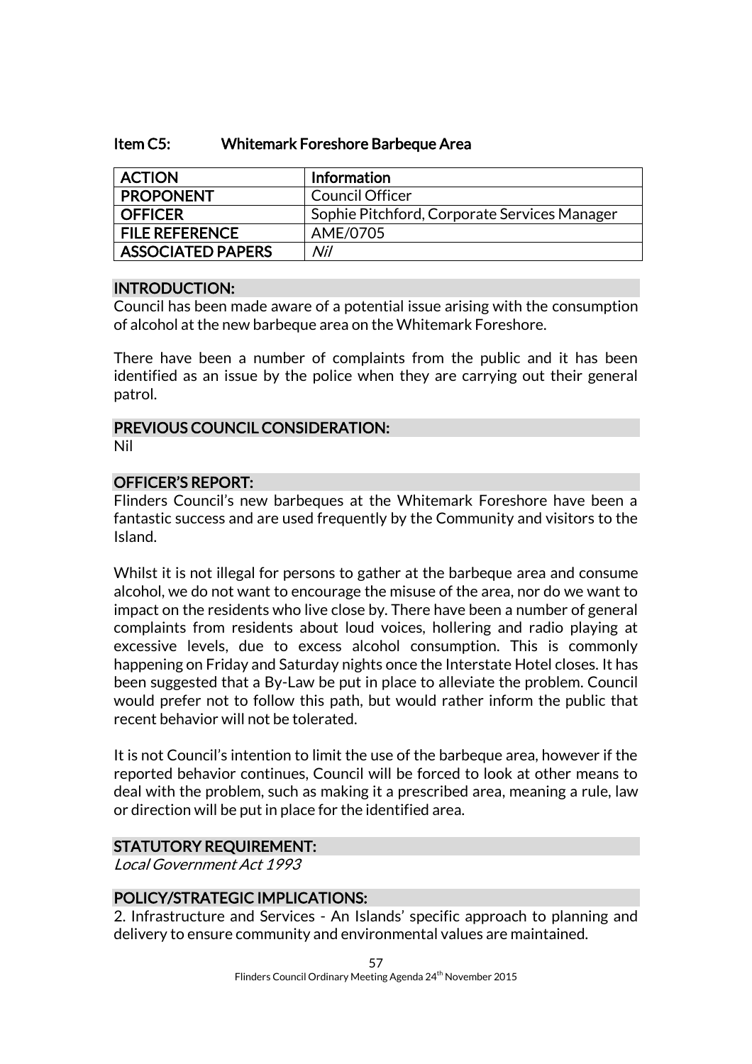### Item C5: Whitemark Foreshore Barbeque Area

| ACTION | Information |
| --- | --- |
| PROPONENT | Council Officer |
| OFFICER | Sophie Pitchford, Corporate Services Manager |
| FILE REFERENCE | AME/0705 |
| ASSOCIATED PAPERS | *Nil* |

#### INTRODUCTION:

Council has been made aware of a potential issue arising with the consumption of alcohol at the new barbeque area on the Whitemark Foreshore.

There have been a number of complaints from the public and it has been identified as an issue by the police when they are carrying out their general patrol.

#### PREVIOUS COUNCIL CONSIDERATION:

Nil

#### OFFICER'S REPORT:

Flinders Council's new barbeques at the Whitemark Foreshore have been a fantastic success and are used frequently by the Community and visitors to the Island.

Whilst it is not illegal for persons to gather at the barbeque area and consume alcohol, we do not want to encourage the misuse of the area, nor do we want to impact on the residents who live close by. There have been a number of general complaints from residents about loud voices, hollering and radio playing at excessive levels, due to excess alcohol consumption. This is commonly happening on Friday and Saturday nights once the Interstate Hotel closes. It has been suggested that a By-Law be put in place to alleviate the problem. Council would prefer not to follow this path, but would rather inform the public that recent behavior will not be tolerated.

It is not Council's intention to limit the use of the barbeque area, however if the reported behavior continues, Council will be forced to look at other means to deal with the problem, such as making it a prescribed area, meaning a rule, law or direction will be put in place for the identified area.

#### STATUTORY REQUIREMENT:

*Local Government Act 1993*

#### POLICY/STRATEGIC IMPLICATIONS:

2. Infrastructure and Services - An Islands' specific approach to planning and delivery to ensure community and environmental values are maintained.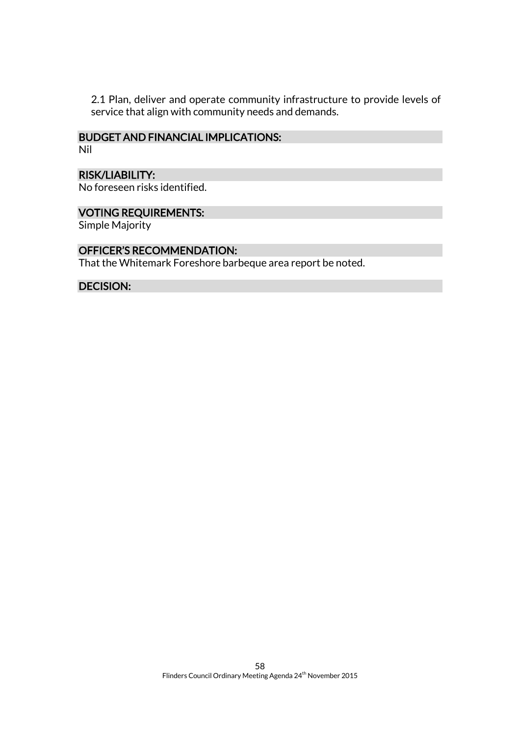2.1 Plan, deliver and operate community infrastructure to provide levels of service that align with community needs and demands.

## BUDGET AND FINANCIAL IMPLICATIONS:

Nil

## RISK/LIABILITY:

No foreseen risks identified.

## VOTING REQUIREMENTS:

Simple Majority

## OFFICER'S RECOMMENDATION:

That the Whitemark Foreshore barbeque area report be noted.

## DECISION: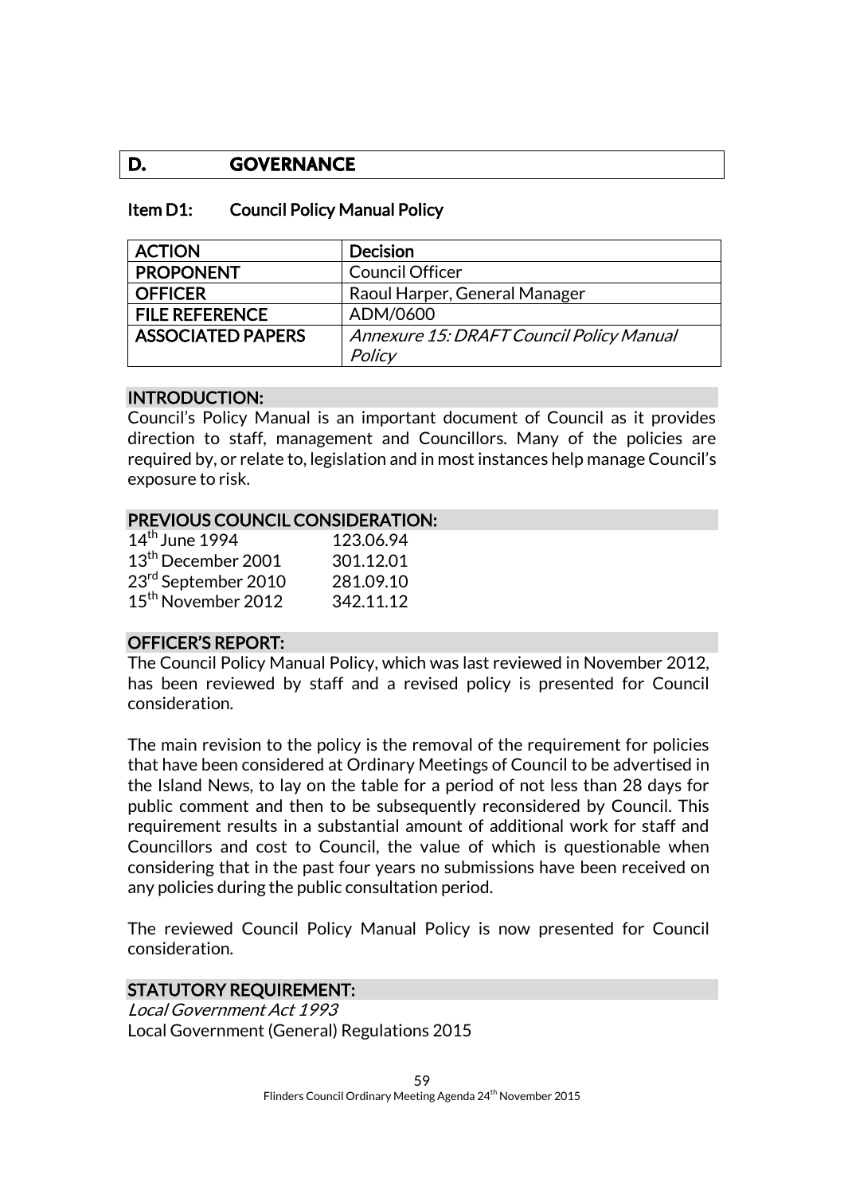## D. GOVERNANCE

### Item D1: Council Policy Manual Policy

| ACTION | Decision |
|---|---|
| PROPONENT | Council Officer |
| OFFICER | Raoul Harper, General Manager |
| FILE REFERENCE | ADM/0600 |
| ASSOCIATED PAPERS | *Annexure 15: DRAFT Council Policy Manual Policy* |

#### INTRODUCTION:

Council's Policy Manual is an important document of Council as it provides direction to staff, management and Councillors. Many of the policies are required by, or relate to, legislation and in most instances help manage Council's exposure to risk.

#### PREVIOUS COUNCIL CONSIDERATION:

| | |
|---|---|
| 14th June 1994 | 123.06.94 |
| 13th December 2001 | 301.12.01 |
| 23rd September 2010 | 281.09.10 |
| 15th November 2012 | 342.11.12 |

#### OFFICER'S REPORT:

The Council Policy Manual Policy, which was last reviewed in November 2012, has been reviewed by staff and a revised policy is presented for Council consideration.

The main revision to the policy is the removal of the requirement for policies that have been considered at Ordinary Meetings of Council to be advertised in the Island News, to lay on the table for a period of not less than 28 days for public comment and then to be subsequently reconsidered by Council. This requirement results in a substantial amount of additional work for staff and Councillors and cost to Council, the value of which is questionable when considering that in the past four years no submissions have been received on any policies during the public consultation period.

The reviewed Council Policy Manual Policy is now presented for Council consideration.

#### STATUTORY REQUIREMENT:

*Local Government Act 1993*
Local Government (General) Regulations 2015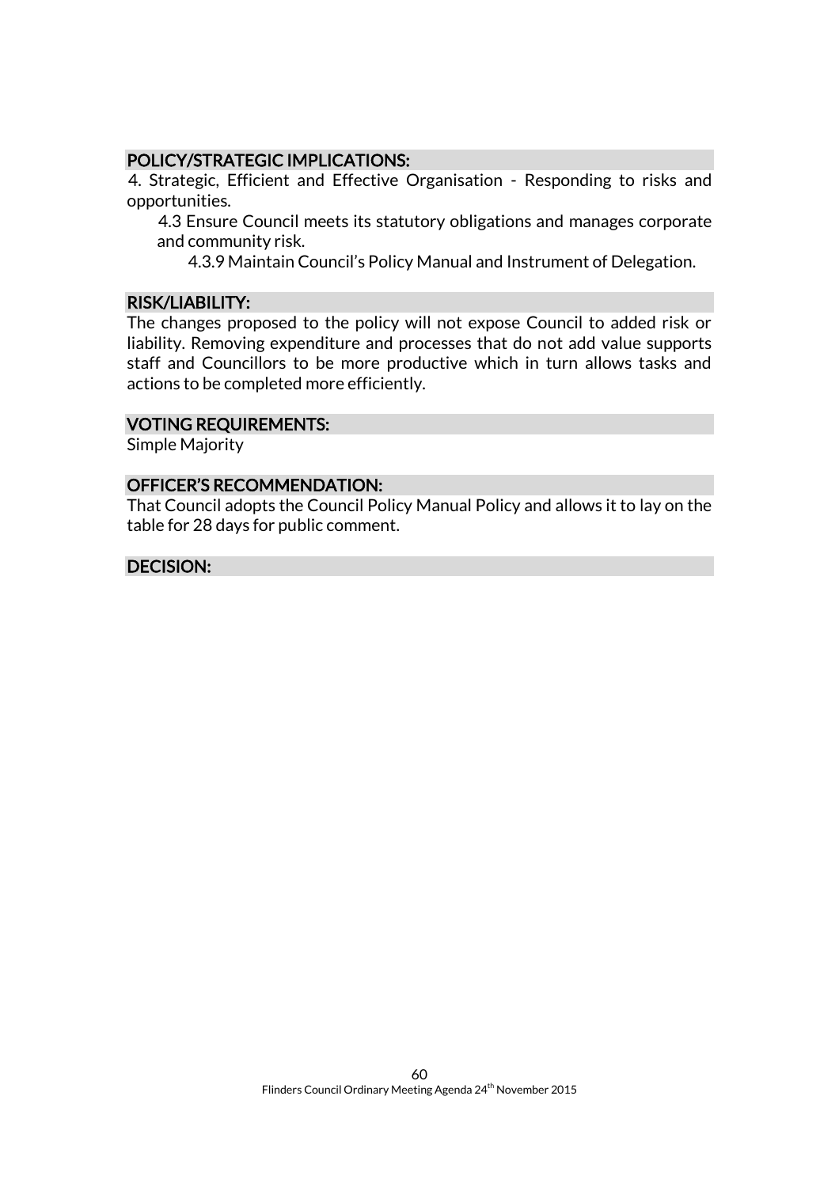## POLICY/STRATEGIC IMPLICATIONS:

4. Strategic, Efficient and Effective Organisation - Responding to risks and opportunities.

   4.3 Ensure Council meets its statutory obligations and manages corporate and community risk.

      4.3.9 Maintain Council's Policy Manual and Instrument of Delegation.

## RISK/LIABILITY:

The changes proposed to the policy will not expose Council to added risk or liability. Removing expenditure and processes that do not add value supports staff and Councillors to be more productive which in turn allows tasks and actions to be completed more efficiently.

## VOTING REQUIREMENTS:

Simple Majority

## OFFICER'S RECOMMENDATION:

That Council adopts the Council Policy Manual Policy and allows it to lay on the table for 28 days for public comment.

## DECISION: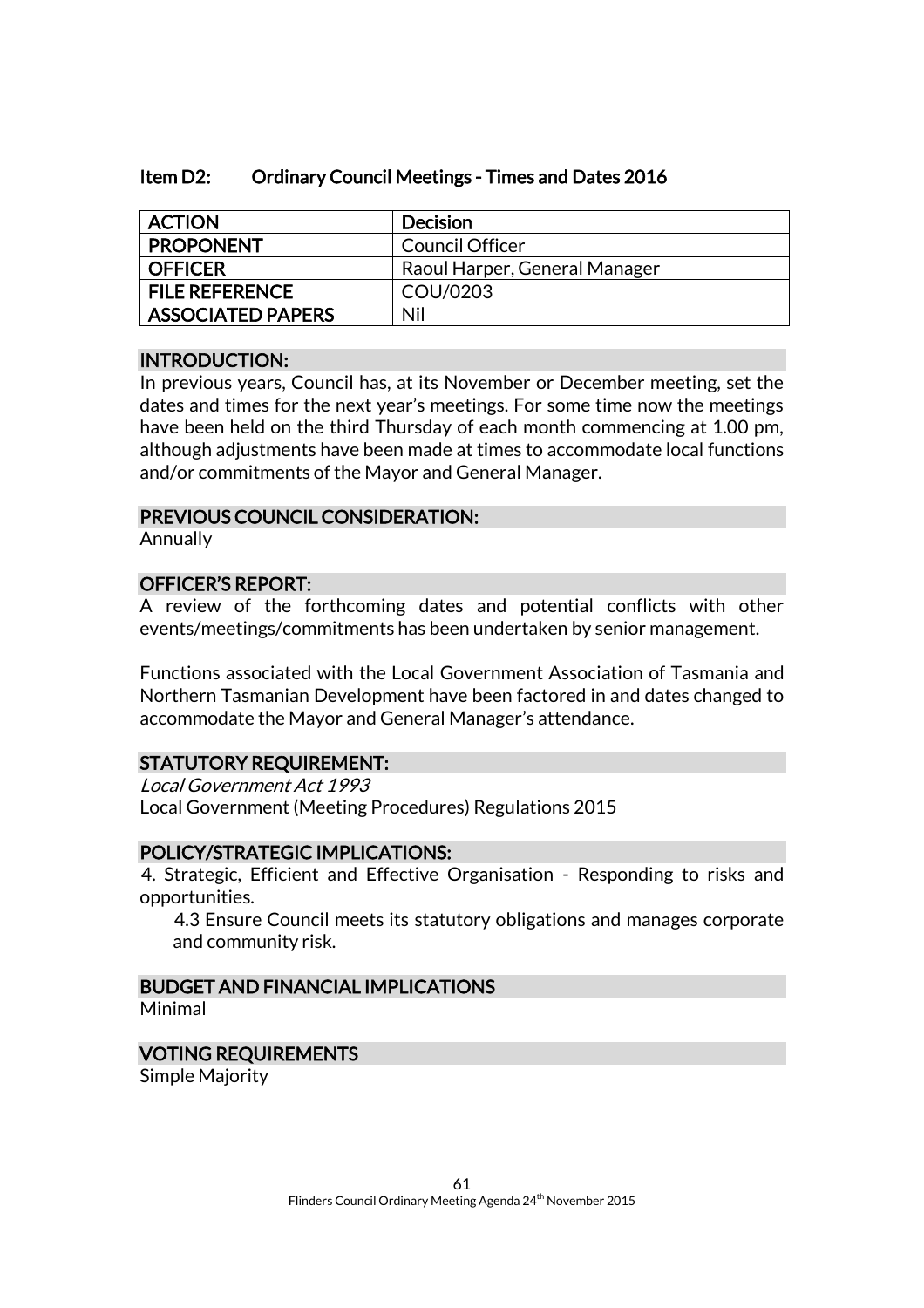### Item D2: Ordinary Council Meetings - Times and Dates 2016

| ACTION | Decision |
|---|---|
| PROPONENT | Council Officer |
| OFFICER | Raoul Harper, General Manager |
| FILE REFERENCE | COU/0203 |
| ASSOCIATED PAPERS | Nil |

#### INTRODUCTION:

In previous years, Council has, at its November or December meeting, set the dates and times for the next year's meetings. For some time now the meetings have been held on the third Thursday of each month commencing at 1.00 pm, although adjustments have been made at times to accommodate local functions and/or commitments of the Mayor and General Manager.

#### PREVIOUS COUNCIL CONSIDERATION:

Annually

#### OFFICER'S REPORT:

A review of the forthcoming dates and potential conflicts with other events/meetings/commitments has been undertaken by senior management.

Functions associated with the Local Government Association of Tasmania and Northern Tasmanian Development have been factored in and dates changed to accommodate the Mayor and General Manager's attendance.

#### STATUTORY REQUIREMENT:

*Local Government Act 1993*
Local Government (Meeting Procedures) Regulations 2015

#### POLICY/STRATEGIC IMPLICATIONS:

4. Strategic, Efficient and Effective Organisation - Responding to risks and opportunities.
   - 4.3 Ensure Council meets its statutory obligations and manages corporate and community risk.

#### BUDGET AND FINANCIAL IMPLICATIONS

Minimal

#### VOTING REQUIREMENTS

Simple Majority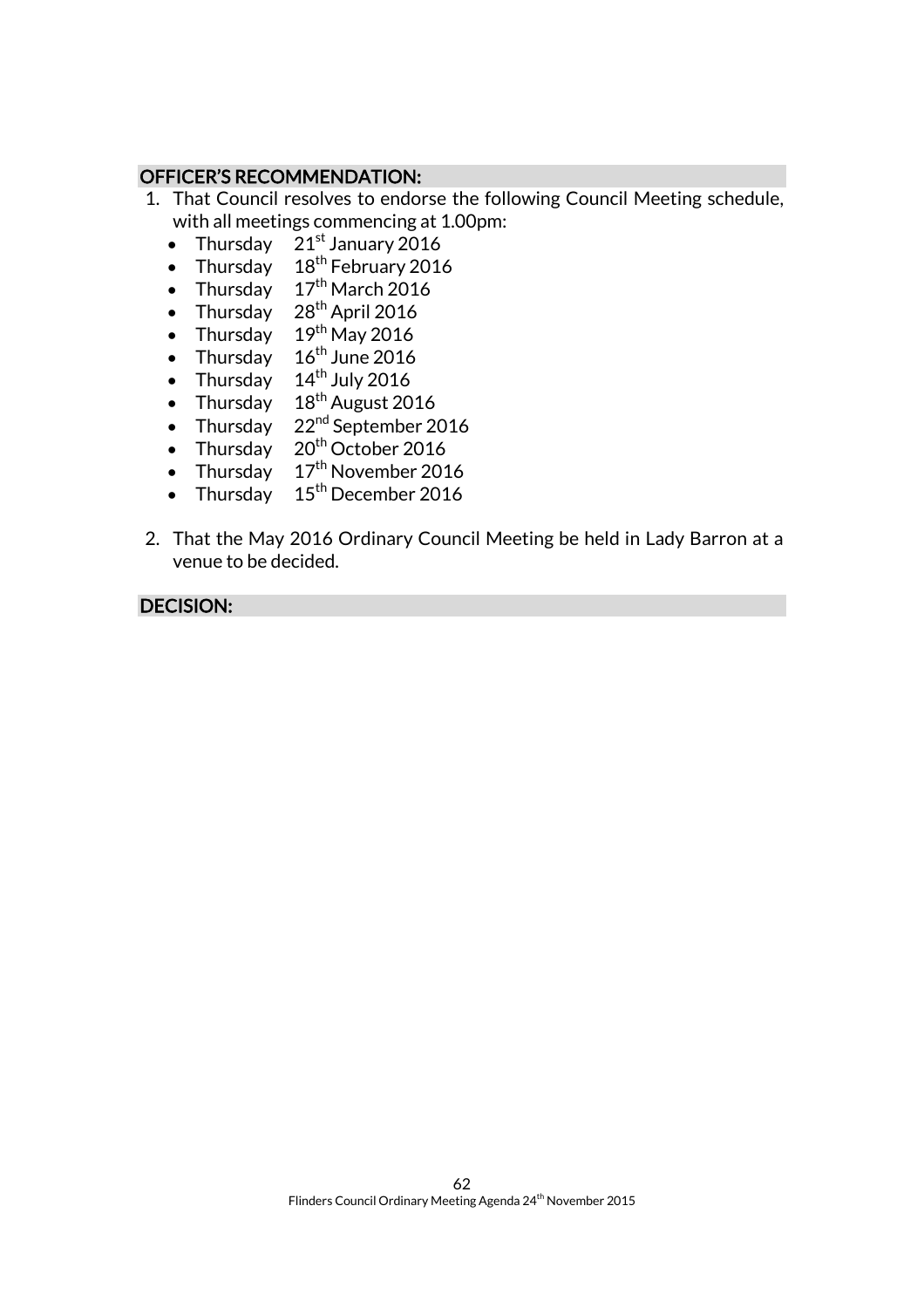**OFFICER'S RECOMMENDATION:**

1. That Council resolves to endorse the following Council Meeting schedule, with all meetings commencing at 1.00pm:
   - Thursday 21st January 2016
   - Thursday 18th February 2016
   - Thursday 17th March 2016
   - Thursday 28th April 2016
   - Thursday 19th May 2016
   - Thursday 16th June 2016
   - Thursday 14th July 2016
   - Thursday 18th August 2016
   - Thursday 22nd September 2016
   - Thursday 20th October 2016
   - Thursday 17th November 2016
   - Thursday 15th December 2016

2. That the May 2016 Ordinary Council Meeting be held in Lady Barron at a venue to be decided.

**DECISION:**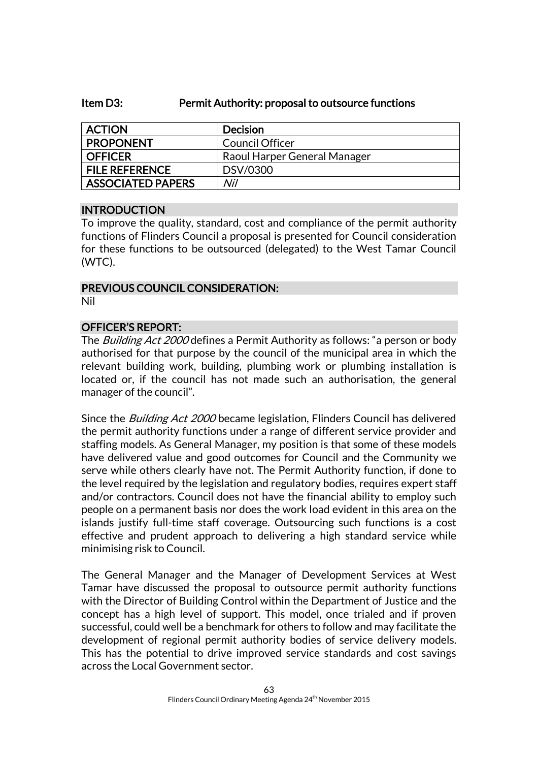## Item D3: Permit Authority: proposal to outsource functions

| ACTION | Decision |
|---|---|
| PROPONENT | Council Officer |
| OFFICER | Raoul Harper General Manager |
| FILE REFERENCE | DSV/0300 |
| ASSOCIATED PAPERS | *Nil* |

### INTRODUCTION

To improve the quality, standard, cost and compliance of the permit authority functions of Flinders Council a proposal is presented for Council consideration for these functions to be outsourced (delegated) to the West Tamar Council (WTC).

### PREVIOUS COUNCIL CONSIDERATION:

Nil

### OFFICER'S REPORT:

The *Building Act 2000* defines a Permit Authority as follows: "a person or body authorised for that purpose by the council of the municipal area in which the relevant building work, building, plumbing work or plumbing installation is located or, if the council has not made such an authorisation, the general manager of the council".

Since the *Building Act 2000* became legislation, Flinders Council has delivered the permit authority functions under a range of different service provider and staffing models. As General Manager, my position is that some of these models have delivered value and good outcomes for Council and the Community we serve while others clearly have not. The Permit Authority function, if done to the level required by the legislation and regulatory bodies, requires expert staff and/or contractors. Council does not have the financial ability to employ such people on a permanent basis nor does the work load evident in this area on the islands justify full-time staff coverage. Outsourcing such functions is a cost effective and prudent approach to delivering a high standard service while minimising risk to Council.

The General Manager and the Manager of Development Services at West Tamar have discussed the proposal to outsource permit authority functions with the Director of Building Control within the Department of Justice and the concept has a high level of support. This model, once trialed and if proven successful, could well be a benchmark for others to follow and may facilitate the development of regional permit authority bodies of service delivery models. This has the potential to drive improved service standards and cost savings across the Local Government sector.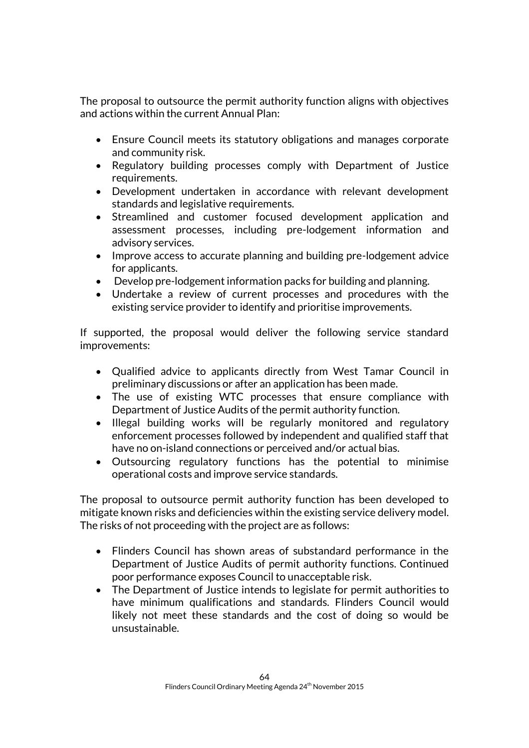The proposal to outsource the permit authority function aligns with objectives and actions within the current Annual Plan:

- Ensure Council meets its statutory obligations and manages corporate and community risk.
- Regulatory building processes comply with Department of Justice requirements.
- Development undertaken in accordance with relevant development standards and legislative requirements.
- Streamlined and customer focused development application and assessment processes, including pre-lodgement information and advisory services.
- Improve access to accurate planning and building pre-lodgement advice for applicants.
- Develop pre-lodgement information packs for building and planning.
- Undertake a review of current processes and procedures with the existing service provider to identify and prioritise improvements.

If supported, the proposal would deliver the following service standard improvements:

- Qualified advice to applicants directly from West Tamar Council in preliminary discussions or after an application has been made.
- The use of existing WTC processes that ensure compliance with Department of Justice Audits of the permit authority function.
- Illegal building works will be regularly monitored and regulatory enforcement processes followed by independent and qualified staff that have no on-island connections or perceived and/or actual bias.
- Outsourcing regulatory functions has the potential to minimise operational costs and improve service standards.

The proposal to outsource permit authority function has been developed to mitigate known risks and deficiencies within the existing service delivery model. The risks of not proceeding with the project are as follows:

- Flinders Council has shown areas of substandard performance in the Department of Justice Audits of permit authority functions. Continued poor performance exposes Council to unacceptable risk.
- The Department of Justice intends to legislate for permit authorities to have minimum qualifications and standards. Flinders Council would likely not meet these standards and the cost of doing so would be unsustainable.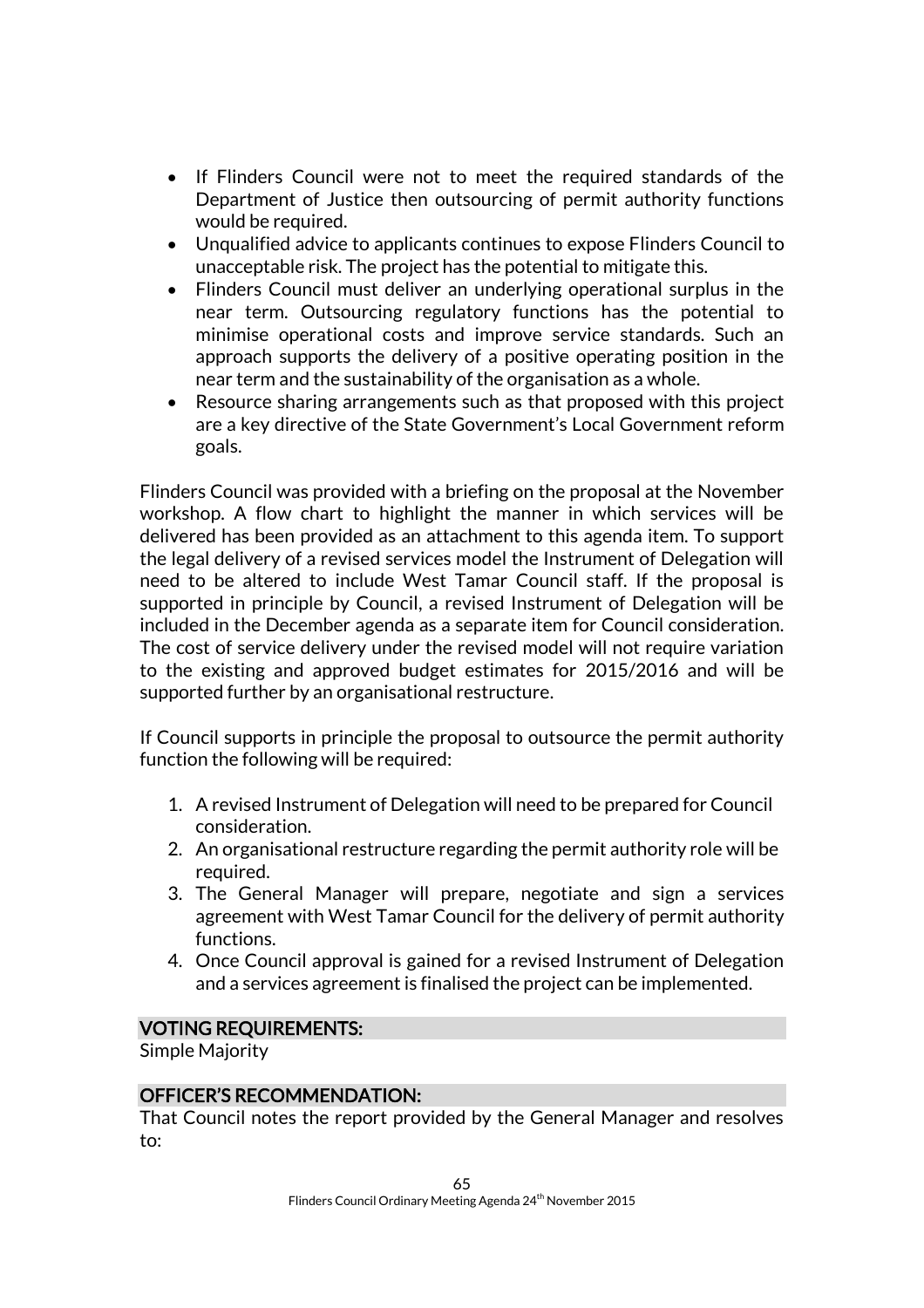- If Flinders Council were not to meet the required standards of the Department of Justice then outsourcing of permit authority functions would be required.
- Unqualified advice to applicants continues to expose Flinders Council to unacceptable risk. The project has the potential to mitigate this.
- Flinders Council must deliver an underlying operational surplus in the near term. Outsourcing regulatory functions has the potential to minimise operational costs and improve service standards. Such an approach supports the delivery of a positive operating position in the near term and the sustainability of the organisation as a whole.
- Resource sharing arrangements such as that proposed with this project are a key directive of the State Government's Local Government reform goals.

Flinders Council was provided with a briefing on the proposal at the November workshop. A flow chart to highlight the manner in which services will be delivered has been provided as an attachment to this agenda item. To support the legal delivery of a revised services model the Instrument of Delegation will need to be altered to include West Tamar Council staff. If the proposal is supported in principle by Council, a revised Instrument of Delegation will be included in the December agenda as a separate item for Council consideration. The cost of service delivery under the revised model will not require variation to the existing and approved budget estimates for 2015/2016 and will be supported further by an organisational restructure.

If Council supports in principle the proposal to outsource the permit authority function the following will be required:

1. A revised Instrument of Delegation will need to be prepared for Council consideration.
2. An organisational restructure regarding the permit authority role will be required.
3. The General Manager will prepare, negotiate and sign a services agreement with West Tamar Council for the delivery of permit authority functions.
4. Once Council approval is gained for a revised Instrument of Delegation and a services agreement is finalised the project can be implemented.

## VOTING REQUIREMENTS:

Simple Majority

## OFFICER'S RECOMMENDATION:

That Council notes the report provided by the General Manager and resolves to: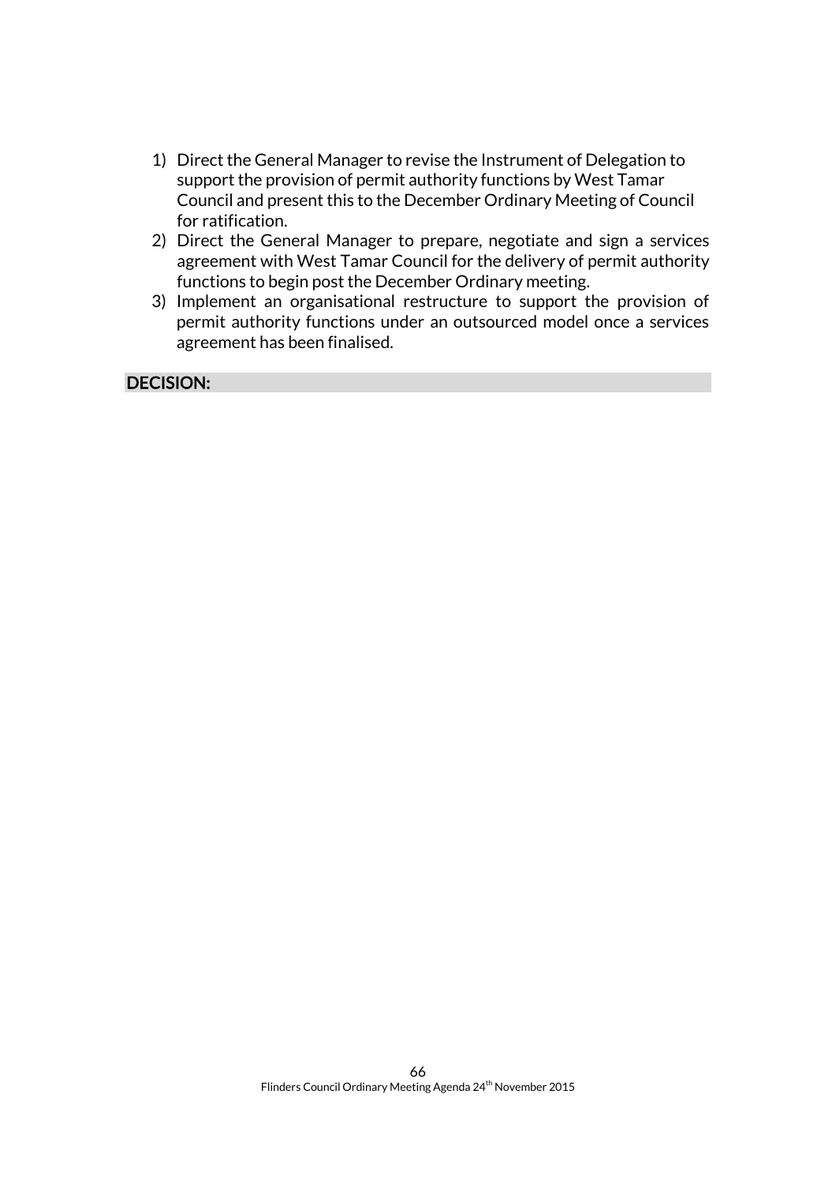1) Direct the General Manager to revise the Instrument of Delegation to support the provision of permit authority functions by West Tamar Council and present this to the December Ordinary Meeting of Council for ratification.
2) Direct the General Manager to prepare, negotiate and sign a services agreement with West Tamar Council for the delivery of permit authority functions to begin post the December Ordinary meeting.
3) Implement an organisational restructure to support the provision of permit authority functions under an outsourced model once a services agreement has been finalised.

**DECISION:**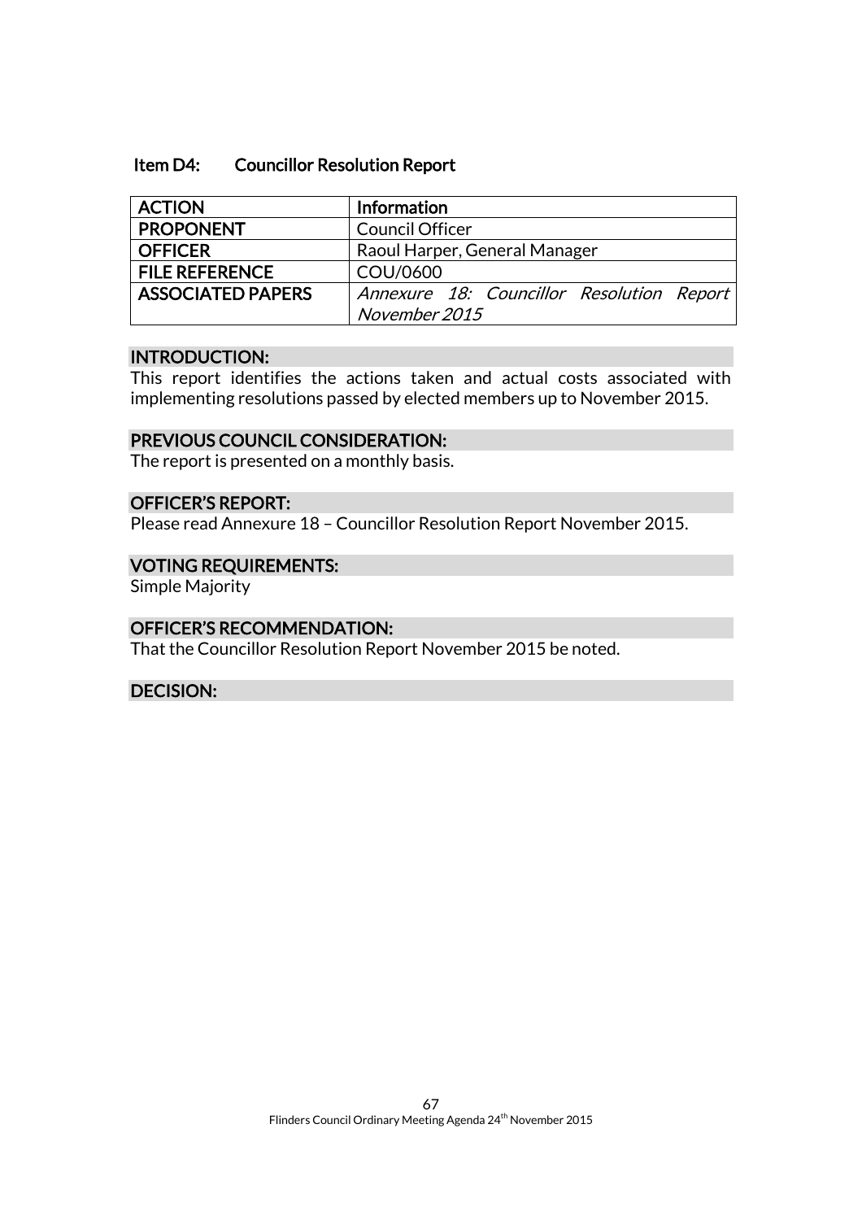### Item D4: Councillor Resolution Report

| ACTION | Information |
|---|---|
| PROPONENT | Council Officer |
| OFFICER | Raoul Harper, General Manager |
| FILE REFERENCE | COU/0600 |
| ASSOCIATED PAPERS | *Annexure 18: Councillor Resolution Report November 2015* |

**INTRODUCTION:**

This report identifies the actions taken and actual costs associated with implementing resolutions passed by elected members up to November 2015.

**PREVIOUS COUNCIL CONSIDERATION:**

The report is presented on a monthly basis.

**OFFICER'S REPORT:**

Please read Annexure 18 – Councillor Resolution Report November 2015.

**VOTING REQUIREMENTS:**

Simple Majority

**OFFICER'S RECOMMENDATION:**

That the Councillor Resolution Report November 2015 be noted.

**DECISION:**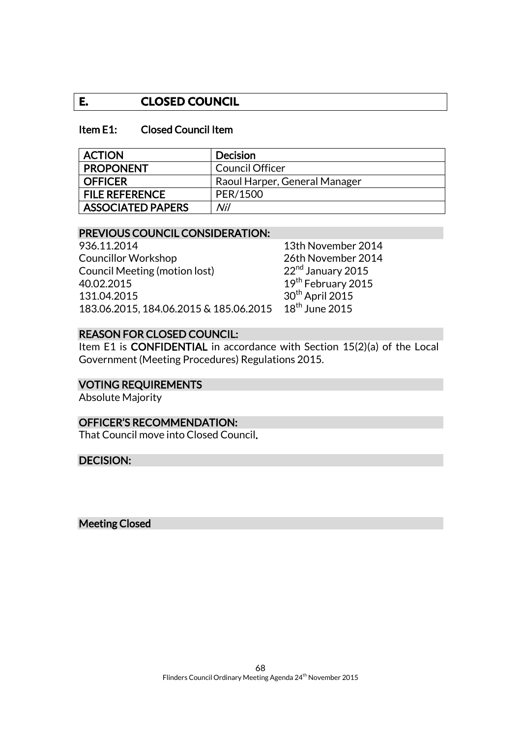# E. CLOSED COUNCIL

## Item E1: Closed Council Item

| | |
|---|---|
| **ACTION** | **Decision** |
| **PROPONENT** | Council Officer |
| **OFFICER** | Raoul Harper, General Manager |
| **FILE REFERENCE** | PER/1500 |
| **ASSOCIATED PAPERS** | *Nil* |

### PREVIOUS COUNCIL CONSIDERATION:

| | |
|---|---|
| 936.11.2014 | 13th November 2014 |
| Councillor Workshop | 26th November 2014 |
| Council Meeting (motion lost) | 22nd January 2015 |
| 40.02.2015 | 19th February 2015 |
| 131.04.2015 | 30th April 2015 |
| 183.06.2015, 184.06.2015 & 185.06.2015 | 18th June 2015 |

### REASON FOR CLOSED COUNCIL:

Item E1 is **CONFIDENTIAL** in accordance with Section 15(2)(a) of the Local Government (Meeting Procedures) Regulations 2015.

### VOTING REQUIREMENTS

Absolute Majority

### OFFICER'S RECOMMENDATION:

That Council move into Closed Council.

### DECISION:

### Meeting Closed